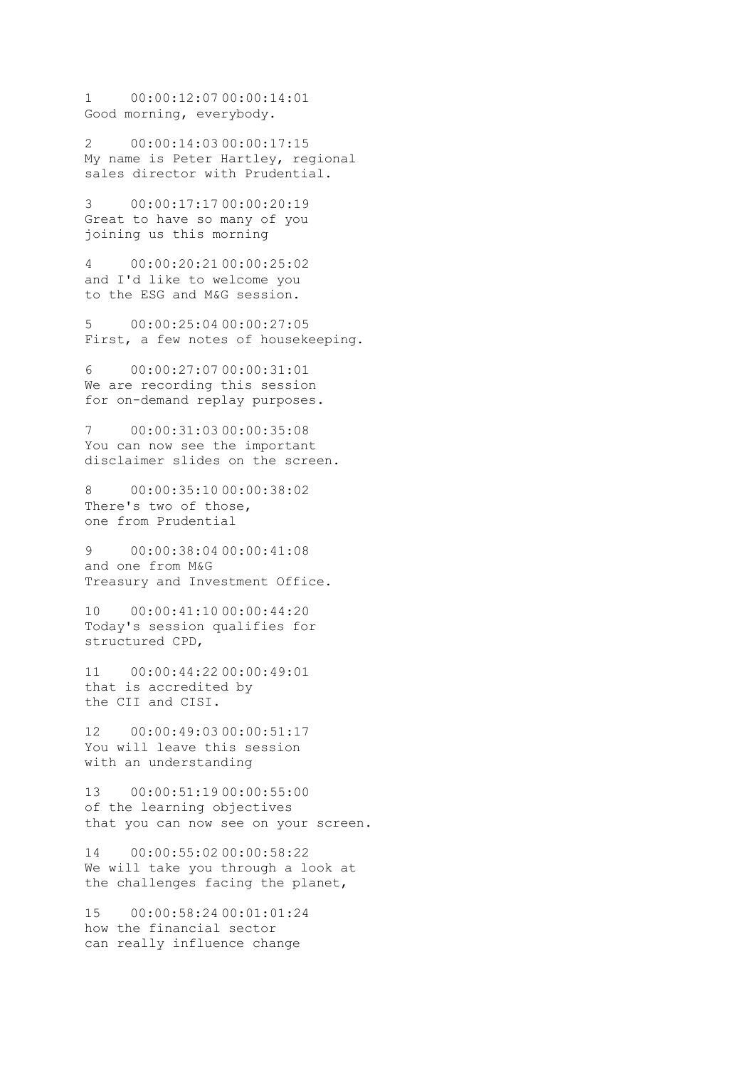1     00:00:12:07 00:00:14:01
Good morning, everybody.

2     00:00:14:03 00:00:17:15
My name is Peter Hartley, regional
sales director with Prudential.

3     00:00:17:17 00:00:20:19
Great to have so many of you
joining us this morning

4     00:00:20:21 00:00:25:02
and I'd like to welcome you
to the ESG and M&G session.

5     00:00:25:04 00:00:27:05
First, a few notes of housekeeping.

6     00:00:27:07 00:00:31:01
We are recording this session
for on-demand replay purposes.

7     00:00:31:03 00:00:35:08
You can now see the important
disclaimer slides on the screen.

8     00:00:35:10 00:00:38:02
There's two of those,
one from Prudential

9     00:00:38:04 00:00:41:08
and one from M&G
Treasury and Investment Office.

10    00:00:41:10 00:00:44:20
Today's session qualifies for
structured CPD,

11    00:00:44:22 00:00:49:01
that is accredited by
the CII and CISI.

12    00:00:49:03 00:00:51:17
You will leave this session
with an understanding

13    00:00:51:19 00:00:55:00
of the learning objectives
that you can now see on your screen.

14    00:00:55:02 00:00:58:22
We will take you through a look at
the challenges facing the planet,

15    00:00:58:24 00:01:01:24
how the financial sector
can really influence change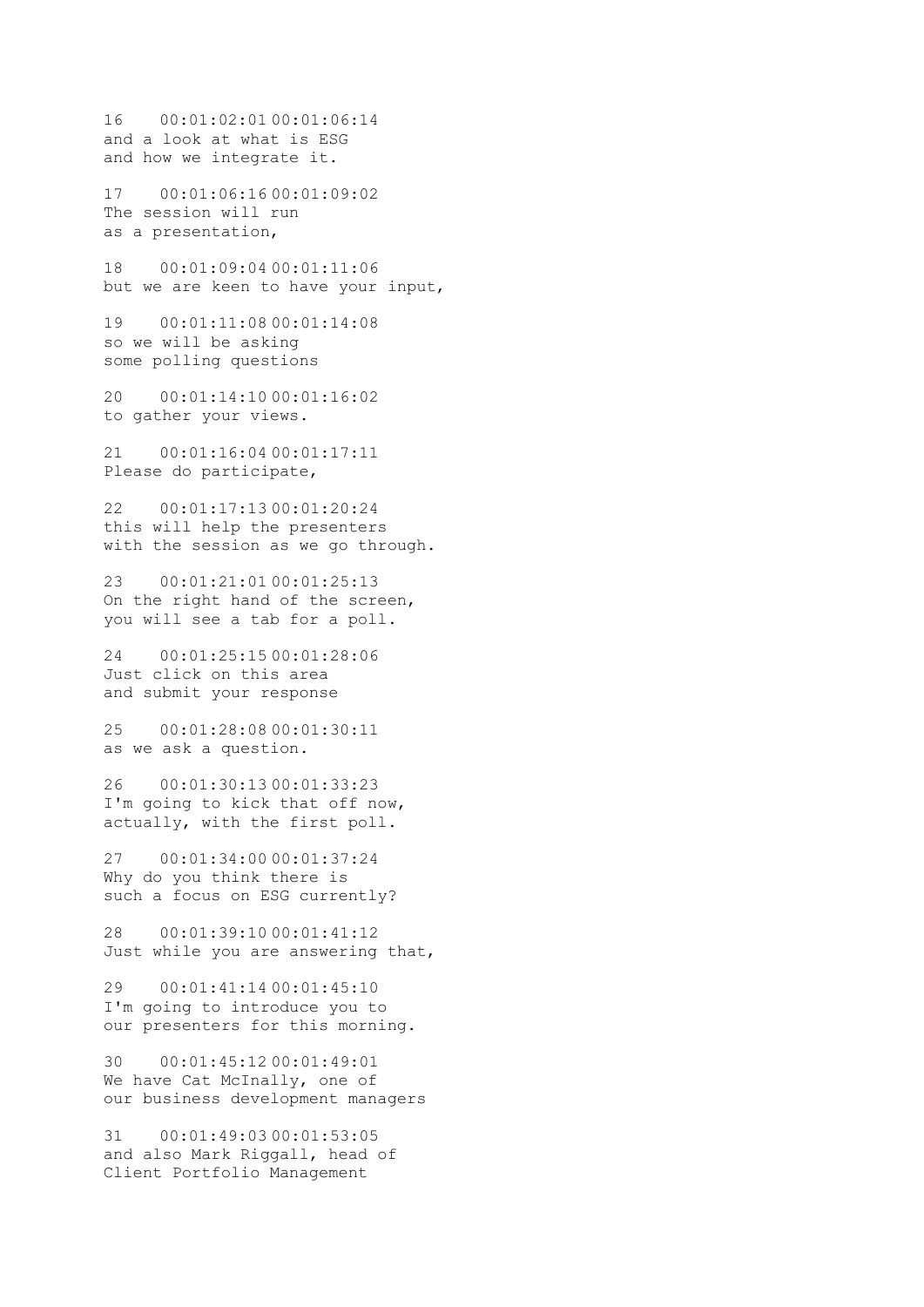16    00:01:02:01 00:01:06:14
and a look at what is ESG
and how we integrate it.

17    00:01:06:16 00:01:09:02
The session will run
as a presentation,

18    00:01:09:04 00:01:11:06
but we are keen to have your input,

19    00:01:11:08 00:01:14:08
so we will be asking
some polling questions

20    00:01:14:10 00:01:16:02
to gather your views.

21    00:01:16:04 00:01:17:11
Please do participate,

22    00:01:17:13 00:01:20:24
this will help the presenters
with the session as we go through.

23    00:01:21:01 00:01:25:13
On the right hand of the screen,
you will see a tab for a poll.

24    00:01:25:15 00:01:28:06
Just click on this area
and submit your response

25    00:01:28:08 00:01:30:11
as we ask a question.

26    00:01:30:13 00:01:33:23
I'm going to kick that off now,
actually, with the first poll.

27    00:01:34:00 00:01:37:24
Why do you think there is
such a focus on ESG currently?

28    00:01:39:10 00:01:41:12
Just while you are answering that,

29    00:01:41:14 00:01:45:10
I'm going to introduce you to
our presenters for this morning.

30    00:01:45:12 00:01:49:01
We have Cat McInally, one of
our business development managers

31    00:01:49:03 00:01:53:05
and also Mark Riggall, head of
Client Portfolio Management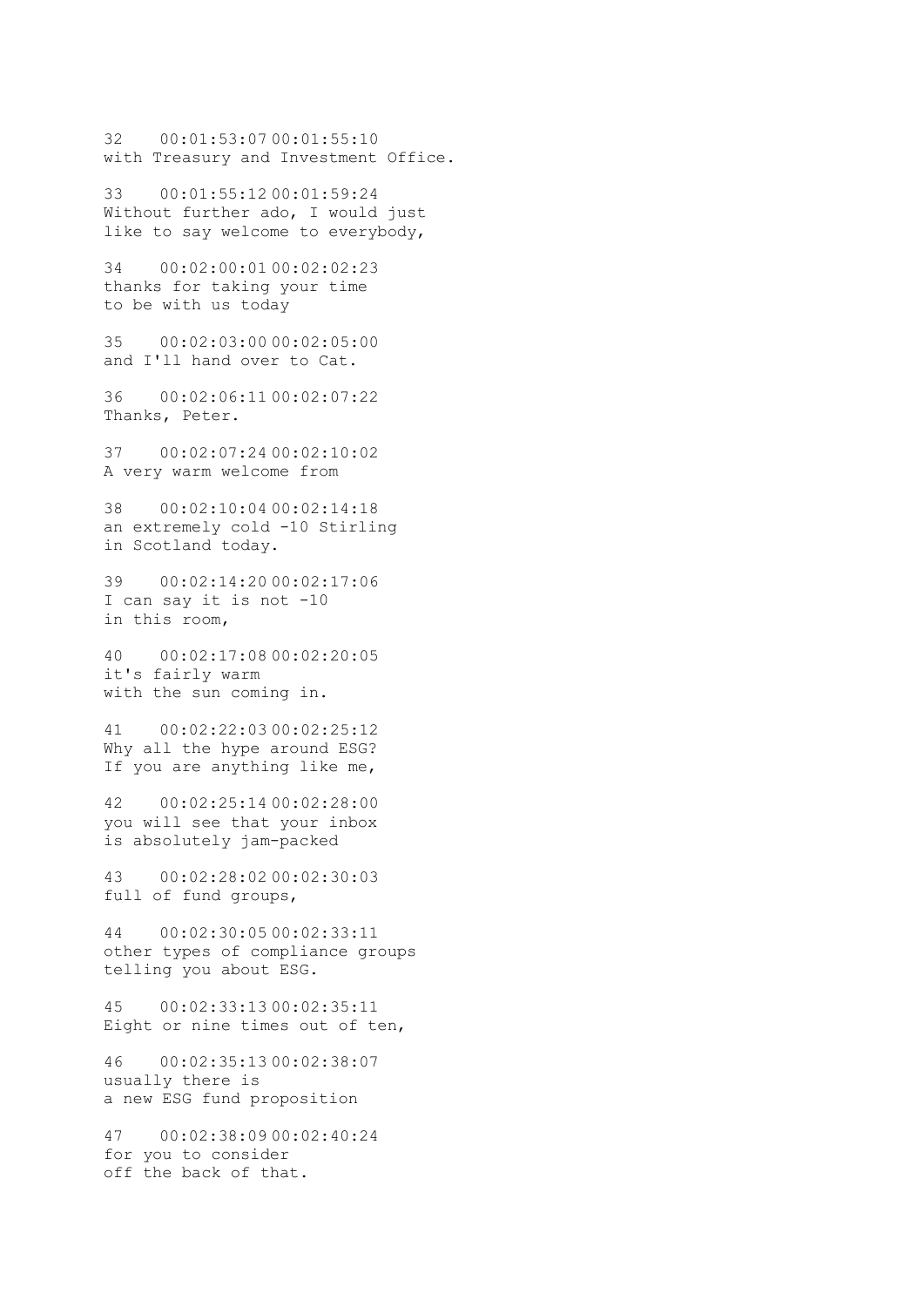32    00:01:53:07 00:01:55:10
with Treasury and Investment Office.

33    00:01:55:12 00:01:59:24
Without further ado, I would just
like to say welcome to everybody,

34    00:02:00:01 00:02:02:23
thanks for taking your time
to be with us today

35    00:02:03:00 00:02:05:00
and I'll hand over to Cat.

36    00:02:06:11 00:02:07:22
Thanks, Peter.

37    00:02:07:24 00:02:10:02
A very warm welcome from

38    00:02:10:04 00:02:14:18
an extremely cold -10 Stirling
in Scotland today.

39    00:02:14:20 00:02:17:06
I can say it is not -10
in this room,

40    00:02:17:08 00:02:20:05
it's fairly warm
with the sun coming in.

41    00:02:22:03 00:02:25:12
Why all the hype around ESG?
If you are anything like me,

42    00:02:25:14 00:02:28:00
you will see that your inbox
is absolutely jam-packed

43    00:02:28:02 00:02:30:03
full of fund groups,

44    00:02:30:05 00:02:33:11
other types of compliance groups
telling you about ESG.

45    00:02:33:13 00:02:35:11
Eight or nine times out of ten,

46    00:02:35:13 00:02:38:07
usually there is
a new ESG fund proposition

47    00:02:38:09 00:02:40:24
for you to consider
off the back of that.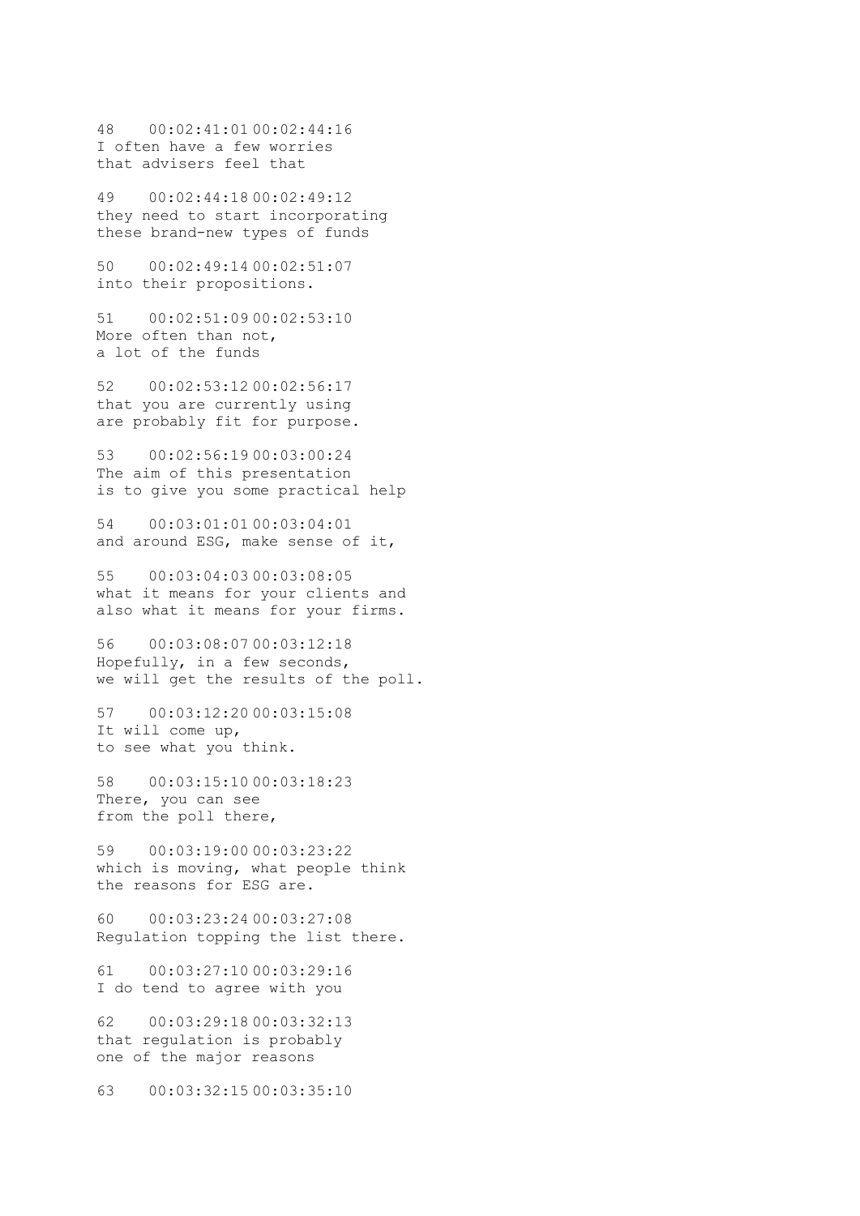48    00:02:41:01 00:02:44:16
I often have a few worries
that advisers feel that

49    00:02:44:18 00:02:49:12
they need to start incorporating
these brand-new types of funds

50    00:02:49:14 00:02:51:07
into their propositions.

51    00:02:51:09 00:02:53:10
More often than not,
a lot of the funds

52    00:02:53:12 00:02:56:17
that you are currently using
are probably fit for purpose.

53    00:02:56:19 00:03:00:24
The aim of this presentation
is to give you some practical help

54    00:03:01:01 00:03:04:01
and around ESG, make sense of it,

55    00:03:04:03 00:03:08:05
what it means for your clients and
also what it means for your firms.

56    00:03:08:07 00:03:12:18
Hopefully, in a few seconds,
we will get the results of the poll.

57    00:03:12:20 00:03:15:08
It will come up,
to see what you think.

58    00:03:15:10 00:03:18:23
There, you can see
from the poll there,

59    00:03:19:00 00:03:23:22
which is moving, what people think
the reasons for ESG are.

60    00:03:23:24 00:03:27:08
Regulation topping the list there.

61    00:03:27:10 00:03:29:16
I do tend to agree with you

62    00:03:29:18 00:03:32:13
that regulation is probably
one of the major reasons

63    00:03:32:15 00:03:35:10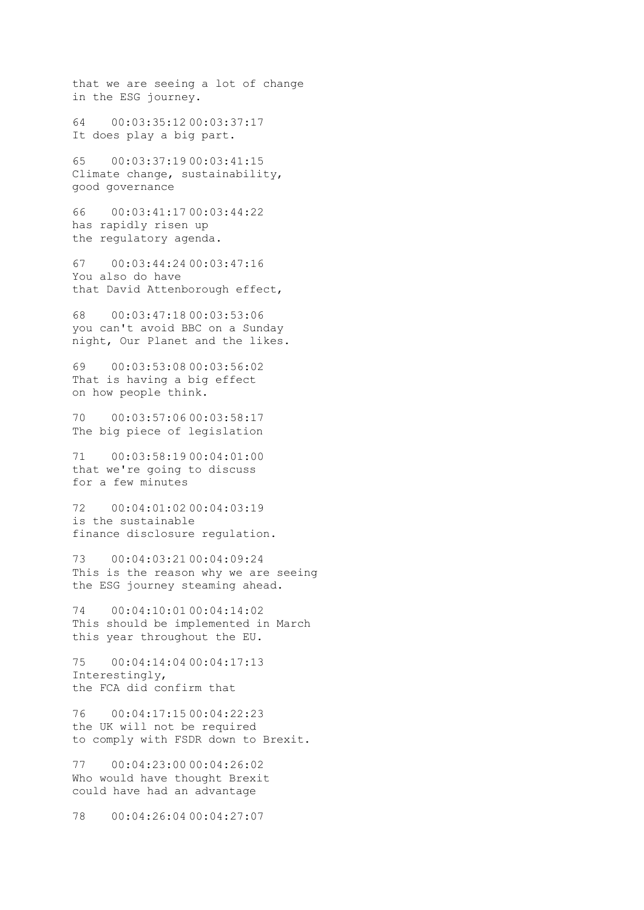that we are seeing a lot of change
in the ESG journey.

64    00:03:35:12 00:03:37:17
It does play a big part.

65    00:03:37:19 00:03:41:15
Climate change, sustainability,
good governance

66    00:03:41:17 00:03:44:22
has rapidly risen up
the regulatory agenda.

67    00:03:44:24 00:03:47:16
You also do have
that David Attenborough effect,

68    00:03:47:18 00:03:53:06
you can't avoid BBC on a Sunday
night, Our Planet and the likes.

69    00:03:53:08 00:03:56:02
That is having a big effect
on how people think.

70    00:03:57:06 00:03:58:17
The big piece of legislation

71    00:03:58:19 00:04:01:00
that we're going to discuss
for a few minutes

72    00:04:01:02 00:04:03:19
is the sustainable
finance disclosure regulation.

73    00:04:03:21 00:04:09:24
This is the reason why we are seeing
the ESG journey steaming ahead.

74    00:04:10:01 00:04:14:02
This should be implemented in March
this year throughout the EU.

75    00:04:14:04 00:04:17:13
Interestingly,
the FCA did confirm that

76    00:04:17:15 00:04:22:23
the UK will not be required
to comply with FSDR down to Brexit.

77    00:04:23:00 00:04:26:02
Who would have thought Brexit
could have had an advantage

78    00:04:26:04 00:04:27:07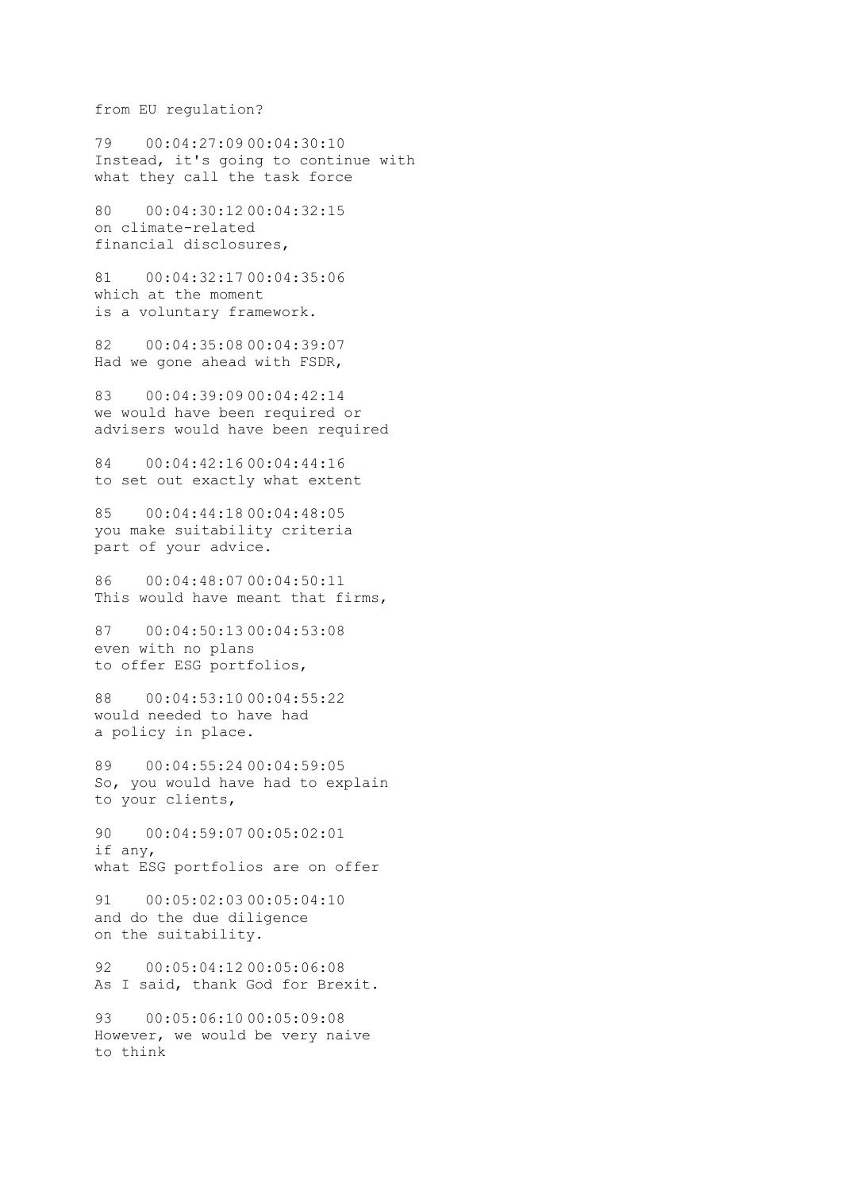from EU regulation?

79    00:04:27:09 00:04:30:10
Instead, it's going to continue with
what they call the task force

80    00:04:30:12 00:04:32:15
on climate-related
financial disclosures,

81    00:04:32:17 00:04:35:06
which at the moment
is a voluntary framework.

82    00:04:35:08 00:04:39:07
Had we gone ahead with FSDR,

83    00:04:39:09 00:04:42:14
we would have been required or
advisers would have been required

84    00:04:42:16 00:04:44:16
to set out exactly what extent

85    00:04:44:18 00:04:48:05
you make suitability criteria
part of your advice.

86    00:04:48:07 00:04:50:11
This would have meant that firms,

87    00:04:50:13 00:04:53:08
even with no plans
to offer ESG portfolios,

88    00:04:53:10 00:04:55:22
would needed to have had
a policy in place.

89    00:04:55:24 00:04:59:05
So, you would have had to explain
to your clients,

90    00:04:59:07 00:05:02:01
if any,
what ESG portfolios are on offer

91    00:05:02:03 00:05:04:10
and do the due diligence
on the suitability.

92    00:05:04:12 00:05:06:08
As I said, thank God for Brexit.

93    00:05:06:10 00:05:09:08
However, we would be very naive
to think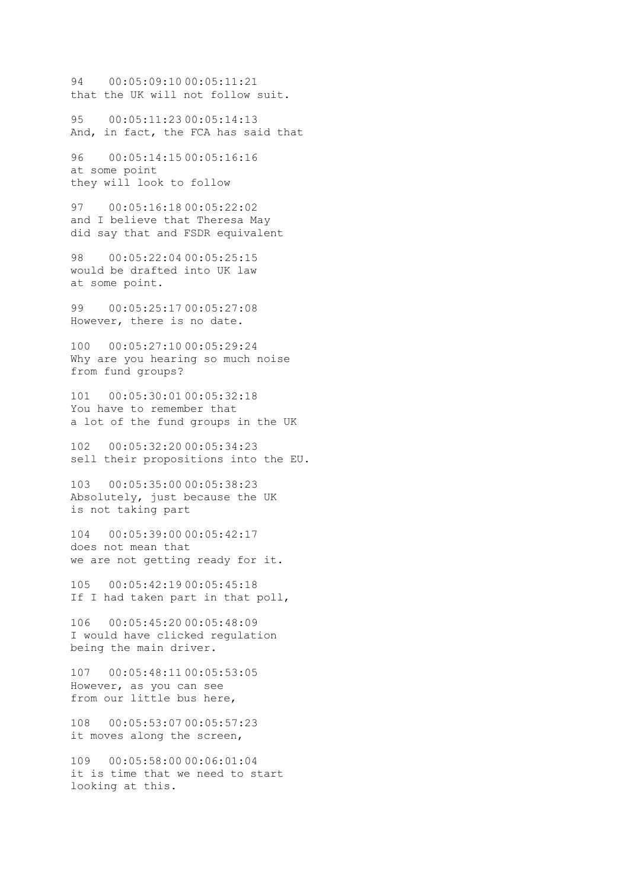94 00:05:09:10 00:05:11:21
that the UK will not follow suit.

95 00:05:11:23 00:05:14:13
And, in fact, the FCA has said that

96 00:05:14:15 00:05:16:16
at some point
they will look to follow

97 00:05:16:18 00:05:22:02
and I believe that Theresa May
did say that and FSDR equivalent

98 00:05:22:04 00:05:25:15
would be drafted into UK law
at some point.

99 00:05:25:17 00:05:27:08
However, there is no date.

100 00:05:27:10 00:05:29:24
Why are you hearing so much noise
from fund groups?

101 00:05:30:01 00:05:32:18
You have to remember that
a lot of the fund groups in the UK

102 00:05:32:20 00:05:34:23
sell their propositions into the EU.

103 00:05:35:00 00:05:38:23
Absolutely, just because the UK
is not taking part

104 00:05:39:00 00:05:42:17
does not mean that
we are not getting ready for it.

105 00:05:42:19 00:05:45:18
If I had taken part in that poll,

106 00:05:45:20 00:05:48:09
I would have clicked regulation
being the main driver.

107 00:05:48:11 00:05:53:05
However, as you can see
from our little bus here,

108 00:05:53:07 00:05:57:23
it moves along the screen,

109 00:05:58:00 00:06:01:04
it is time that we need to start
looking at this.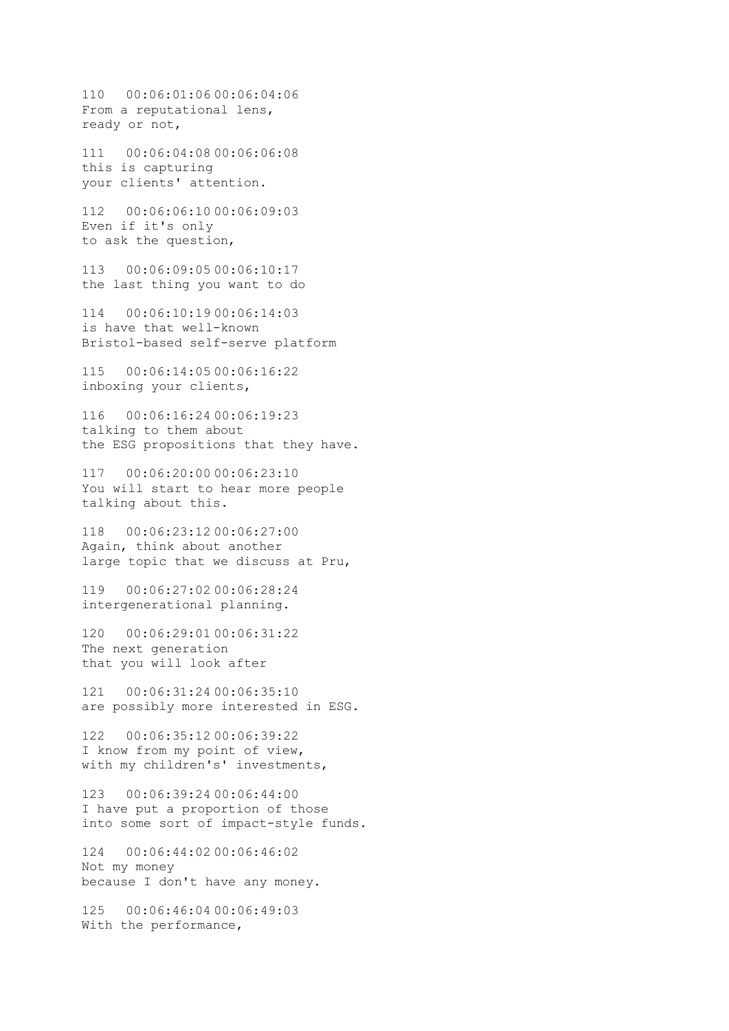110   00:06:01:06 00:06:04:06
From a reputational lens,
ready or not,

111   00:06:04:08 00:06:06:08
this is capturing
your clients' attention.

112   00:06:06:10 00:06:09:03
Even if it's only
to ask the question,

113   00:06:09:05 00:06:10:17
the last thing you want to do

114   00:06:10:19 00:06:14:03
is have that well-known
Bristol-based self-serve platform

115   00:06:14:05 00:06:16:22
inboxing your clients,

116   00:06:16:24 00:06:19:23
talking to them about
the ESG propositions that they have.

117   00:06:20:00 00:06:23:10
You will start to hear more people
talking about this.

118   00:06:23:12 00:06:27:00
Again, think about another
large topic that we discuss at Pru,

119   00:06:27:02 00:06:28:24
intergenerational planning.

120   00:06:29:01 00:06:31:22
The next generation
that you will look after

121   00:06:31:24 00:06:35:10
are possibly more interested in ESG.

122   00:06:35:12 00:06:39:22
I know from my point of view,
with my children's' investments,

123   00:06:39:24 00:06:44:00
I have put a proportion of those
into some sort of impact-style funds.

124   00:06:44:02 00:06:46:02
Not my money
because I don't have any money.

125   00:06:46:04 00:06:49:03
With the performance,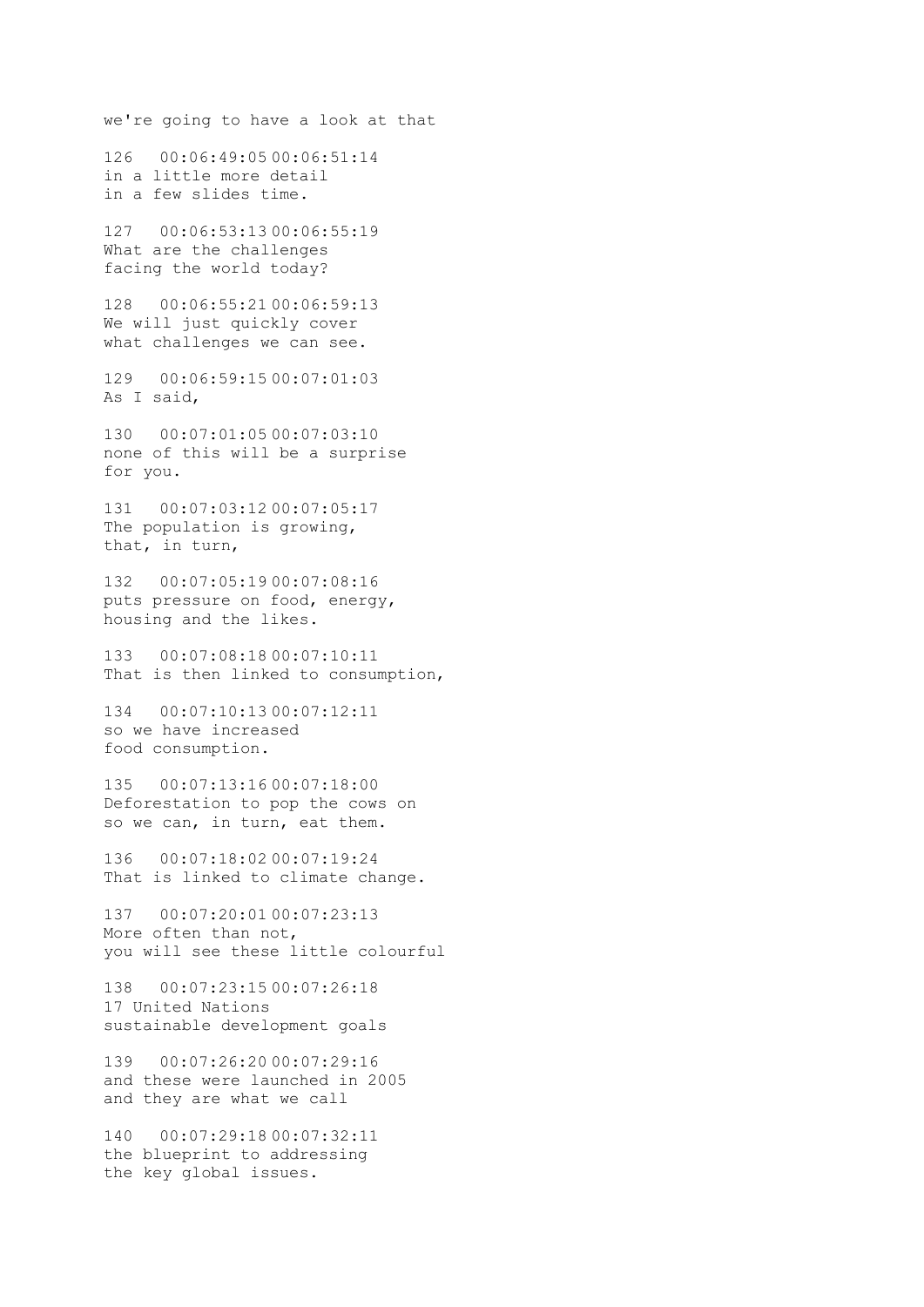we're going to have a look at that

126   00:06:49:05 00:06:51:14
in a little more detail
in a few slides time.

127   00:06:53:13 00:06:55:19
What are the challenges
facing the world today?

128   00:06:55:21 00:06:59:13
We will just quickly cover
what challenges we can see.

129   00:06:59:15 00:07:01:03
As I said,

130   00:07:01:05 00:07:03:10
none of this will be a surprise
for you.

131   00:07:03:12 00:07:05:17
The population is growing,
that, in turn,

132   00:07:05:19 00:07:08:16
puts pressure on food, energy,
housing and the likes.

133   00:07:08:18 00:07:10:11
That is then linked to consumption,

134   00:07:10:13 00:07:12:11
so we have increased
food consumption.

135   00:07:13:16 00:07:18:00
Deforestation to pop the cows on
so we can, in turn, eat them.

136   00:07:18:02 00:07:19:24
That is linked to climate change.

137   00:07:20:01 00:07:23:13
More often than not,
you will see these little colourful

138   00:07:23:15 00:07:26:18
17 United Nations
sustainable development goals

139   00:07:26:20 00:07:29:16
and these were launched in 2005
and they are what we call

140   00:07:29:18 00:07:32:11
the blueprint to addressing
the key global issues.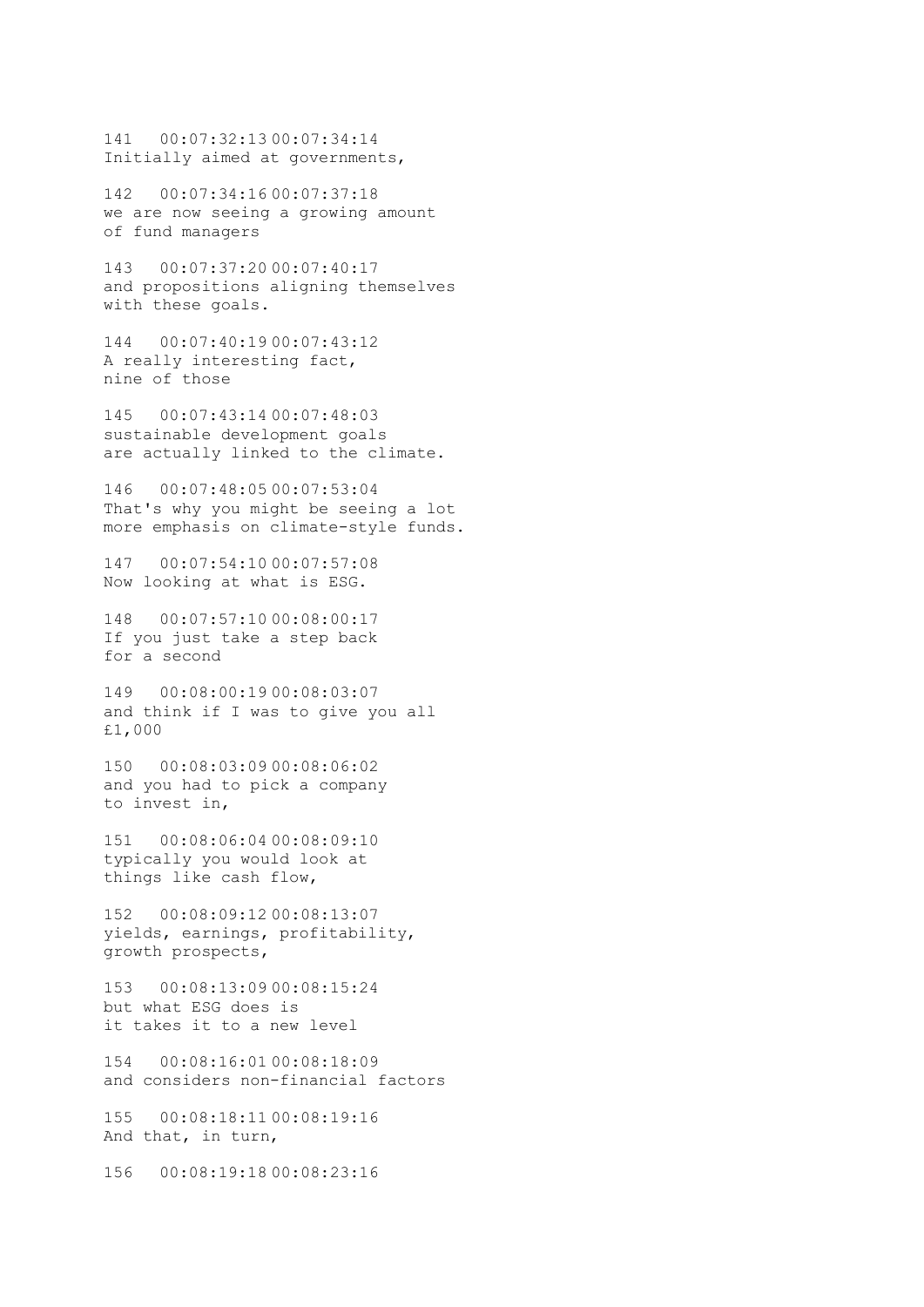141 00:07:32:13 00:07:34:14
Initially aimed at governments,

142 00:07:34:16 00:07:37:18
we are now seeing a growing amount
of fund managers

143 00:07:37:20 00:07:40:17
and propositions aligning themselves
with these goals.

144 00:07:40:19 00:07:43:12
A really interesting fact,
nine of those

145 00:07:43:14 00:07:48:03
sustainable development goals
are actually linked to the climate.

146 00:07:48:05 00:07:53:04
That's why you might be seeing a lot
more emphasis on climate-style funds.

147 00:07:54:10 00:07:57:08
Now looking at what is ESG.

148 00:07:57:10 00:08:00:17
If you just take a step back
for a second

149 00:08:00:19 00:08:03:07
and think if I was to give you all
£1,000

150 00:08:03:09 00:08:06:02
and you had to pick a company
to invest in,

151 00:08:06:04 00:08:09:10
typically you would look at
things like cash flow,

152 00:08:09:12 00:08:13:07
yields, earnings, profitability,
growth prospects,

153 00:08:13:09 00:08:15:24
but what ESG does is
it takes it to a new level

154 00:08:16:01 00:08:18:09
and considers non-financial factors

155 00:08:18:11 00:08:19:16
And that, in turn,

156 00:08:19:18 00:08:23:16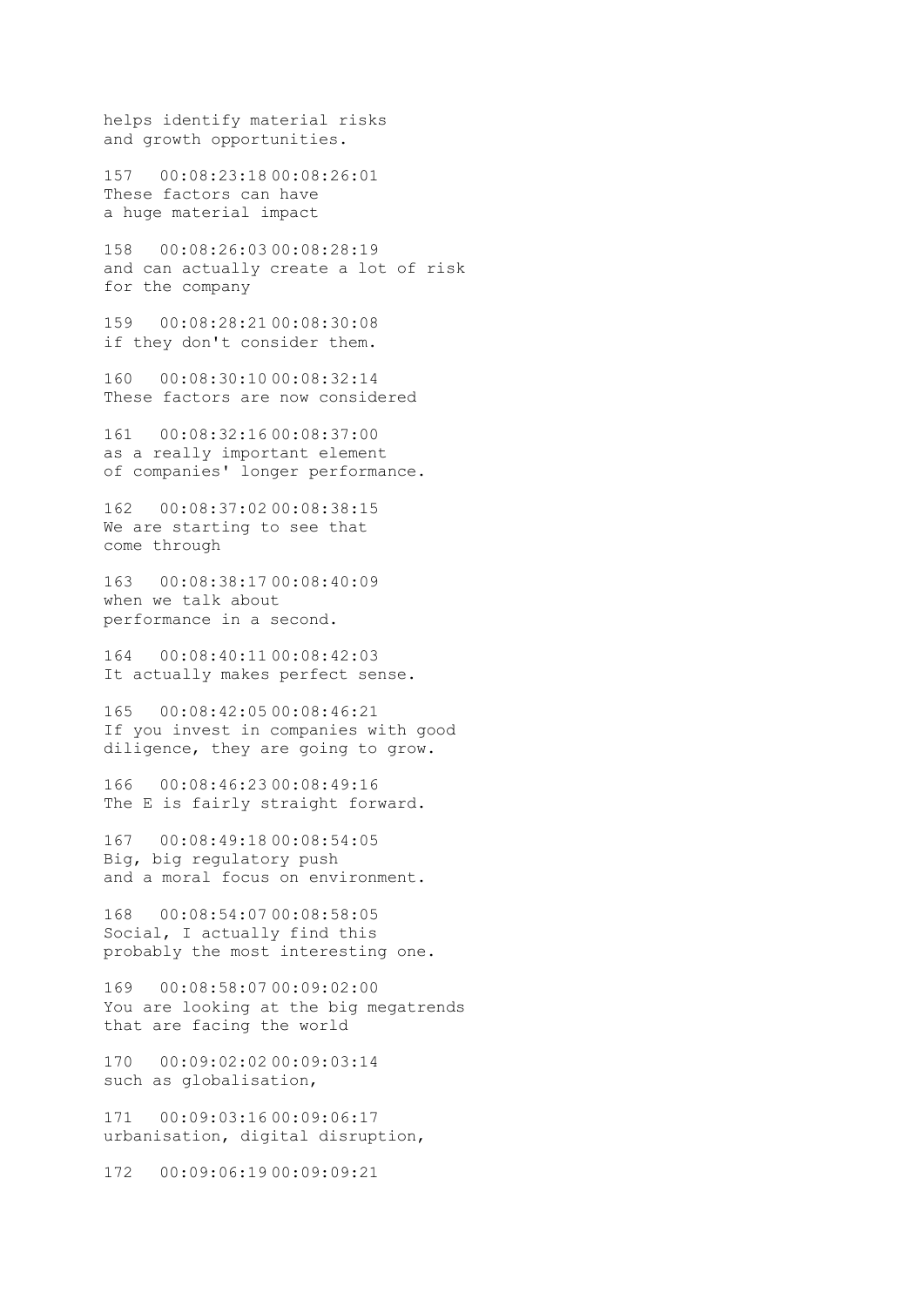helps identify material risks
and growth opportunities.

157   00:08:23:18 00:08:26:01
These factors can have
a huge material impact

158   00:08:26:03 00:08:28:19
and can actually create a lot of risk
for the company

159   00:08:28:21 00:08:30:08
if they don't consider them.

160   00:08:30:10 00:08:32:14
These factors are now considered

161   00:08:32:16 00:08:37:00
as a really important element
of companies' longer performance.

162   00:08:37:02 00:08:38:15
We are starting to see that
come through

163   00:08:38:17 00:08:40:09
when we talk about
performance in a second.

164   00:08:40:11 00:08:42:03
It actually makes perfect sense.

165   00:08:42:05 00:08:46:21
If you invest in companies with good
diligence, they are going to grow.

166   00:08:46:23 00:08:49:16
The E is fairly straight forward.

167   00:08:49:18 00:08:54:05
Big, big regulatory push
and a moral focus on environment.

168   00:08:54:07 00:08:58:05
Social, I actually find this
probably the most interesting one.

169   00:08:58:07 00:09:02:00
You are looking at the big megatrends
that are facing the world

170   00:09:02:02 00:09:03:14
such as globalisation,

171   00:09:03:16 00:09:06:17
urbanisation, digital disruption,

172   00:09:06:19 00:09:09:21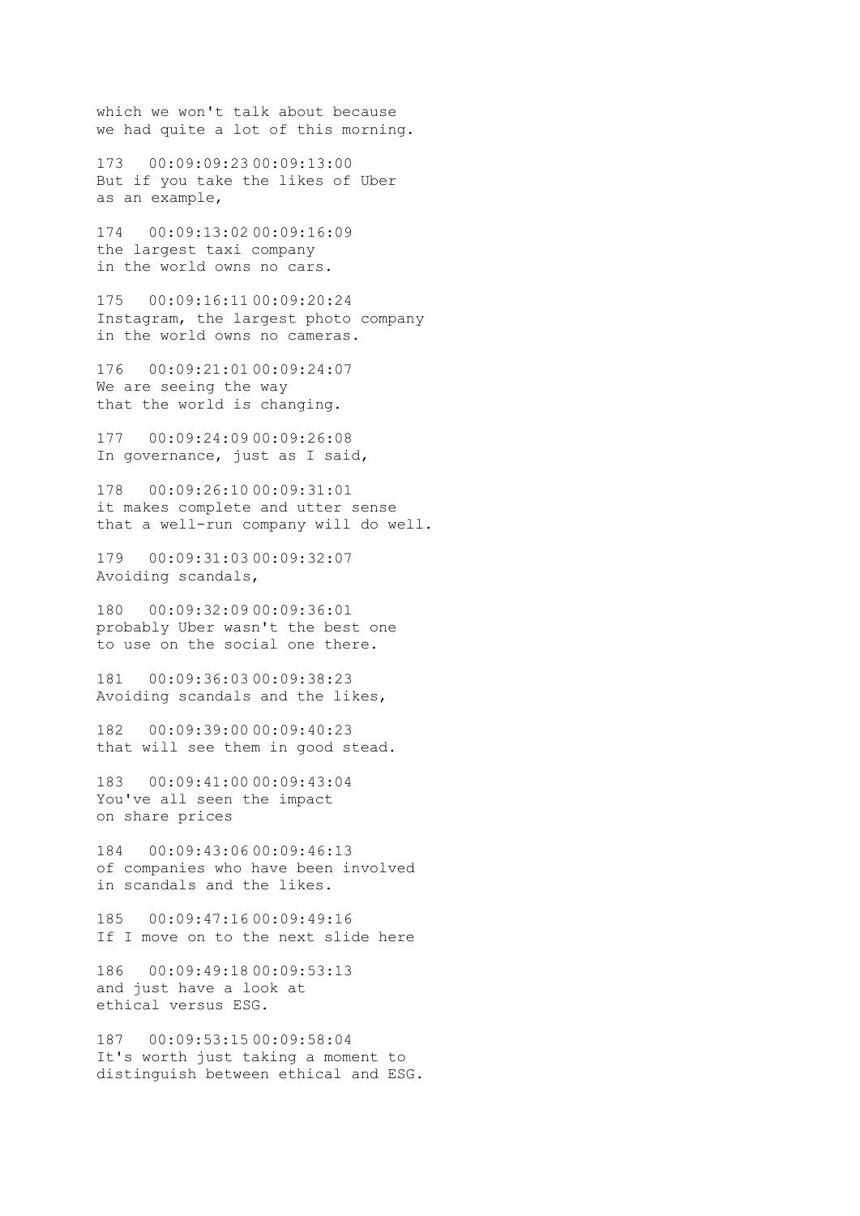which we won't talk about because
we had quite a lot of this morning.

173 00:09:09:23 00:09:13:00
But if you take the likes of Uber
as an example,

174 00:09:13:02 00:09:16:09
the largest taxi company
in the world owns no cars.

175 00:09:16:11 00:09:20:24
Instagram, the largest photo company
in the world owns no cameras.

176 00:09:21:01 00:09:24:07
We are seeing the way
that the world is changing.

177 00:09:24:09 00:09:26:08
In governance, just as I said,

178 00:09:26:10 00:09:31:01
it makes complete and utter sense
that a well-run company will do well.

179 00:09:31:03 00:09:32:07
Avoiding scandals,

180 00:09:32:09 00:09:36:01
probably Uber wasn't the best one
to use on the social one there.

181 00:09:36:03 00:09:38:23
Avoiding scandals and the likes,

182 00:09:39:00 00:09:40:23
that will see them in good stead.

183 00:09:41:00 00:09:43:04
You've all seen the impact
on share prices

184 00:09:43:06 00:09:46:13
of companies who have been involved
in scandals and the likes.

185 00:09:47:16 00:09:49:16
If I move on to the next slide here

186 00:09:49:18 00:09:53:13
and just have a look at
ethical versus ESG.

187 00:09:53:15 00:09:58:04
It's worth just taking a moment to
distinguish between ethical and ESG.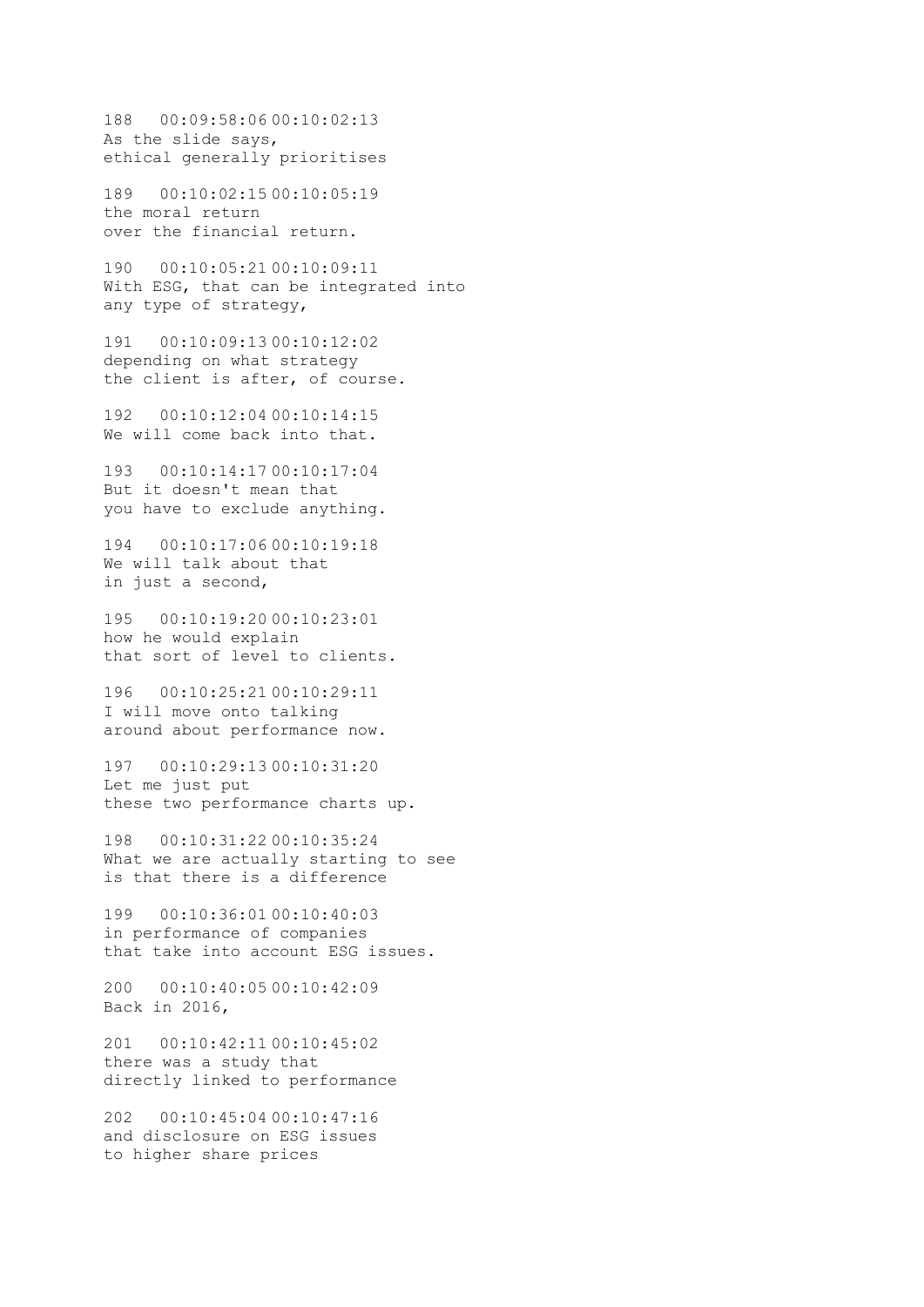188   00:09:58:06 00:10:02:13
As the slide says,
ethical generally prioritises

189   00:10:02:15 00:10:05:19
the moral return
over the financial return.

190   00:10:05:21 00:10:09:11
With ESG, that can be integrated into
any type of strategy,

191   00:10:09:13 00:10:12:02
depending on what strategy
the client is after, of course.

192   00:10:12:04 00:10:14:15
We will come back into that.

193   00:10:14:17 00:10:17:04
But it doesn't mean that
you have to exclude anything.

194   00:10:17:06 00:10:19:18
We will talk about that
in just a second,

195   00:10:19:20 00:10:23:01
how he would explain
that sort of level to clients.

196   00:10:25:21 00:10:29:11
I will move onto talking
around about performance now.

197   00:10:29:13 00:10:31:20
Let me just put
these two performance charts up.

198   00:10:31:22 00:10:35:24
What we are actually starting to see
is that there is a difference

199   00:10:36:01 00:10:40:03
in performance of companies
that take into account ESG issues.

200   00:10:40:05 00:10:42:09
Back in 2016,

201   00:10:42:11 00:10:45:02
there was a study that
directly linked to performance

202   00:10:45:04 00:10:47:16
and disclosure on ESG issues
to higher share prices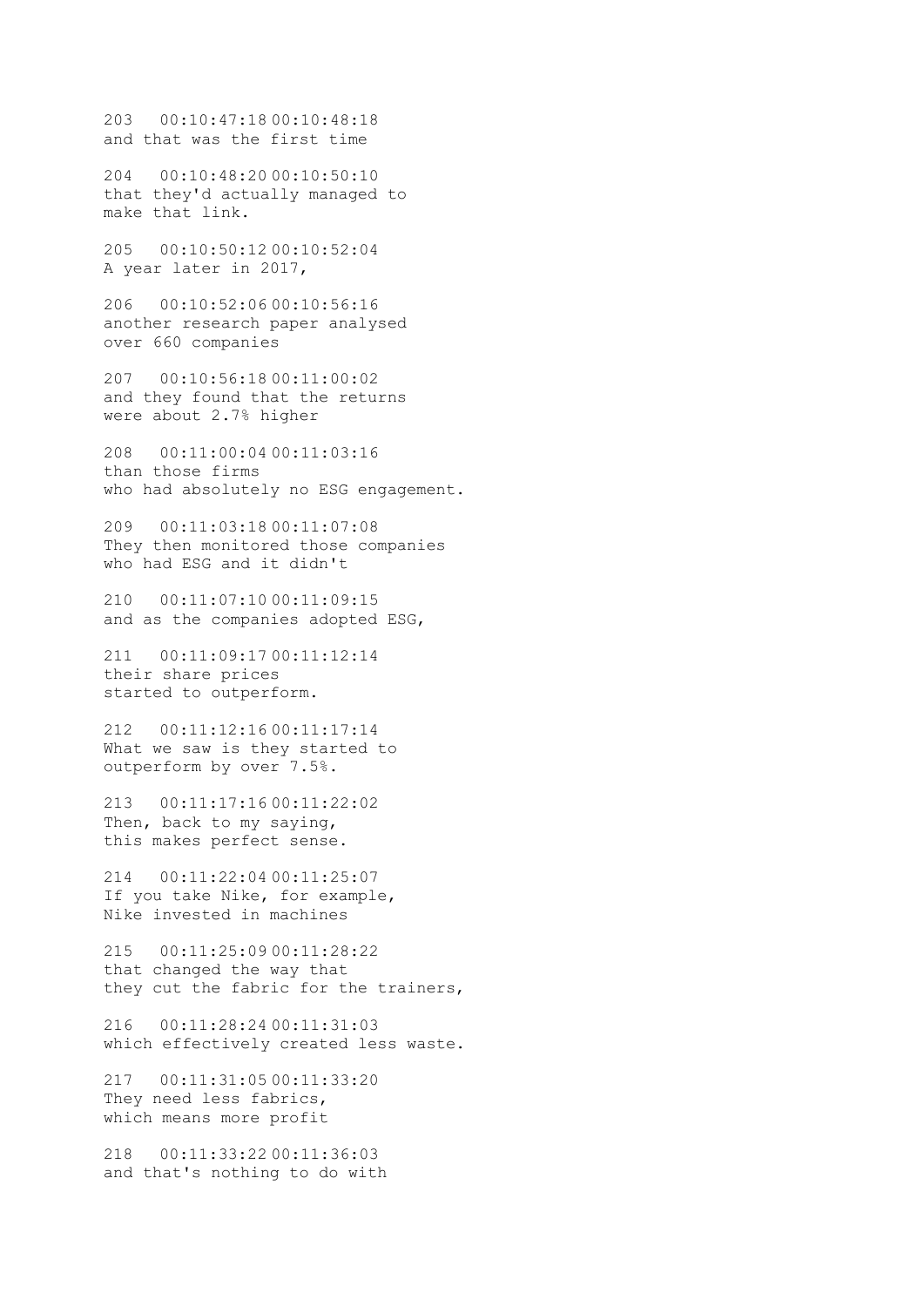203   00:10:47:18 00:10:48:18
and that was the first time

204   00:10:48:20 00:10:50:10
that they'd actually managed to
make that link.

205   00:10:50:12 00:10:52:04
A year later in 2017,

206   00:10:52:06 00:10:56:16
another research paper analysed
over 660 companies

207   00:10:56:18 00:11:00:02
and they found that the returns
were about 2.7% higher

208   00:11:00:04 00:11:03:16
than those firms
who had absolutely no ESG engagement.

209   00:11:03:18 00:11:07:08
They then monitored those companies
who had ESG and it didn't

210   00:11:07:10 00:11:09:15
and as the companies adopted ESG,

211   00:11:09:17 00:11:12:14
their share prices
started to outperform.

212   00:11:12:16 00:11:17:14
What we saw is they started to
outperform by over 7.5%.

213   00:11:17:16 00:11:22:02
Then, back to my saying,
this makes perfect sense.

214   00:11:22:04 00:11:25:07
If you take Nike, for example,
Nike invested in machines

215   00:11:25:09 00:11:28:22
that changed the way that
they cut the fabric for the trainers,

216   00:11:28:24 00:11:31:03
which effectively created less waste.

217   00:11:31:05 00:11:33:20
They need less fabrics,
which means more profit

218   00:11:33:22 00:11:36:03
and that's nothing to do with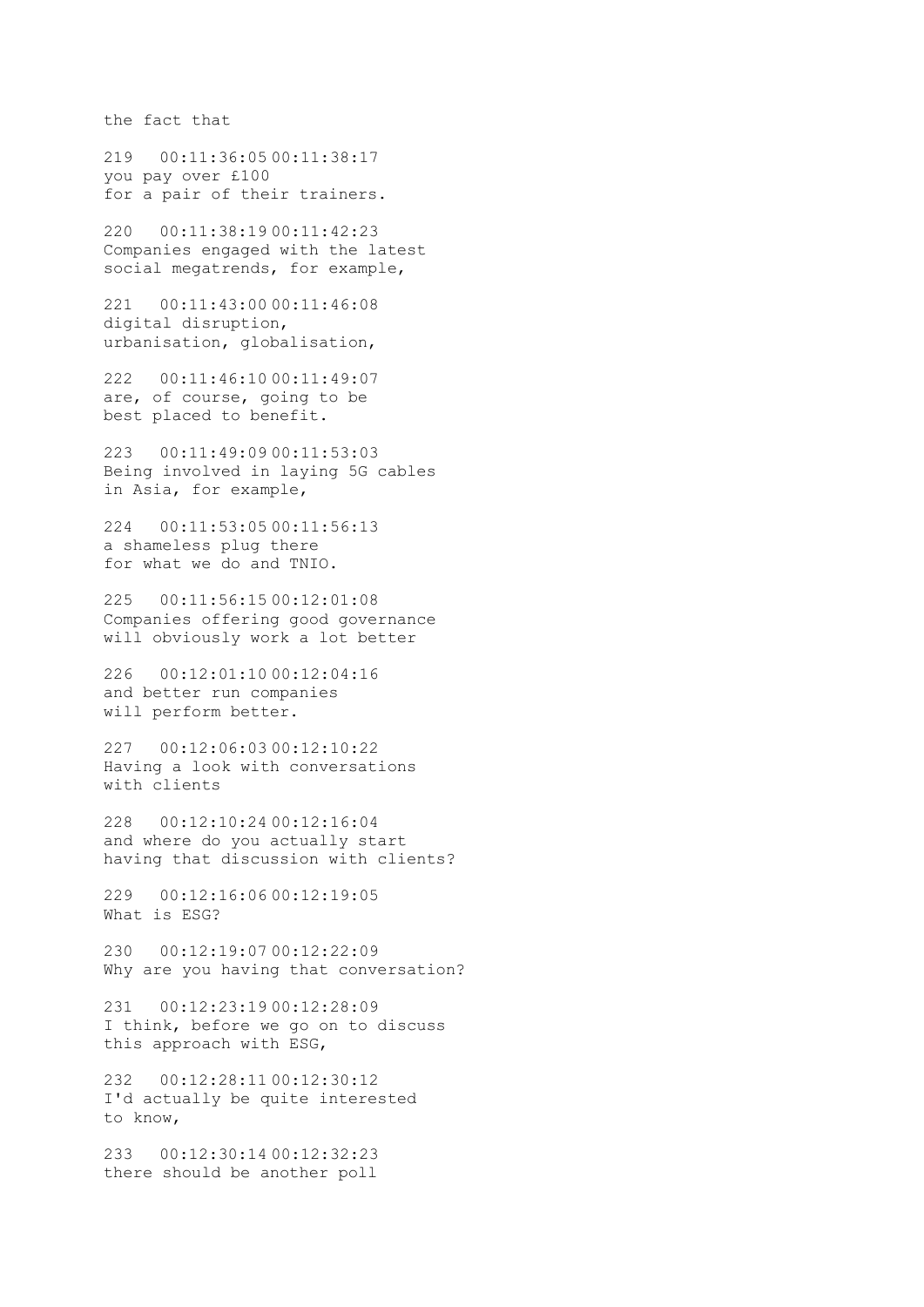the fact that

219 00:11:36:05 00:11:38:17
you pay over £100
for a pair of their trainers.

220 00:11:38:19 00:11:42:23
Companies engaged with the latest
social megatrends, for example,

221 00:11:43:00 00:11:46:08
digital disruption,
urbanisation, globalisation,

222 00:11:46:10 00:11:49:07
are, of course, going to be
best placed to benefit.

223 00:11:49:09 00:11:53:03
Being involved in laying 5G cables
in Asia, for example,

224 00:11:53:05 00:11:56:13
a shameless plug there
for what we do and TNIO.

225 00:11:56:15 00:12:01:08
Companies offering good governance
will obviously work a lot better

226 00:12:01:10 00:12:04:16
and better run companies
will perform better.

227 00:12:06:03 00:12:10:22
Having a look with conversations
with clients

228 00:12:10:24 00:12:16:04
and where do you actually start
having that discussion with clients?

229 00:12:16:06 00:12:19:05
What is ESG?

230 00:12:19:07 00:12:22:09
Why are you having that conversation?

231 00:12:23:19 00:12:28:09
I think, before we go on to discuss
this approach with ESG,

232 00:12:28:11 00:12:30:12
I'd actually be quite interested
to know,

233 00:12:30:14 00:12:32:23
there should be another poll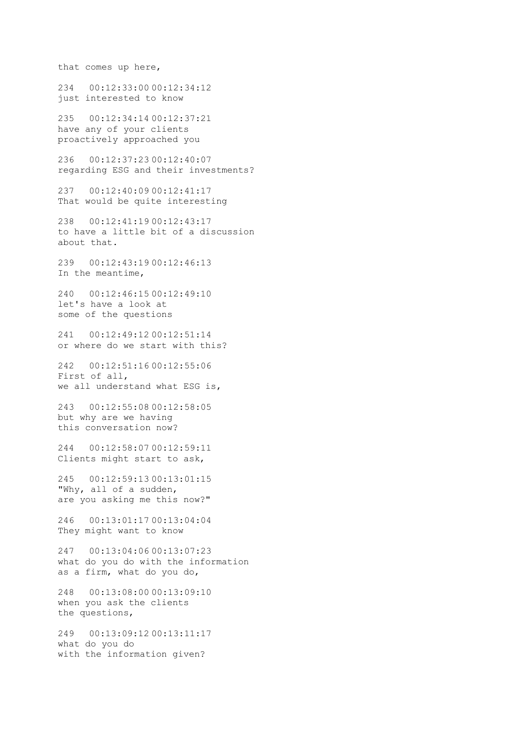that comes up here,

234 00:12:33:00 00:12:34:12
just interested to know

235 00:12:34:14 00:12:37:21
have any of your clients
proactively approached you

236 00:12:37:23 00:12:40:07
regarding ESG and their investments?

237 00:12:40:09 00:12:41:17
That would be quite interesting

238 00:12:41:19 00:12:43:17
to have a little bit of a discussion
about that.

239 00:12:43:19 00:12:46:13
In the meantime,

240 00:12:46:15 00:12:49:10
let's have a look at
some of the questions

241 00:12:49:12 00:12:51:14
or where do we start with this?

242 00:12:51:16 00:12:55:06
First of all,
we all understand what ESG is,

243 00:12:55:08 00:12:58:05
but why are we having
this conversation now?

244 00:12:58:07 00:12:59:11
Clients might start to ask,

245 00:12:59:13 00:13:01:15
"Why, all of a sudden,
are you asking me this now?"

246 00:13:01:17 00:13:04:04
They might want to know

247 00:13:04:06 00:13:07:23
what do you do with the information
as a firm, what do you do,

248 00:13:08:00 00:13:09:10
when you ask the clients
the questions,

249 00:13:09:12 00:13:11:17
what do you do
with the information given?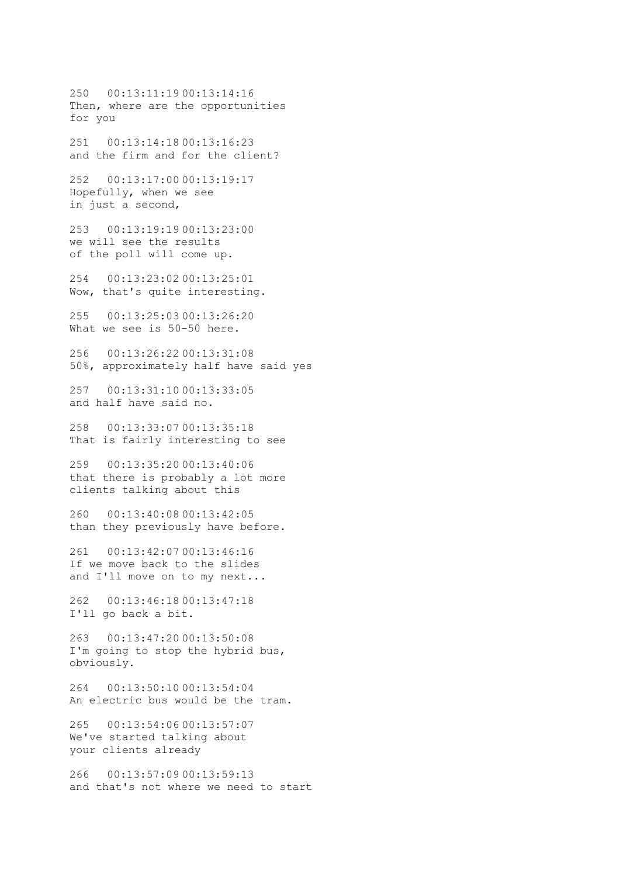250   00:13:11:19 00:13:14:16
Then, where are the opportunities
for you

251   00:13:14:18 00:13:16:23
and the firm and for the client?

252   00:13:17:00 00:13:19:17
Hopefully, when we see
in just a second,

253   00:13:19:19 00:13:23:00
we will see the results
of the poll will come up.

254   00:13:23:02 00:13:25:01
Wow, that's quite interesting.

255   00:13:25:03 00:13:26:20
What we see is 50-50 here.

256   00:13:26:22 00:13:31:08
50%, approximately half have said yes

257   00:13:31:10 00:13:33:05
and half have said no.

258   00:13:33:07 00:13:35:18
That is fairly interesting to see

259   00:13:35:20 00:13:40:06
that there is probably a lot more
clients talking about this

260   00:13:40:08 00:13:42:05
than they previously have before.

261   00:13:42:07 00:13:46:16
If we move back to the slides
and I'll move on to my next...

262   00:13:46:18 00:13:47:18
I'll go back a bit.

263   00:13:47:20 00:13:50:08
I'm going to stop the hybrid bus,
obviously.

264   00:13:50:10 00:13:54:04
An electric bus would be the tram.

265   00:13:54:06 00:13:57:07
We've started talking about
your clients already

266   00:13:57:09 00:13:59:13
and that's not where we need to start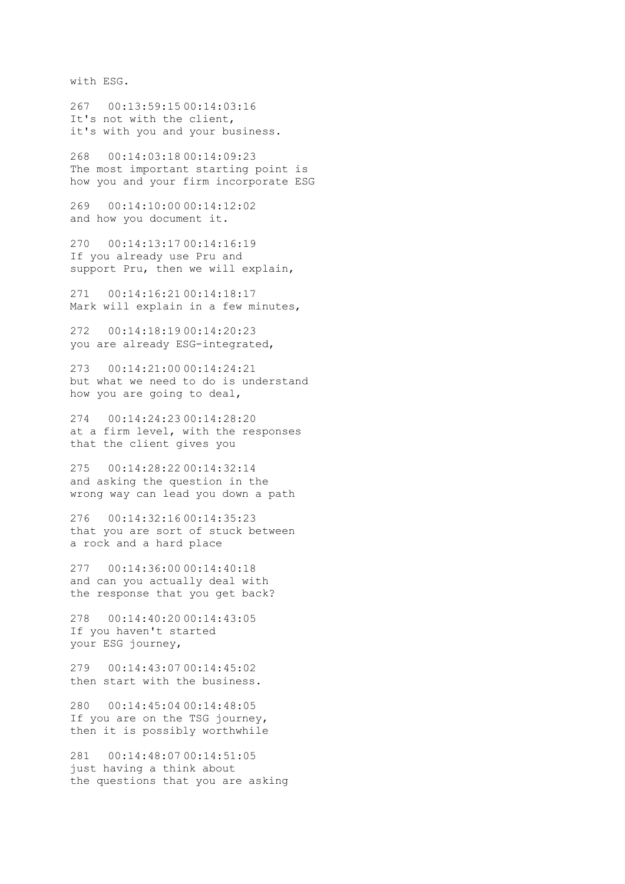with ESG.

267   00:13:59:15 00:14:03:16
It's not with the client,
it's with you and your business.

268   00:14:03:18 00:14:09:23
The most important starting point is
how you and your firm incorporate ESG

269   00:14:10:00 00:14:12:02
and how you document it.

270   00:14:13:17 00:14:16:19
If you already use Pru and
support Pru, then we will explain,

271   00:14:16:21 00:14:18:17
Mark will explain in a few minutes,

272   00:14:18:19 00:14:20:23
you are already ESG-integrated,

273   00:14:21:00 00:14:24:21
but what we need to do is understand
how you are going to deal,

274   00:14:24:23 00:14:28:20
at a firm level, with the responses
that the client gives you

275   00:14:28:22 00:14:32:14
and asking the question in the
wrong way can lead you down a path

276   00:14:32:16 00:14:35:23
that you are sort of stuck between
a rock and a hard place

277   00:14:36:00 00:14:40:18
and can you actually deal with
the response that you get back?

278   00:14:40:20 00:14:43:05
If you haven't started
your ESG journey,

279   00:14:43:07 00:14:45:02
then start with the business.

280   00:14:45:04 00:14:48:05
If you are on the TSG journey,
then it is possibly worthwhile

281   00:14:48:07 00:14:51:05
just having a think about
the questions that you are asking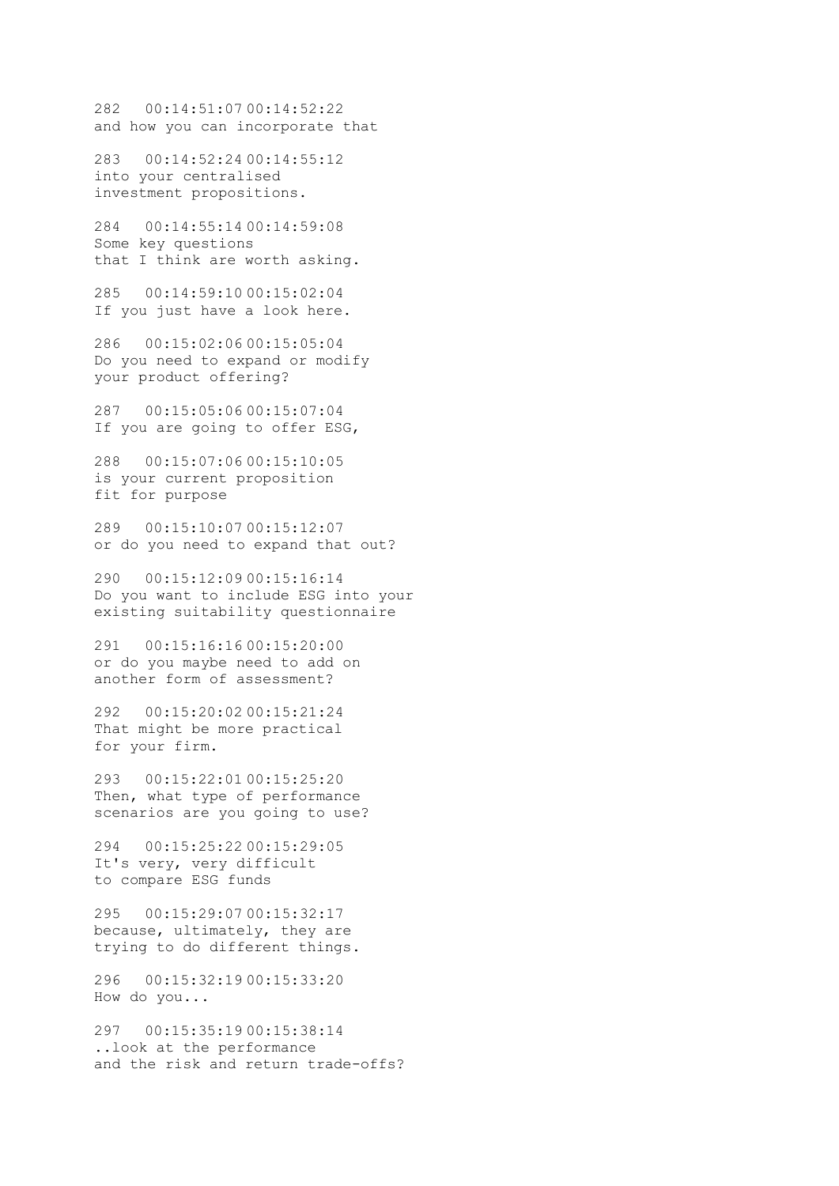282 00:14:51:07 00:14:52:22
and how you can incorporate that

283 00:14:52:24 00:14:55:12
into your centralised
investment propositions.

284 00:14:55:14 00:14:59:08
Some key questions
that I think are worth asking.

285 00:14:59:10 00:15:02:04
If you just have a look here.

286 00:15:02:06 00:15:05:04
Do you need to expand or modify
your product offering?

287 00:15:05:06 00:15:07:04
If you are going to offer ESG,

288 00:15:07:06 00:15:10:05
is your current proposition
fit for purpose

289 00:15:10:07 00:15:12:07
or do you need to expand that out?

290 00:15:12:09 00:15:16:14
Do you want to include ESG into your
existing suitability questionnaire

291 00:15:16:16 00:15:20:00
or do you maybe need to add on
another form of assessment?

292 00:15:20:02 00:15:21:24
That might be more practical
for your firm.

293 00:15:22:01 00:15:25:20
Then, what type of performance
scenarios are you going to use?

294 00:15:25:22 00:15:29:05
It's very, very difficult
to compare ESG funds

295 00:15:29:07 00:15:32:17
because, ultimately, they are
trying to do different things.

296 00:15:32:19 00:15:33:20
How do you...

297 00:15:35:19 00:15:38:14
..look at the performance
and the risk and return trade-offs?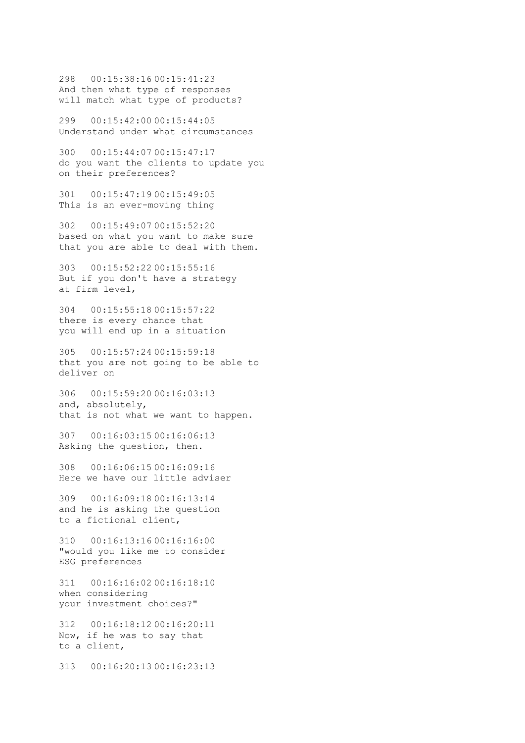298 00:15:38:16 00:15:41:23
And then what type of responses
will match what type of products?

299 00:15:42:00 00:15:44:05
Understand under what circumstances

300 00:15:44:07 00:15:47:17
do you want the clients to update you
on their preferences?

301 00:15:47:19 00:15:49:05
This is an ever-moving thing

302 00:15:49:07 00:15:52:20
based on what you want to make sure
that you are able to deal with them.

303 00:15:52:22 00:15:55:16
But if you don't have a strategy
at firm level,

304 00:15:55:18 00:15:57:22
there is every chance that
you will end up in a situation

305 00:15:57:24 00:15:59:18
that you are not going to be able to
deliver on

306 00:15:59:20 00:16:03:13
and, absolutely,
that is not what we want to happen.

307 00:16:03:15 00:16:06:13
Asking the question, then.

308 00:16:06:15 00:16:09:16
Here we have our little adviser

309 00:16:09:18 00:16:13:14
and he is asking the question
to a fictional client,

310 00:16:13:16 00:16:16:00
"would you like me to consider
ESG preferences

311 00:16:16:02 00:16:18:10
when considering
your investment choices?"

312 00:16:18:12 00:16:20:11
Now, if he was to say that
to a client,

313 00:16:20:13 00:16:23:13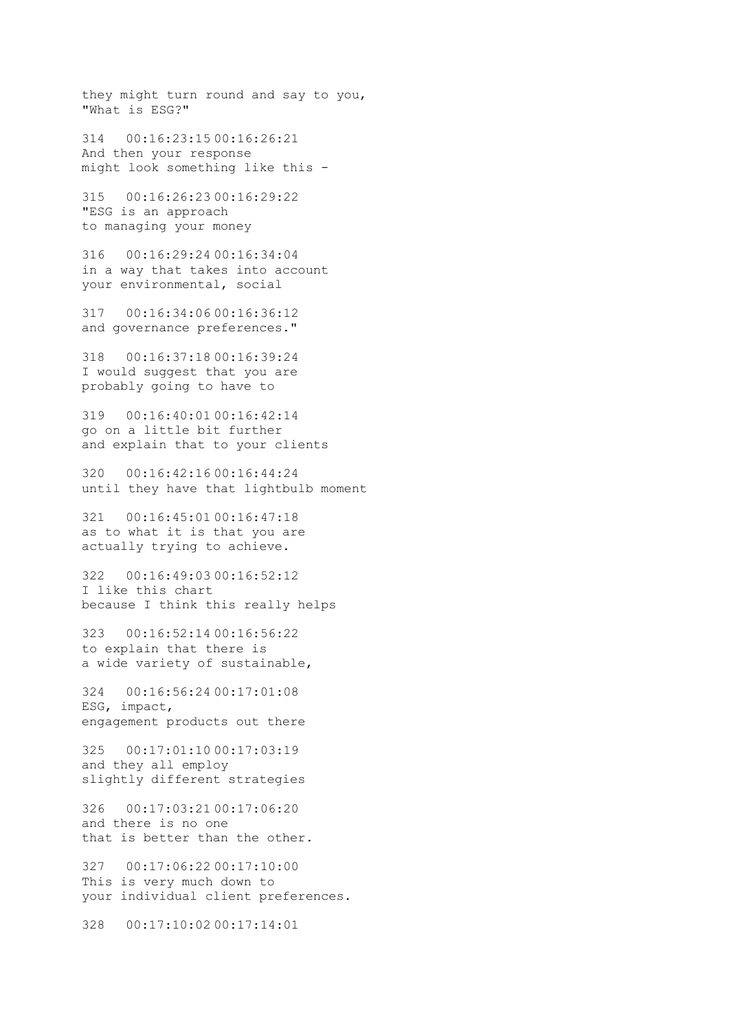they might turn round and say to you,
"What is ESG?"

314   00:16:23:15 00:16:26:21
And then your response
might look something like this -

315   00:16:26:23 00:16:29:22
"ESG is an approach
to managing your money

316   00:16:29:24 00:16:34:04
in a way that takes into account
your environmental, social

317   00:16:34:06 00:16:36:12
and governance preferences."

318   00:16:37:18 00:16:39:24
I would suggest that you are
probably going to have to

319   00:16:40:01 00:16:42:14
go on a little bit further
and explain that to your clients

320   00:16:42:16 00:16:44:24
until they have that lightbulb moment

321   00:16:45:01 00:16:47:18
as to what it is that you are
actually trying to achieve.

322   00:16:49:03 00:16:52:12
I like this chart
because I think this really helps

323   00:16:52:14 00:16:56:22
to explain that there is
a wide variety of sustainable,

324   00:16:56:24 00:17:01:08
ESG, impact,
engagement products out there

325   00:17:01:10 00:17:03:19
and they all employ
slightly different strategies

326   00:17:03:21 00:17:06:20
and there is no one
that is better than the other.

327   00:17:06:22 00:17:10:00
This is very much down to
your individual client preferences.

328   00:17:10:02 00:17:14:01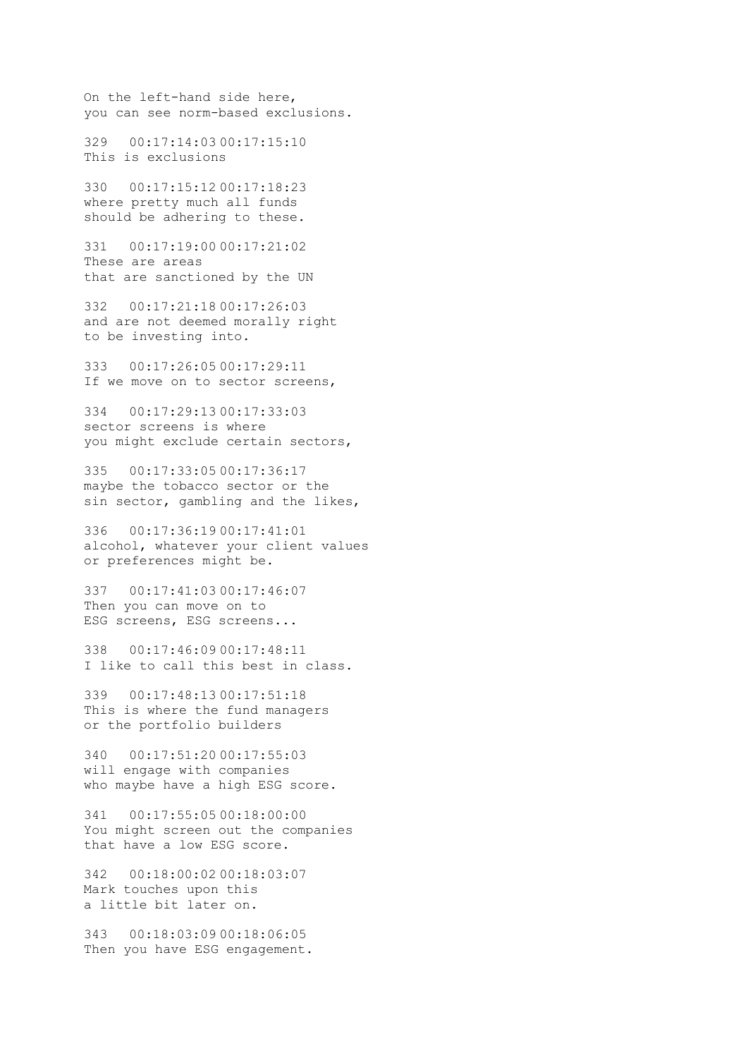On the left-hand side here,
you can see norm-based exclusions.

329 00:17:14:03 00:17:15:10
This is exclusions

330 00:17:15:12 00:17:18:23
where pretty much all funds
should be adhering to these.

331 00:17:19:00 00:17:21:02
These are areas
that are sanctioned by the UN

332 00:17:21:18 00:17:26:03
and are not deemed morally right
to be investing into.

333 00:17:26:05 00:17:29:11
If we move on to sector screens,

334 00:17:29:13 00:17:33:03
sector screens is where
you might exclude certain sectors,

335 00:17:33:05 00:17:36:17
maybe the tobacco sector or the
sin sector, gambling and the likes,

336 00:17:36:19 00:17:41:01
alcohol, whatever your client values
or preferences might be.

337 00:17:41:03 00:17:46:07
Then you can move on to
ESG screens, ESG screens...

338 00:17:46:09 00:17:48:11
I like to call this best in class.

339 00:17:48:13 00:17:51:18
This is where the fund managers
or the portfolio builders

340 00:17:51:20 00:17:55:03
will engage with companies
who maybe have a high ESG score.

341 00:17:55:05 00:18:00:00
You might screen out the companies
that have a low ESG score.

342 00:18:00:02 00:18:03:07
Mark touches upon this
a little bit later on.

343 00:18:03:09 00:18:06:05
Then you have ESG engagement.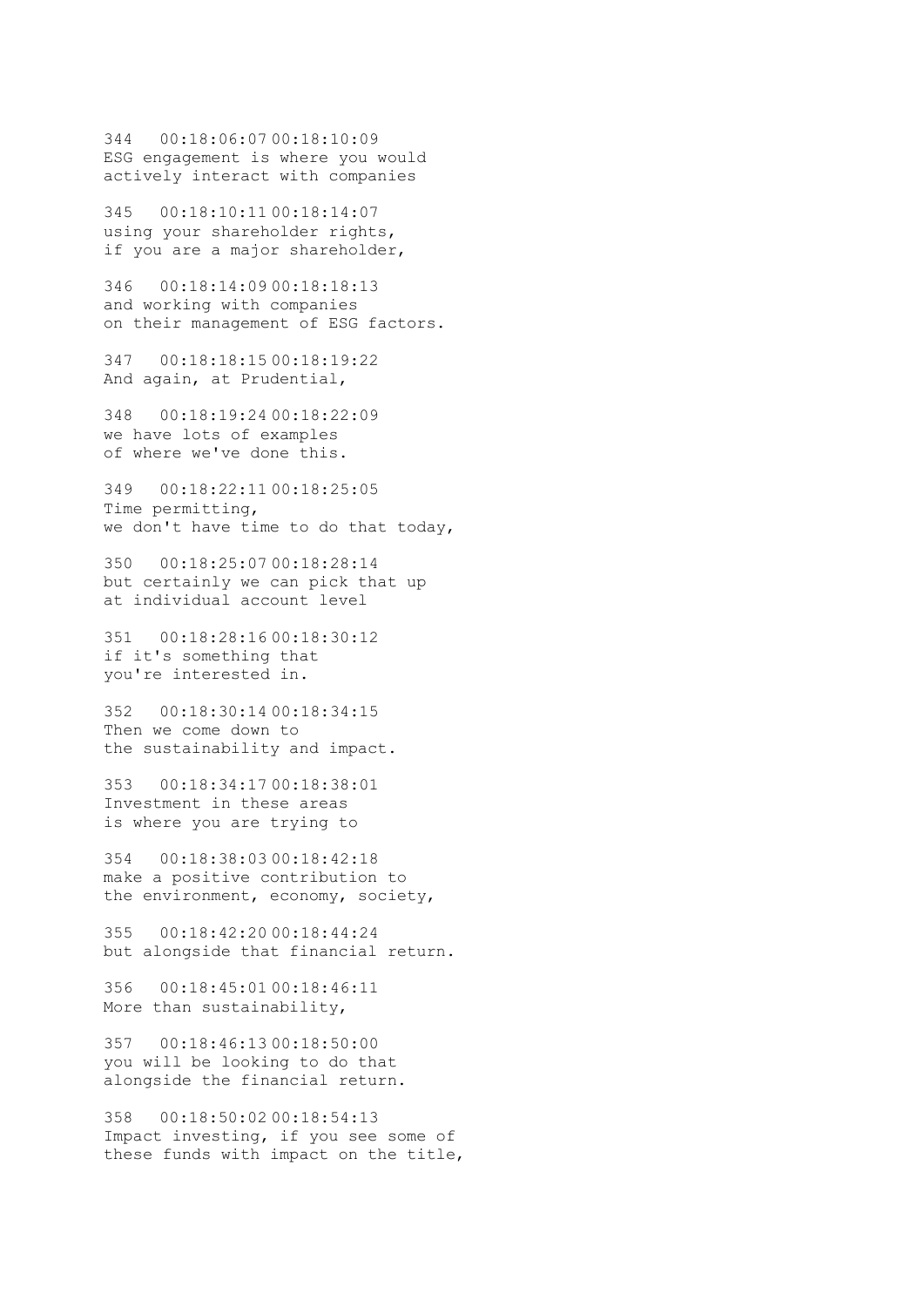344 00:18:06:07 00:18:10:09
ESG engagement is where you would
actively interact with companies

345 00:18:10:11 00:18:14:07
using your shareholder rights,
if you are a major shareholder,

346 00:18:14:09 00:18:18:13
and working with companies
on their management of ESG factors.

347 00:18:18:15 00:18:19:22
And again, at Prudential,

348 00:18:19:24 00:18:22:09
we have lots of examples
of where we've done this.

349 00:18:22:11 00:18:25:05
Time permitting,
we don't have time to do that today,

350 00:18:25:07 00:18:28:14
but certainly we can pick that up
at individual account level

351 00:18:28:16 00:18:30:12
if it's something that
you're interested in.

352 00:18:30:14 00:18:34:15
Then we come down to
the sustainability and impact.

353 00:18:34:17 00:18:38:01
Investment in these areas
is where you are trying to

354 00:18:38:03 00:18:42:18
make a positive contribution to
the environment, economy, society,

355 00:18:42:20 00:18:44:24
but alongside that financial return.

356 00:18:45:01 00:18:46:11
More than sustainability,

357 00:18:46:13 00:18:50:00
you will be looking to do that
alongside the financial return.

358 00:18:50:02 00:18:54:13
Impact investing, if you see some of
these funds with impact on the title,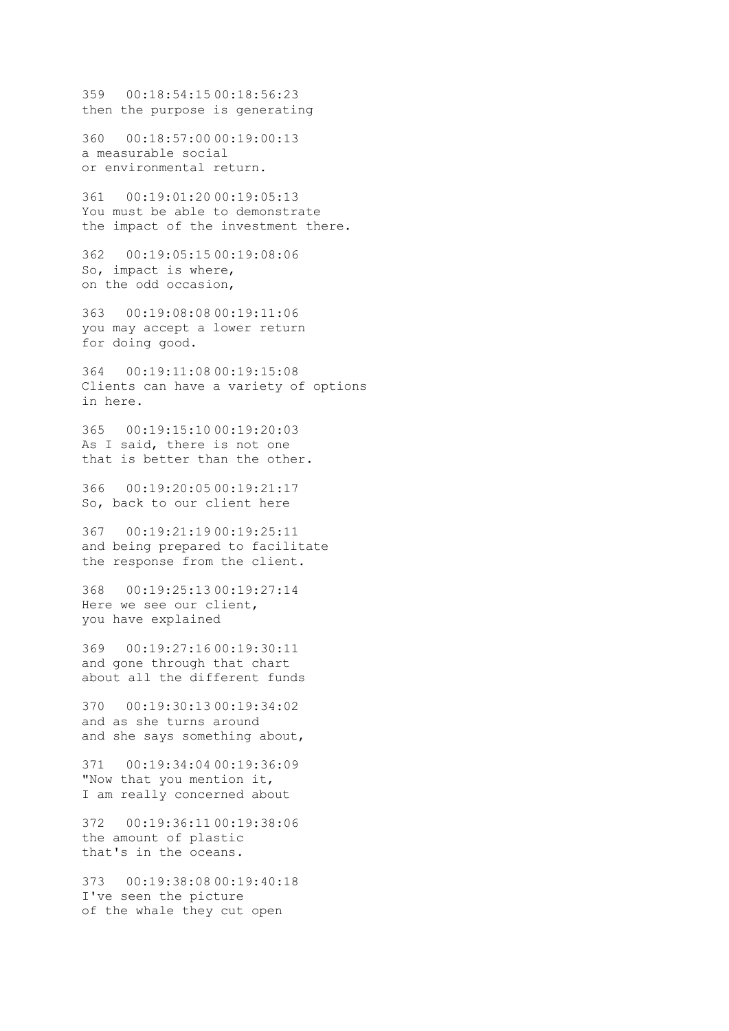359   00:18:54:15 00:18:56:23
then the purpose is generating

360   00:18:57:00 00:19:00:13
a measurable social
or environmental return.

361   00:19:01:20 00:19:05:13
You must be able to demonstrate
the impact of the investment there.

362   00:19:05:15 00:19:08:06
So, impact is where,
on the odd occasion,

363   00:19:08:08 00:19:11:06
you may accept a lower return
for doing good.

364   00:19:11:08 00:19:15:08
Clients can have a variety of options
in here.

365   00:19:15:10 00:19:20:03
As I said, there is not one
that is better than the other.

366   00:19:20:05 00:19:21:17
So, back to our client here

367   00:19:21:19 00:19:25:11
and being prepared to facilitate
the response from the client.

368   00:19:25:13 00:19:27:14
Here we see our client,
you have explained

369   00:19:27:16 00:19:30:11
and gone through that chart
about all the different funds

370   00:19:30:13 00:19:34:02
and as she turns around
and she says something about,

371   00:19:34:04 00:19:36:09
"Now that you mention it,
I am really concerned about

372   00:19:36:11 00:19:38:06
the amount of plastic
that's in the oceans.

373   00:19:38:08 00:19:40:18
I've seen the picture
of the whale they cut open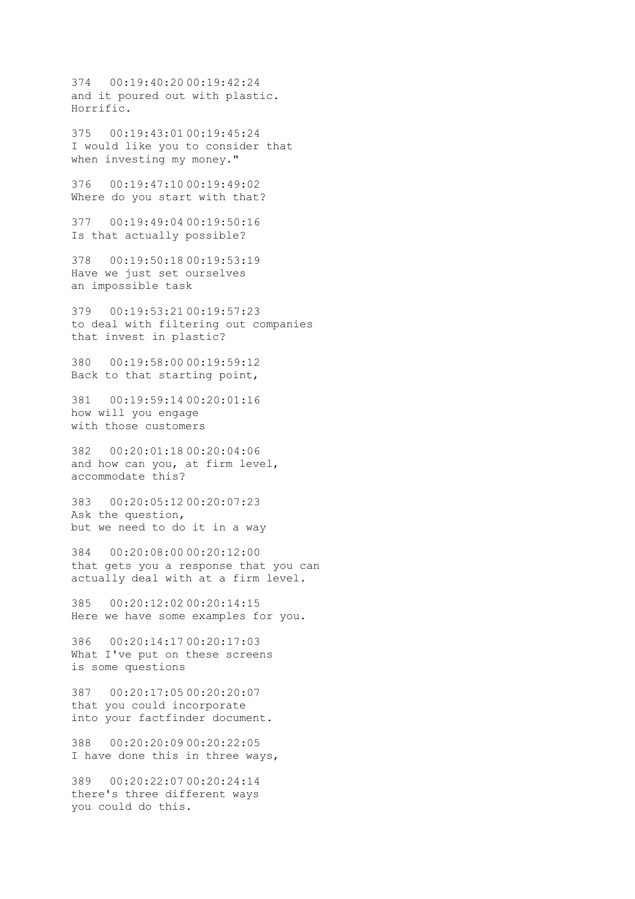374   00:19:40:20 00:19:42:24
and it poured out with plastic.
Horrific.

375   00:19:43:01 00:19:45:24
I would like you to consider that
when investing my money."

376   00:19:47:10 00:19:49:02
Where do you start with that?

377   00:19:49:04 00:19:50:16
Is that actually possible?

378   00:19:50:18 00:19:53:19
Have we just set ourselves
an impossible task

379   00:19:53:21 00:19:57:23
to deal with filtering out companies
that invest in plastic?

380   00:19:58:00 00:19:59:12
Back to that starting point,

381   00:19:59:14 00:20:01:16
how will you engage
with those customers

382   00:20:01:18 00:20:04:06
and how can you, at firm level,
accommodate this?

383   00:20:05:12 00:20:07:23
Ask the question,
but we need to do it in a way

384   00:20:08:00 00:20:12:00
that gets you a response that you can
actually deal with at a firm level.

385   00:20:12:02 00:20:14:15
Here we have some examples for you.

386   00:20:14:17 00:20:17:03
What I've put on these screens
is some questions

387   00:20:17:05 00:20:20:07
that you could incorporate
into your factfinder document.

388   00:20:20:09 00:20:22:05
I have done this in three ways,

389   00:20:22:07 00:20:24:14
there's three different ways
you could do this.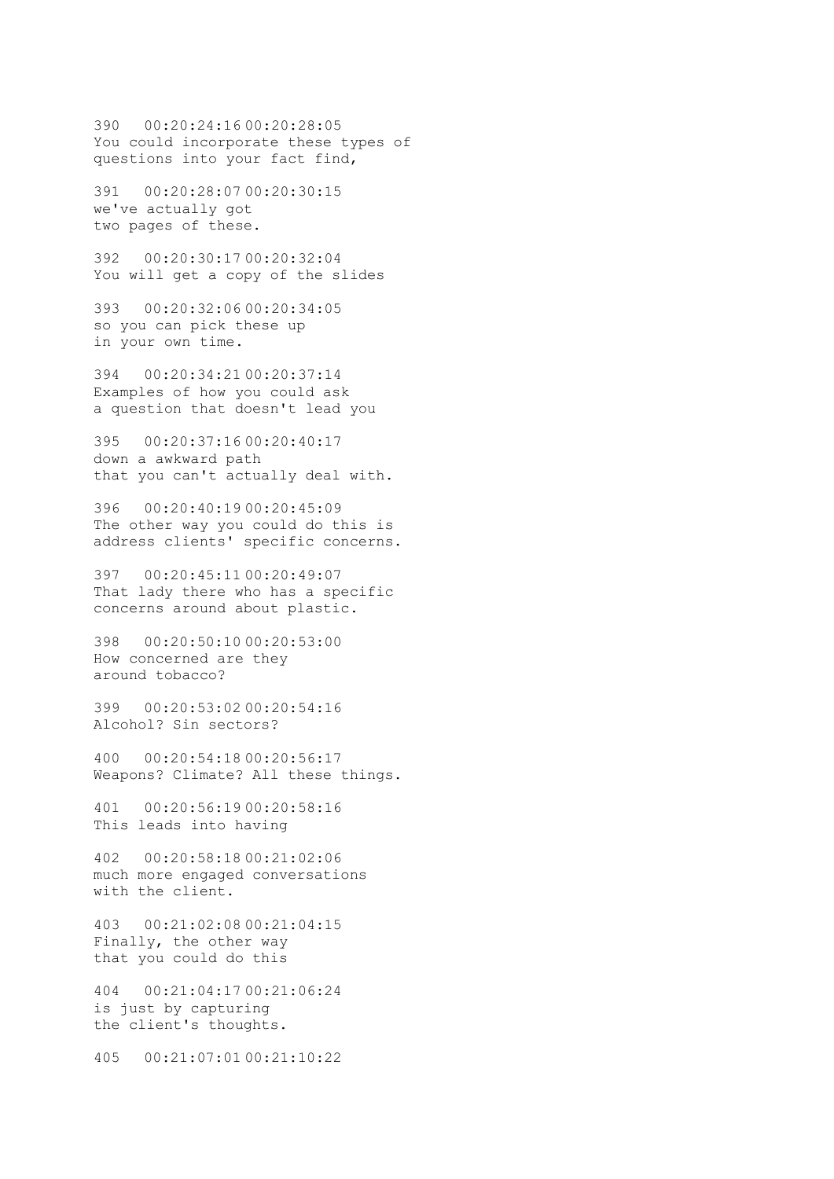390   00:20:24:16 00:20:28:05
You could incorporate these types of
questions into your fact find,

391   00:20:28:07 00:20:30:15
we've actually got
two pages of these.

392   00:20:30:17 00:20:32:04
You will get a copy of the slides

393   00:20:32:06 00:20:34:05
so you can pick these up
in your own time.

394   00:20:34:21 00:20:37:14
Examples of how you could ask
a question that doesn't lead you

395   00:20:37:16 00:20:40:17
down a awkward path
that you can't actually deal with.

396   00:20:40:19 00:20:45:09
The other way you could do this is
address clients' specific concerns.

397   00:20:45:11 00:20:49:07
That lady there who has a specific
concerns around about plastic.

398   00:20:50:10 00:20:53:00
How concerned are they
around tobacco?

399   00:20:53:02 00:20:54:16
Alcohol? Sin sectors?

400   00:20:54:18 00:20:56:17
Weapons? Climate? All these things.

401   00:20:56:19 00:20:58:16
This leads into having

402   00:20:58:18 00:21:02:06
much more engaged conversations
with the client.

403   00:21:02:08 00:21:04:15
Finally, the other way
that you could do this

404   00:21:04:17 00:21:06:24
is just by capturing
the client's thoughts.

405   00:21:07:01 00:21:10:22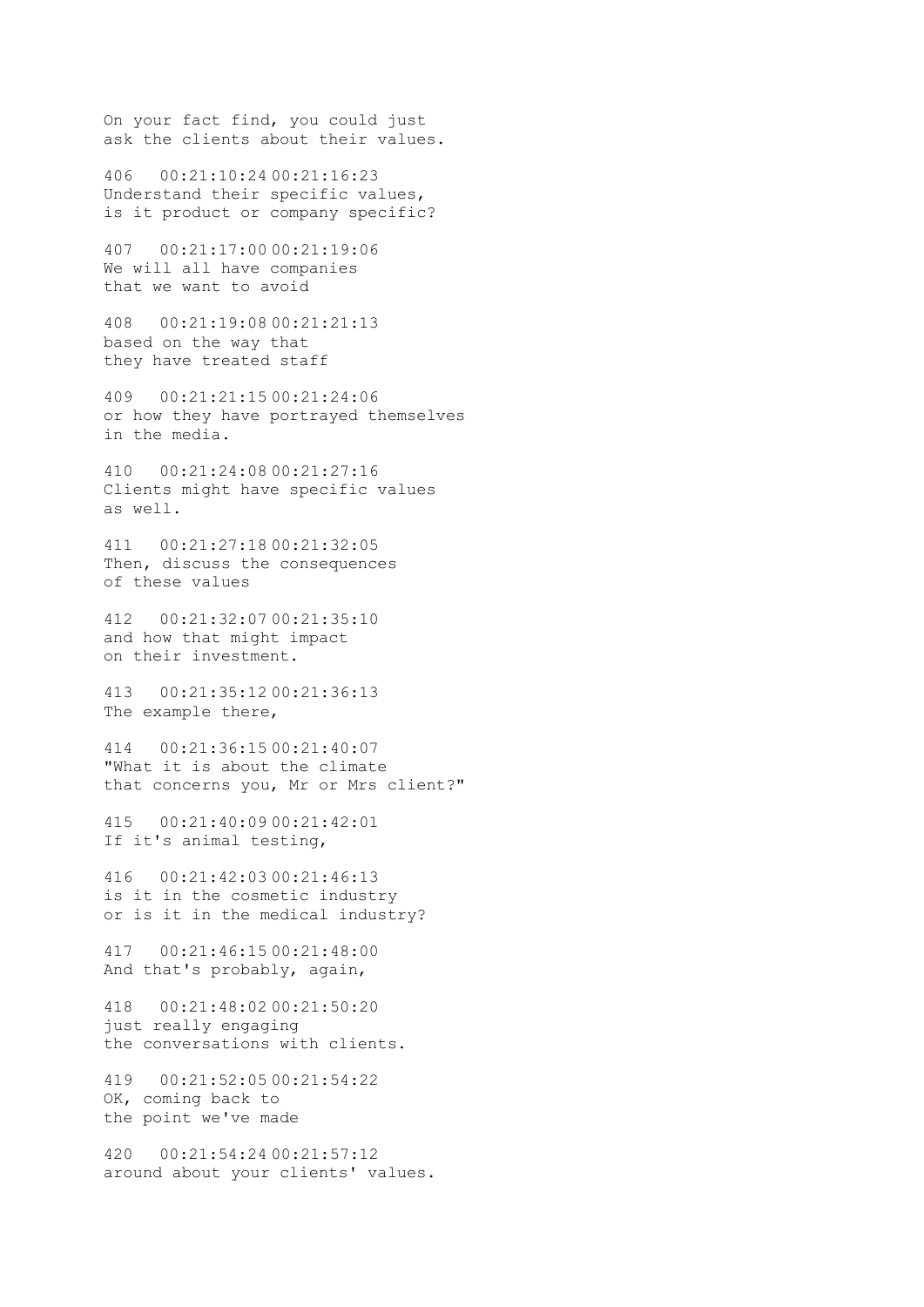On your fact find, you could just
ask the clients about their values.

406   00:21:10:24 00:21:16:23
Understand their specific values,
is it product or company specific?

407   00:21:17:00 00:21:19:06
We will all have companies
that we want to avoid

408   00:21:19:08 00:21:21:13
based on the way that
they have treated staff

409   00:21:21:15 00:21:24:06
or how they have portrayed themselves
in the media.

410   00:21:24:08 00:21:27:16
Clients might have specific values
as well.

411   00:21:27:18 00:21:32:05
Then, discuss the consequences
of these values

412   00:21:32:07 00:21:35:10
and how that might impact
on their investment.

413   00:21:35:12 00:21:36:13
The example there,

414   00:21:36:15 00:21:40:07
"What it is about the climate
that concerns you, Mr or Mrs client?"

415   00:21:40:09 00:21:42:01
If it's animal testing,

416   00:21:42:03 00:21:46:13
is it in the cosmetic industry
or is it in the medical industry?

417   00:21:46:15 00:21:48:00
And that's probably, again,

418   00:21:48:02 00:21:50:20
just really engaging
the conversations with clients.

419   00:21:52:05 00:21:54:22
OK, coming back to
the point we've made

420   00:21:54:24 00:21:57:12
around about your clients' values.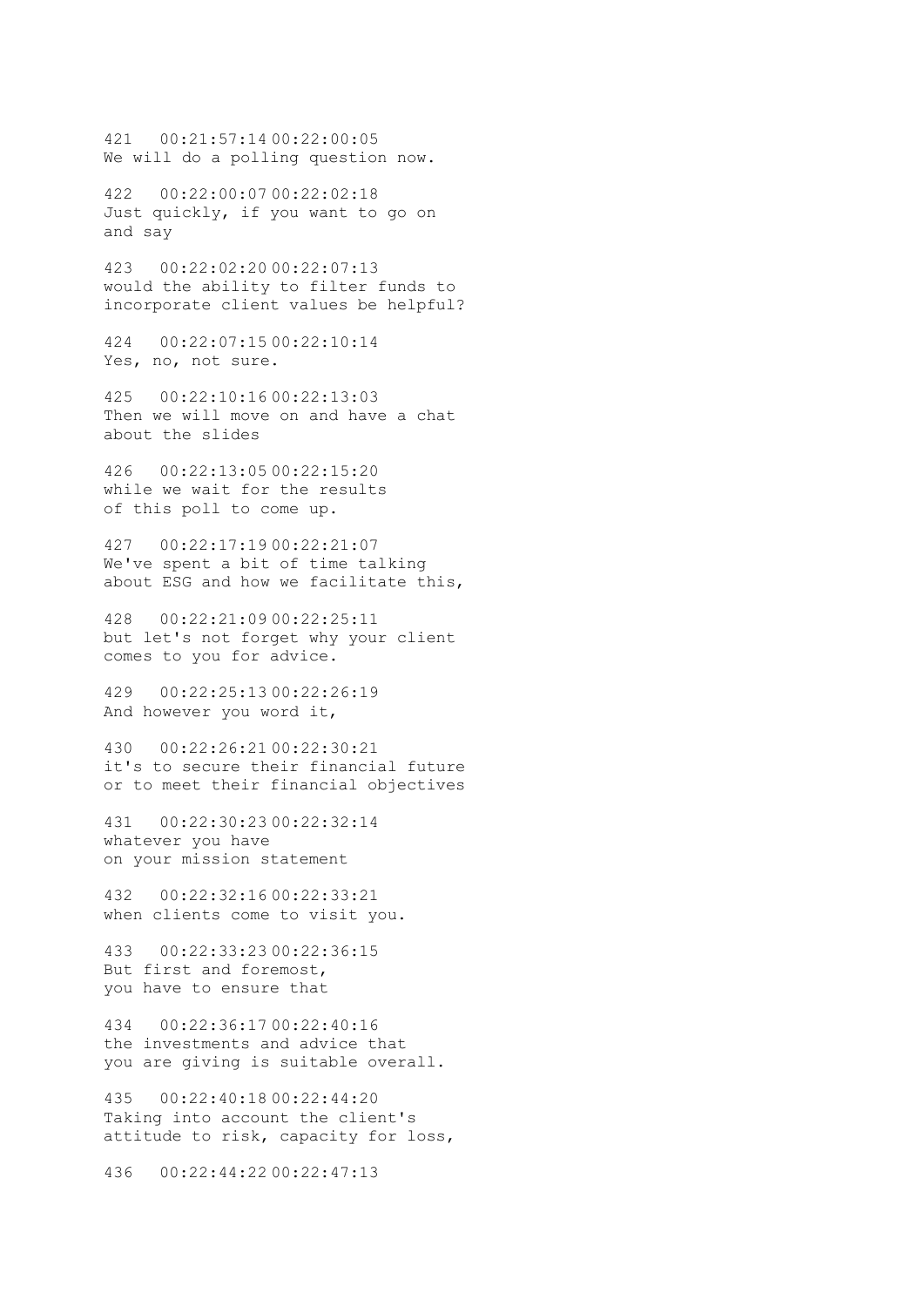421 00:21:57:14 00:22:00:05
We will do a polling question now.

422 00:22:00:07 00:22:02:18
Just quickly, if you want to go on
and say

423 00:22:02:20 00:22:07:13
would the ability to filter funds to
incorporate client values be helpful?

424 00:22:07:15 00:22:10:14
Yes, no, not sure.

425 00:22:10:16 00:22:13:03
Then we will move on and have a chat
about the slides

426 00:22:13:05 00:22:15:20
while we wait for the results
of this poll to come up.

427 00:22:17:19 00:22:21:07
We've spent a bit of time talking
about ESG and how we facilitate this,

428 00:22:21:09 00:22:25:11
but let's not forget why your client
comes to you for advice.

429 00:22:25:13 00:22:26:19
And however you word it,

430 00:22:26:21 00:22:30:21
it's to secure their financial future
or to meet their financial objectives

431 00:22:30:23 00:22:32:14
whatever you have
on your mission statement

432 00:22:32:16 00:22:33:21
when clients come to visit you.

433 00:22:33:23 00:22:36:15
But first and foremost,
you have to ensure that

434 00:22:36:17 00:22:40:16
the investments and advice that
you are giving is suitable overall.

435 00:22:40:18 00:22:44:20
Taking into account the client's
attitude to risk, capacity for loss,

436 00:22:44:22 00:22:47:13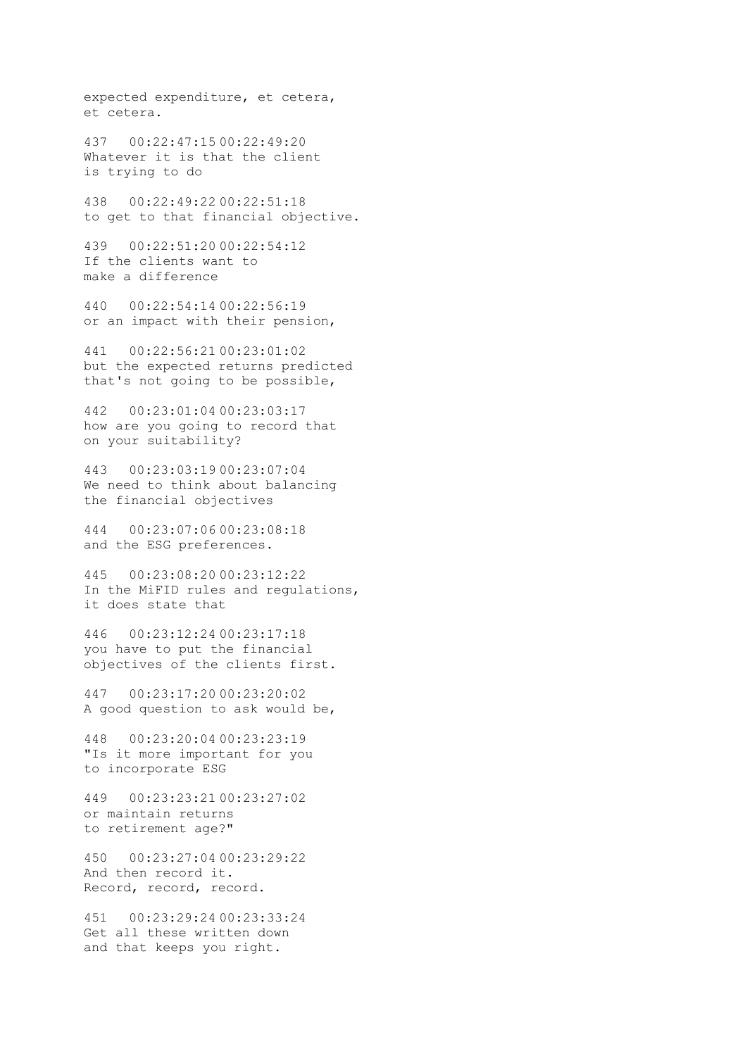expected expenditure, et cetera,
et cetera.

437 00:22:47:15 00:22:49:20
Whatever it is that the client
is trying to do

438 00:22:49:22 00:22:51:18
to get to that financial objective.

439 00:22:51:20 00:22:54:12
If the clients want to
make a difference

440 00:22:54:14 00:22:56:19
or an impact with their pension,

441 00:22:56:21 00:23:01:02
but the expected returns predicted
that's not going to be possible,

442 00:23:01:04 00:23:03:17
how are you going to record that
on your suitability?

443 00:23:03:19 00:23:07:04
We need to think about balancing
the financial objectives

444 00:23:07:06 00:23:08:18
and the ESG preferences.

445 00:23:08:20 00:23:12:22
In the MiFID rules and regulations,
it does state that

446 00:23:12:24 00:23:17:18
you have to put the financial
objectives of the clients first.

447 00:23:17:20 00:23:20:02
A good question to ask would be,

448 00:23:20:04 00:23:23:19
"Is it more important for you
to incorporate ESG

449 00:23:23:21 00:23:27:02
or maintain returns
to retirement age?"

450 00:23:27:04 00:23:29:22
And then record it.
Record, record, record.

451 00:23:29:24 00:23:33:24
Get all these written down
and that keeps you right.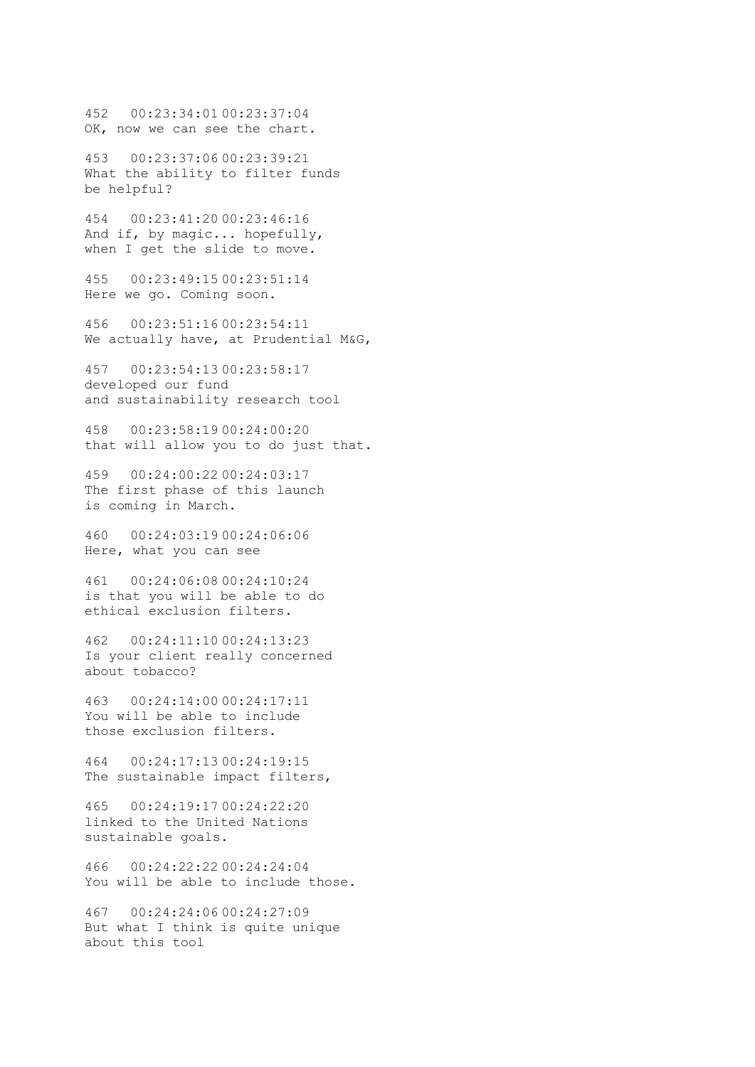452 00:23:34:01 00:23:37:04
OK, now we can see the chart.

453 00:23:37:06 00:23:39:21
What the ability to filter funds
be helpful?

454 00:23:41:20 00:23:46:16
And if, by magic... hopefully,
when I get the slide to move.

455 00:23:49:15 00:23:51:14
Here we go. Coming soon.

456 00:23:51:16 00:23:54:11
We actually have, at Prudential M&G,

457 00:23:54:13 00:23:58:17
developed our fund
and sustainability research tool

458 00:23:58:19 00:24:00:20
that will allow you to do just that.

459 00:24:00:22 00:24:03:17
The first phase of this launch
is coming in March.

460 00:24:03:19 00:24:06:06
Here, what you can see

461 00:24:06:08 00:24:10:24
is that you will be able to do
ethical exclusion filters.

462 00:24:11:10 00:24:13:23
Is your client really concerned
about tobacco?

463 00:24:14:00 00:24:17:11
You will be able to include
those exclusion filters.

464 00:24:17:13 00:24:19:15
The sustainable impact filters,

465 00:24:19:17 00:24:22:20
linked to the United Nations
sustainable goals.

466 00:24:22:22 00:24:24:04
You will be able to include those.

467 00:24:24:06 00:24:27:09
But what I think is quite unique
about this tool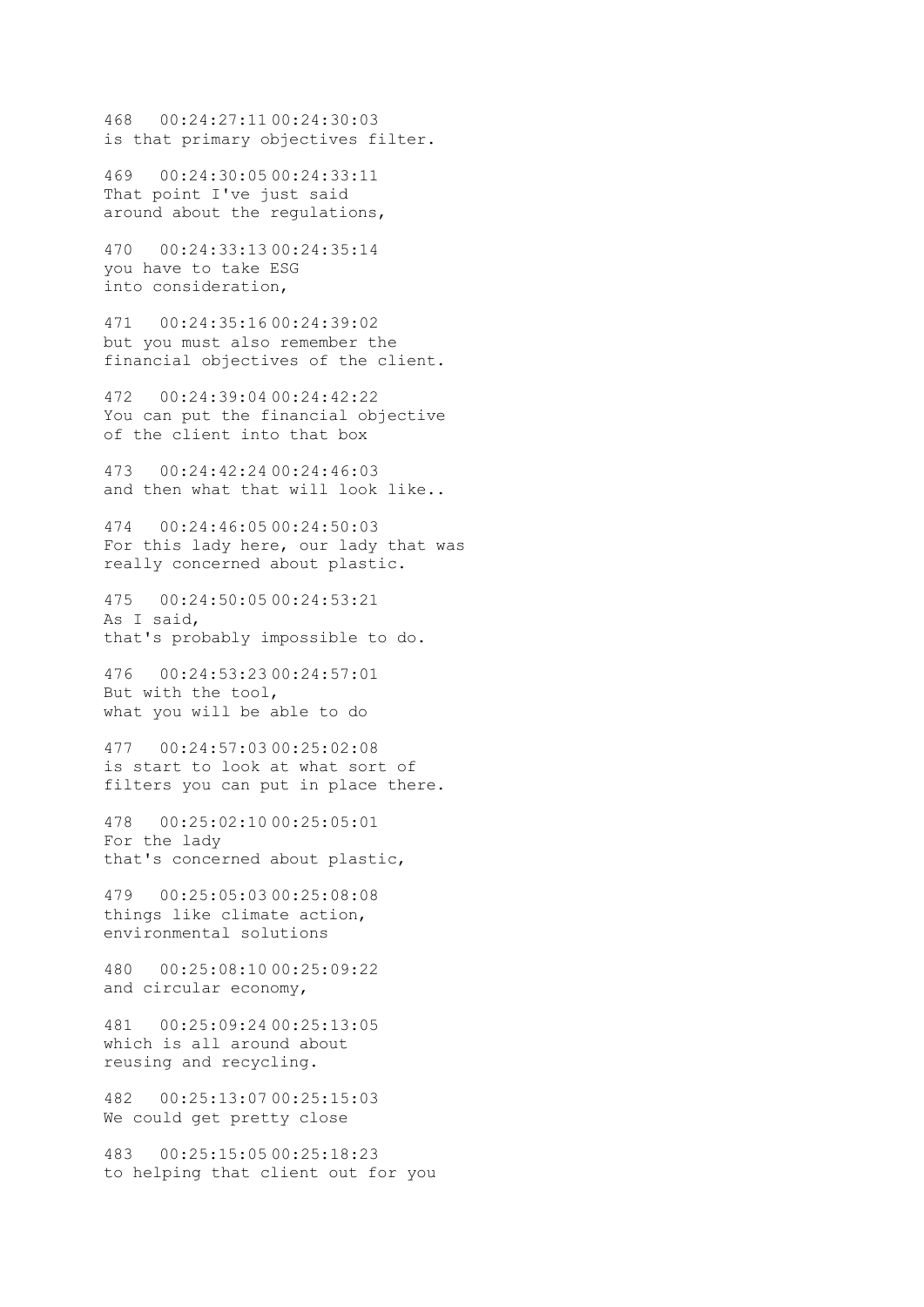468   00:24:27:11 00:24:30:03
is that primary objectives filter.

469   00:24:30:05 00:24:33:11
That point I've just said
around about the regulations,

470   00:24:33:13 00:24:35:14
you have to take ESG
into consideration,

471   00:24:35:16 00:24:39:02
but you must also remember the
financial objectives of the client.

472   00:24:39:04 00:24:42:22
You can put the financial objective
of the client into that box

473   00:24:42:24 00:24:46:03
and then what that will look like..

474   00:24:46:05 00:24:50:03
For this lady here, our lady that was
really concerned about plastic.

475   00:24:50:05 00:24:53:21
As I said,
that's probably impossible to do.

476   00:24:53:23 00:24:57:01
But with the tool,
what you will be able to do

477   00:24:57:03 00:25:02:08
is start to look at what sort of
filters you can put in place there.

478   00:25:02:10 00:25:05:01
For the lady
that's concerned about plastic,

479   00:25:05:03 00:25:08:08
things like climate action,
environmental solutions

480   00:25:08:10 00:25:09:22
and circular economy,

481   00:25:09:24 00:25:13:05
which is all around about
reusing and recycling.

482   00:25:13:07 00:25:15:03
We could get pretty close

483   00:25:15:05 00:25:18:23
to helping that client out for you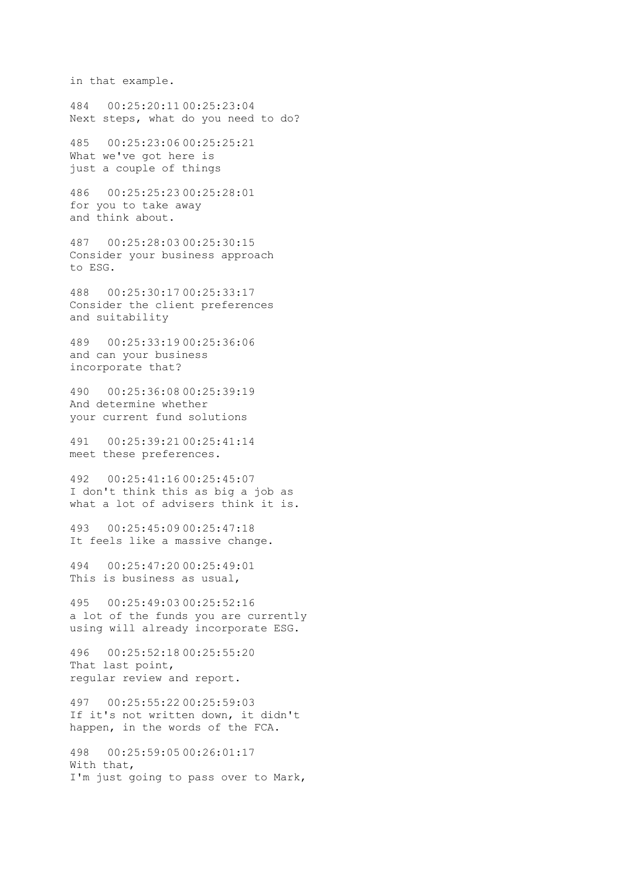in that example.

484   00:25:20:11 00:25:23:04
Next steps, what do you need to do?

485   00:25:23:06 00:25:25:21
What we've got here is
just a couple of things

486   00:25:25:23 00:25:28:01
for you to take away
and think about.

487   00:25:28:03 00:25:30:15
Consider your business approach
to ESG.

488   00:25:30:17 00:25:33:17
Consider the client preferences
and suitability

489   00:25:33:19 00:25:36:06
and can your business
incorporate that?

490   00:25:36:08 00:25:39:19
And determine whether
your current fund solutions

491   00:25:39:21 00:25:41:14
meet these preferences.

492   00:25:41:16 00:25:45:07
I don't think this as big a job as
what a lot of advisers think it is.

493   00:25:45:09 00:25:47:18
It feels like a massive change.

494   00:25:47:20 00:25:49:01
This is business as usual,

495   00:25:49:03 00:25:52:16
a lot of the funds you are currently
using will already incorporate ESG.

496   00:25:52:18 00:25:55:20
That last point,
regular review and report.

497   00:25:55:22 00:25:59:03
If it's not written down, it didn't
happen, in the words of the FCA.

498   00:25:59:05 00:26:01:17
With that,
I'm just going to pass over to Mark,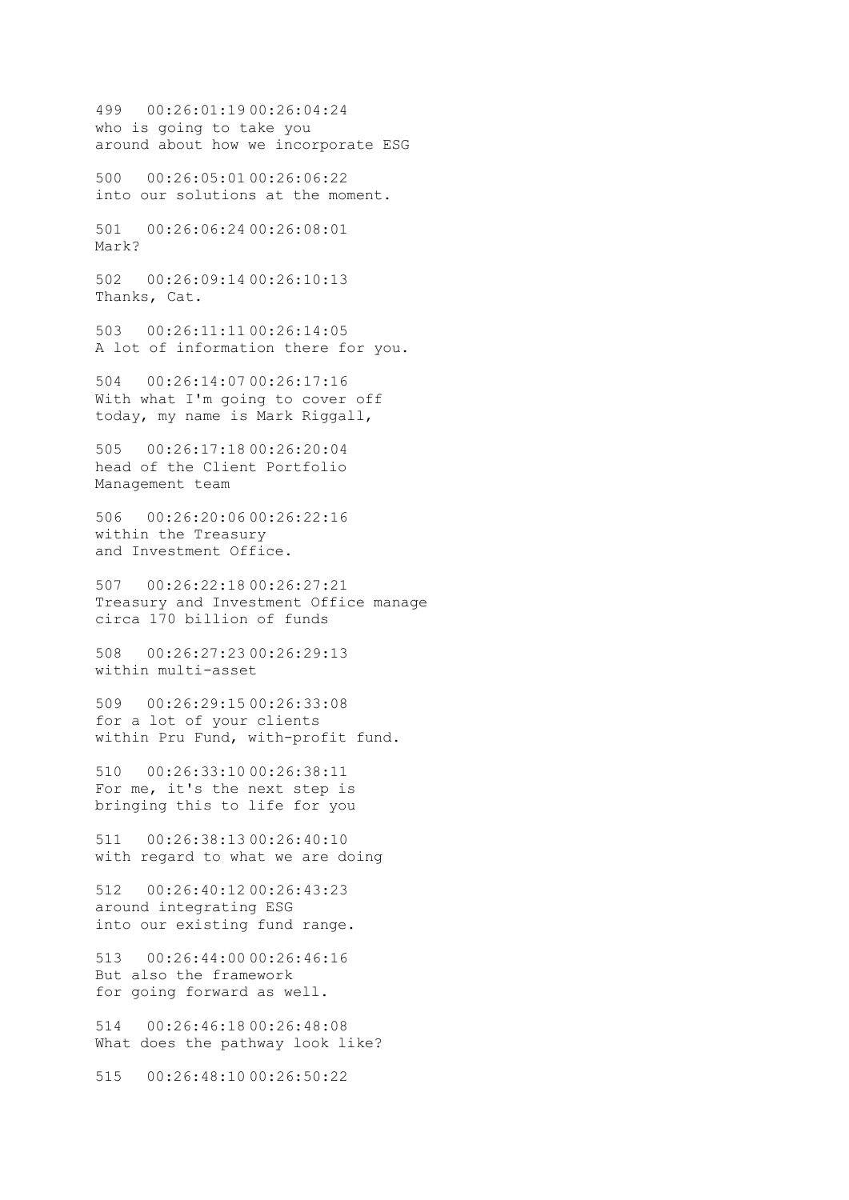499 00:26:01:19 00:26:04:24
who is going to take you
around about how we incorporate ESG

500 00:26:05:01 00:26:06:22
into our solutions at the moment.

501 00:26:06:24 00:26:08:01
Mark?

502 00:26:09:14 00:26:10:13
Thanks, Cat.

503 00:26:11:11 00:26:14:05
A lot of information there for you.

504 00:26:14:07 00:26:17:16
With what I'm going to cover off
today, my name is Mark Riggall,

505 00:26:17:18 00:26:20:04
head of the Client Portfolio
Management team

506 00:26:20:06 00:26:22:16
within the Treasury
and Investment Office.

507 00:26:22:18 00:26:27:21
Treasury and Investment Office manage
circa 170 billion of funds

508 00:26:27:23 00:26:29:13
within multi-asset

509 00:26:29:15 00:26:33:08
for a lot of your clients
within Pru Fund, with-profit fund.

510 00:26:33:10 00:26:38:11
For me, it's the next step is
bringing this to life for you

511 00:26:38:13 00:26:40:10
with regard to what we are doing

512 00:26:40:12 00:26:43:23
around integrating ESG
into our existing fund range.

513 00:26:44:00 00:26:46:16
But also the framework
for going forward as well.

514 00:26:46:18 00:26:48:08
What does the pathway look like?

515 00:26:48:10 00:26:50:22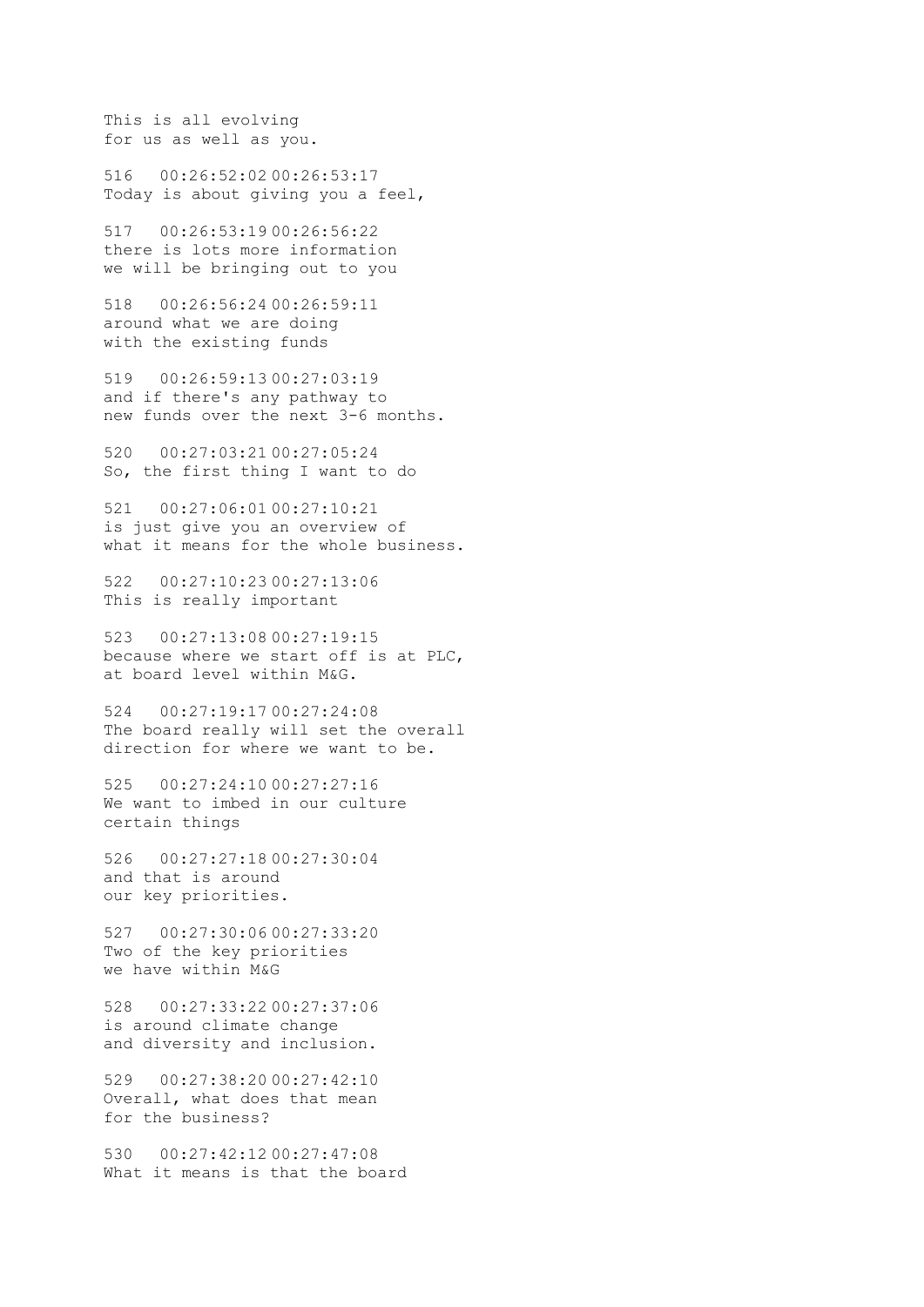This is all evolving
for us as well as you.

516 00:26:52:02 00:26:53:17
Today is about giving you a feel,

517 00:26:53:19 00:26:56:22
there is lots more information
we will be bringing out to you

518 00:26:56:24 00:26:59:11
around what we are doing
with the existing funds

519 00:26:59:13 00:27:03:19
and if there's any pathway to
new funds over the next 3-6 months.

520 00:27:03:21 00:27:05:24
So, the first thing I want to do

521 00:27:06:01 00:27:10:21
is just give you an overview of
what it means for the whole business.

522 00:27:10:23 00:27:13:06
This is really important

523 00:27:13:08 00:27:19:15
because where we start off is at PLC,
at board level within M&G.

524 00:27:19:17 00:27:24:08
The board really will set the overall
direction for where we want to be.

525 00:27:24:10 00:27:27:16
We want to imbed in our culture
certain things

526 00:27:27:18 00:27:30:04
and that is around
our key priorities.

527 00:27:30:06 00:27:33:20
Two of the key priorities
we have within M&G

528 00:27:33:22 00:27:37:06
is around climate change
and diversity and inclusion.

529 00:27:38:20 00:27:42:10
Overall, what does that mean
for the business?

530 00:27:42:12 00:27:47:08
What it means is that the board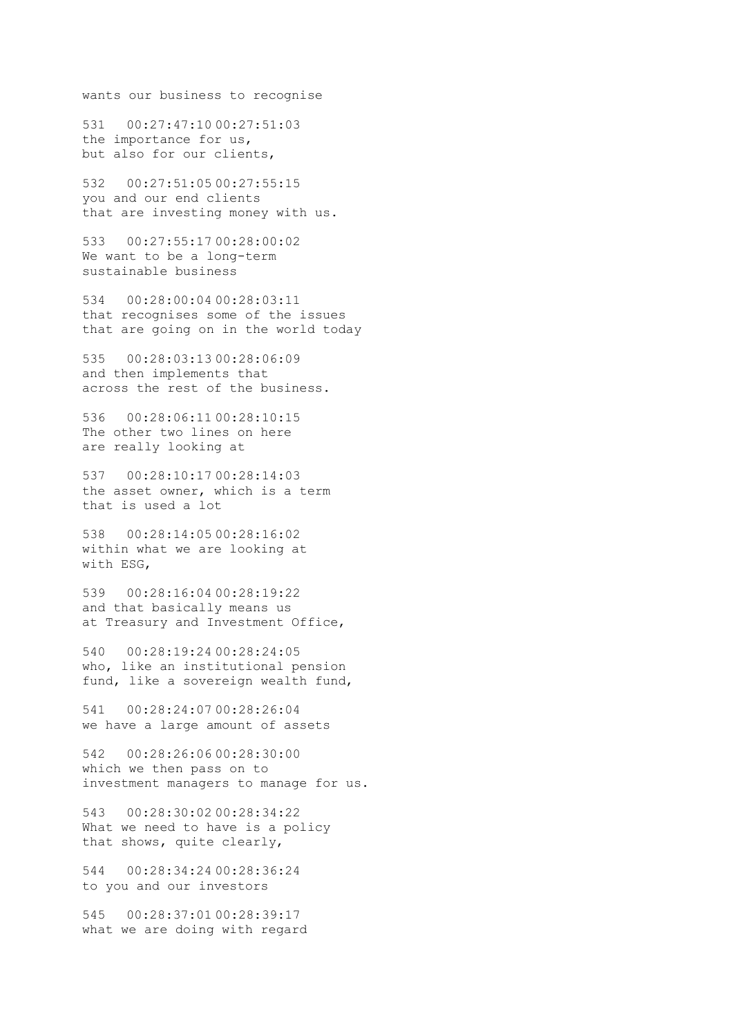wants our business to recognise

531 00:27:47:10 00:27:51:03
the importance for us,
but also for our clients,

532 00:27:51:05 00:27:55:15
you and our end clients
that are investing money with us.

533 00:27:55:17 00:28:00:02
We want to be a long-term
sustainable business

534 00:28:00:04 00:28:03:11
that recognises some of the issues
that are going on in the world today

535 00:28:03:13 00:28:06:09
and then implements that
across the rest of the business.

536 00:28:06:11 00:28:10:15
The other two lines on here
are really looking at

537 00:28:10:17 00:28:14:03
the asset owner, which is a term
that is used a lot

538 00:28:14:05 00:28:16:02
within what we are looking at
with ESG,

539 00:28:16:04 00:28:19:22
and that basically means us
at Treasury and Investment Office,

540 00:28:19:24 00:28:24:05
who, like an institutional pension
fund, like a sovereign wealth fund,

541 00:28:24:07 00:28:26:04
we have a large amount of assets

542 00:28:26:06 00:28:30:00
which we then pass on to
investment managers to manage for us.

543 00:28:30:02 00:28:34:22
What we need to have is a policy
that shows, quite clearly,

544 00:28:34:24 00:28:36:24
to you and our investors

545 00:28:37:01 00:28:39:17
what we are doing with regard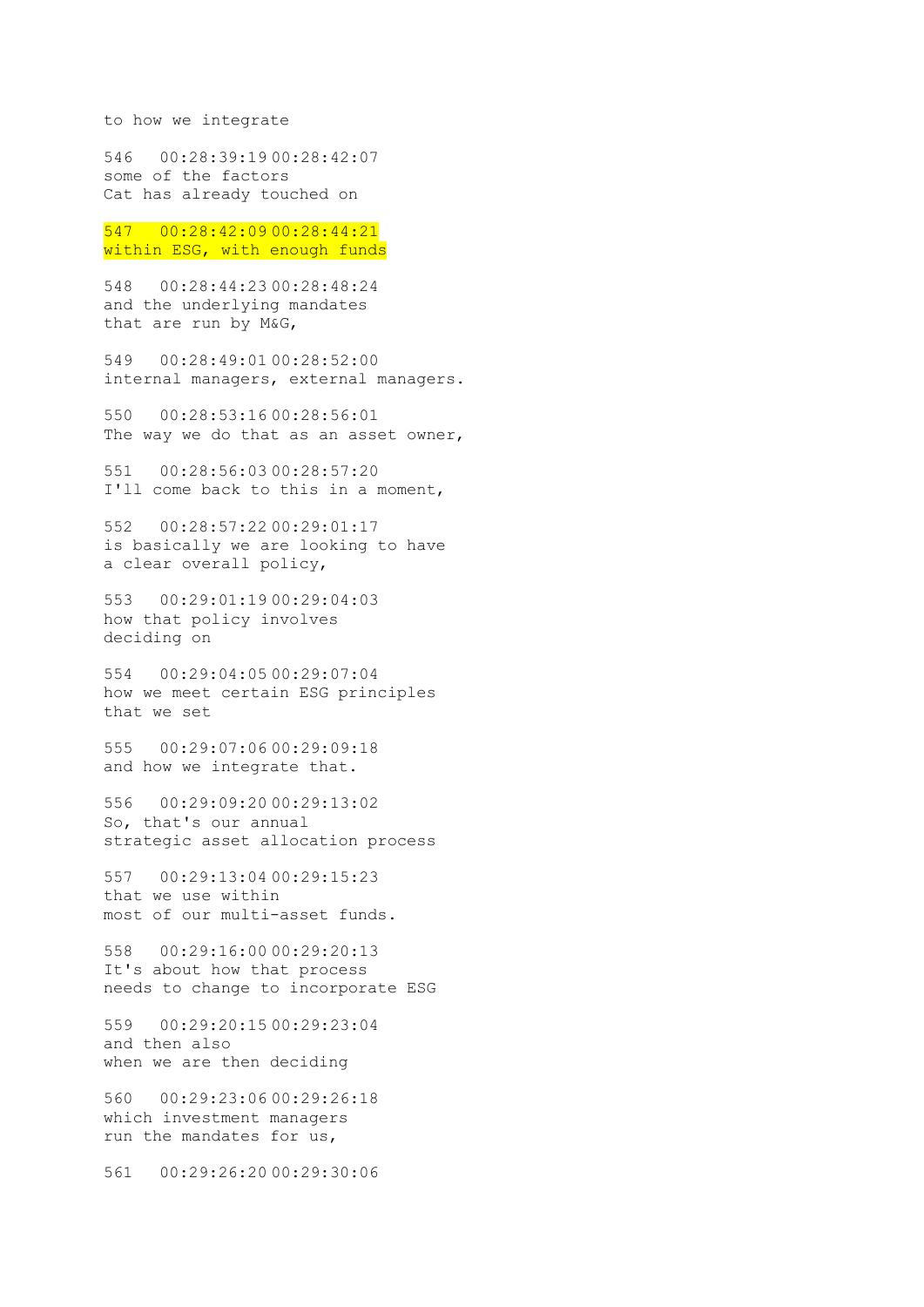to how we integrate

546   00:28:39:19 00:28:42:07
some of the factors
Cat has already touched on

547   00:28:42:09 00:28:44:21
within ESG, with enough funds

548   00:28:44:23 00:28:48:24
and the underlying mandates
that are run by M&G,

549   00:28:49:01 00:28:52:00
internal managers, external managers.

550   00:28:53:16 00:28:56:01
The way we do that as an asset owner,

551   00:28:56:03 00:28:57:20
I'll come back to this in a moment,

552   00:28:57:22 00:29:01:17
is basically we are looking to have
a clear overall policy,

553   00:29:01:19 00:29:04:03
how that policy involves
deciding on

554   00:29:04:05 00:29:07:04
how we meet certain ESG principles
that we set

555   00:29:07:06 00:29:09:18
and how we integrate that.

556   00:29:09:20 00:29:13:02
So, that's our annual
strategic asset allocation process

557   00:29:13:04 00:29:15:23
that we use within
most of our multi-asset funds.

558   00:29:16:00 00:29:20:13
It's about how that process
needs to change to incorporate ESG

559   00:29:20:15 00:29:23:04
and then also
when we are then deciding

560   00:29:23:06 00:29:26:18
which investment managers
run the mandates for us,

561   00:29:26:20 00:29:30:06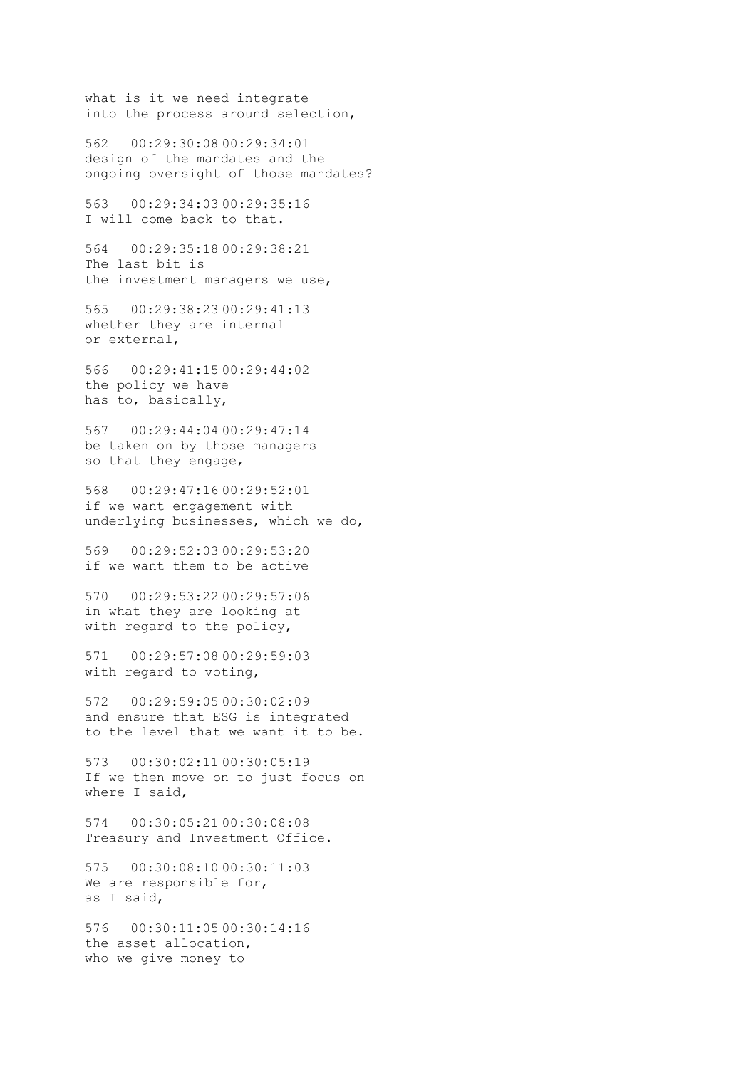what is it we need integrate
into the process around selection,

562   00:29:30:08 00:29:34:01
design of the mandates and the
ongoing oversight of those mandates?

563   00:29:34:03 00:29:35:16
I will come back to that.

564   00:29:35:18 00:29:38:21
The last bit is
the investment managers we use,

565   00:29:38:23 00:29:41:13
whether they are internal
or external,

566   00:29:41:15 00:29:44:02
the policy we have
has to, basically,

567   00:29:44:04 00:29:47:14
be taken on by those managers
so that they engage,

568   00:29:47:16 00:29:52:01
if we want engagement with
underlying businesses, which we do,

569   00:29:52:03 00:29:53:20
if we want them to be active

570   00:29:53:22 00:29:57:06
in what they are looking at
with regard to the policy,

571   00:29:57:08 00:29:59:03
with regard to voting,

572   00:29:59:05 00:30:02:09
and ensure that ESG is integrated
to the level that we want it to be.

573   00:30:02:11 00:30:05:19
If we then move on to just focus on
where I said,

574   00:30:05:21 00:30:08:08
Treasury and Investment Office.

575   00:30:08:10 00:30:11:03
We are responsible for,
as I said,

576   00:30:11:05 00:30:14:16
the asset allocation,
who we give money to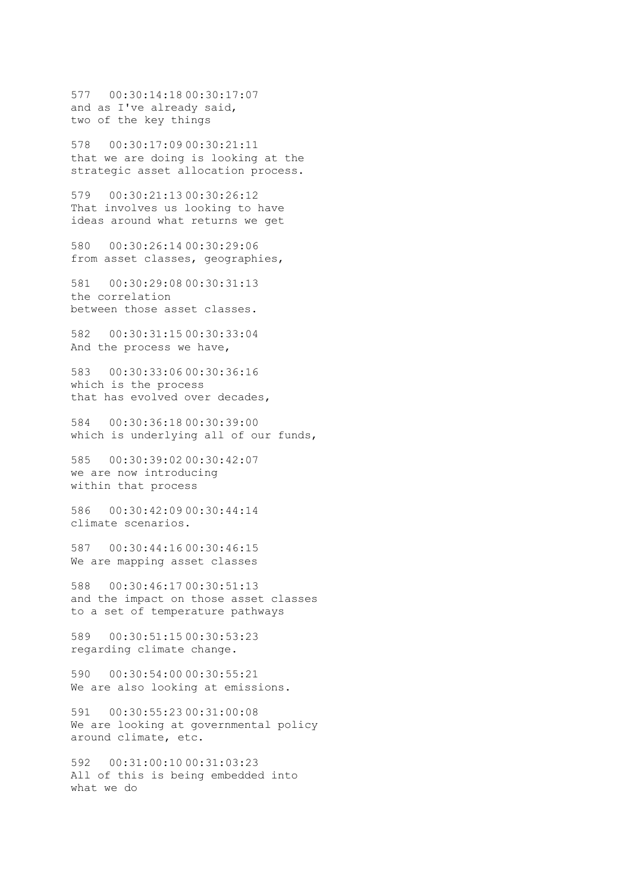577   00:30:14:18 00:30:17:07
and as I've already said,
two of the key things

578   00:30:17:09 00:30:21:11
that we are doing is looking at the
strategic asset allocation process.

579   00:30:21:13 00:30:26:12
That involves us looking to have
ideas around what returns we get

580   00:30:26:14 00:30:29:06
from asset classes, geographies,

581   00:30:29:08 00:30:31:13
the correlation
between those asset classes.

582   00:30:31:15 00:30:33:04
And the process we have,

583   00:30:33:06 00:30:36:16
which is the process
that has evolved over decades,

584   00:30:36:18 00:30:39:00
which is underlying all of our funds,

585   00:30:39:02 00:30:42:07
we are now introducing
within that process

586   00:30:42:09 00:30:44:14
climate scenarios.

587   00:30:44:16 00:30:46:15
We are mapping asset classes

588   00:30:46:17 00:30:51:13
and the impact on those asset classes
to a set of temperature pathways

589   00:30:51:15 00:30:53:23
regarding climate change.

590   00:30:54:00 00:30:55:21
We are also looking at emissions.

591   00:30:55:23 00:31:00:08
We are looking at governmental policy
around climate, etc.

592   00:31:00:10 00:31:03:23
All of this is being embedded into
what we do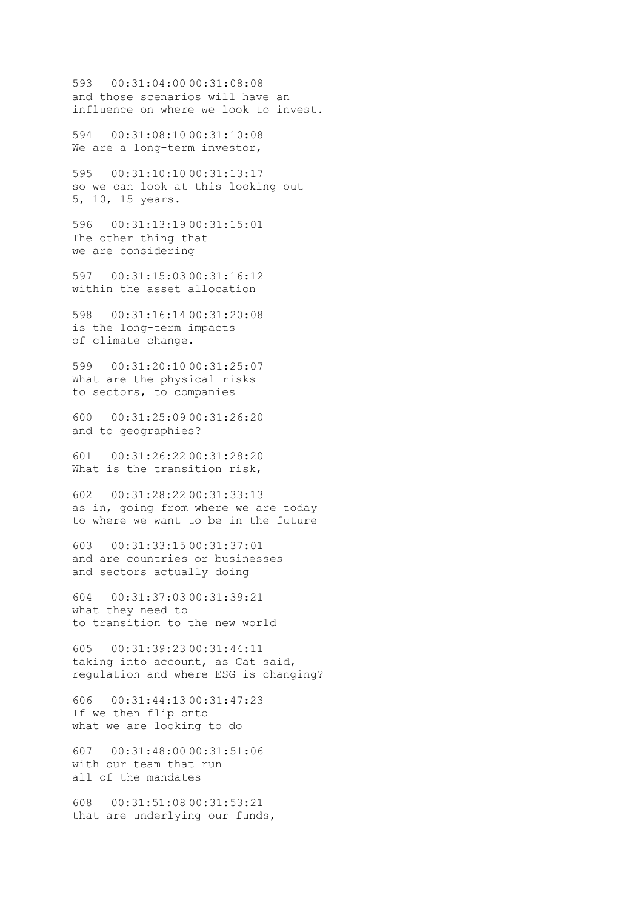593   00:31:04:00 00:31:08:08
and those scenarios will have an
influence on where we look to invest.

594   00:31:08:10 00:31:10:08
We are a long-term investor,

595   00:31:10:10 00:31:13:17
so we can look at this looking out
5, 10, 15 years.

596   00:31:13:19 00:31:15:01
The other thing that
we are considering

597   00:31:15:03 00:31:16:12
within the asset allocation

598   00:31:16:14 00:31:20:08
is the long-term impacts
of climate change.

599   00:31:20:10 00:31:25:07
What are the physical risks
to sectors, to companies

600   00:31:25:09 00:31:26:20
and to geographies?

601   00:31:26:22 00:31:28:20
What is the transition risk,

602   00:31:28:22 00:31:33:13
as in, going from where we are today
to where we want to be in the future

603   00:31:33:15 00:31:37:01
and are countries or businesses
and sectors actually doing

604   00:31:37:03 00:31:39:21
what they need to
to transition to the new world

605   00:31:39:23 00:31:44:11
taking into account, as Cat said,
regulation and where ESG is changing?

606   00:31:44:13 00:31:47:23
If we then flip onto
what we are looking to do

607   00:31:48:00 00:31:51:06
with our team that run
all of the mandates

608   00:31:51:08 00:31:53:21
that are underlying our funds,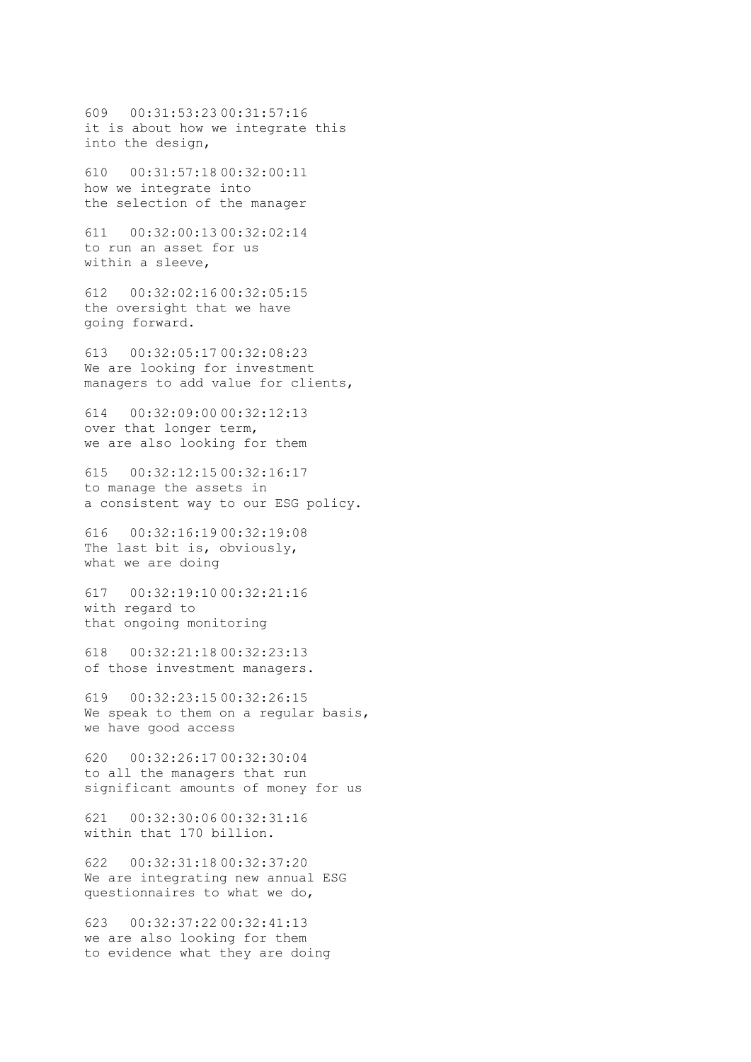609 00:31:53:23 00:31:57:16
it is about how we integrate this
into the design,

610 00:31:57:18 00:32:00:11
how we integrate into
the selection of the manager

611 00:32:00:13 00:32:02:14
to run an asset for us
within a sleeve,

612 00:32:02:16 00:32:05:15
the oversight that we have
going forward.

613 00:32:05:17 00:32:08:23
We are looking for investment
managers to add value for clients,

614 00:32:09:00 00:32:12:13
over that longer term,
we are also looking for them

615 00:32:12:15 00:32:16:17
to manage the assets in
a consistent way to our ESG policy.

616 00:32:16:19 00:32:19:08
The last bit is, obviously,
what we are doing

617 00:32:19:10 00:32:21:16
with regard to
that ongoing monitoring

618 00:32:21:18 00:32:23:13
of those investment managers.

619 00:32:23:15 00:32:26:15
We speak to them on a regular basis,
we have good access

620 00:32:26:17 00:32:30:04
to all the managers that run
significant amounts of money for us

621 00:32:30:06 00:32:31:16
within that 170 billion.

622 00:32:31:18 00:32:37:20
We are integrating new annual ESG
questionnaires to what we do,

623 00:32:37:22 00:32:41:13
we are also looking for them
to evidence what they are doing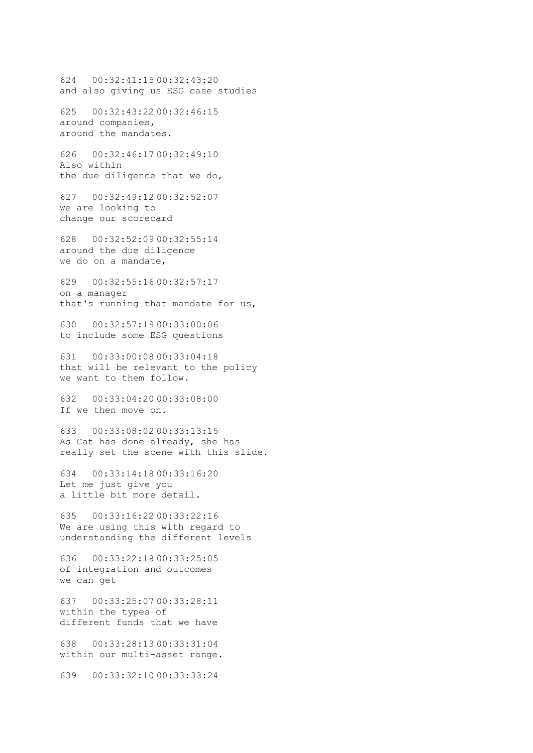624   00:32:41:15 00:32:43:20
and also giving us ESG case studies

625   00:32:43:22 00:32:46:15
around companies,
around the mandates.

626   00:32:46:17 00:32:49:10
Also within
the due diligence that we do,

627   00:32:49:12 00:32:52:07
we are looking to
change our scorecard

628   00:32:52:09 00:32:55:14
around the due diligence
we do on a mandate,

629   00:32:55:16 00:32:57:17
on a manager
that's running that mandate for us,

630   00:32:57:19 00:33:00:06
to include some ESG questions

631   00:33:00:08 00:33:04:18
that will be relevant to the policy
we want to them follow.

632   00:33:04:20 00:33:08:00
If we then move on.

633   00:33:08:02 00:33:13:15
As Cat has done already, she has
really set the scene with this slide.

634   00:33:14:18 00:33:16:20
Let me just give you
a little bit more detail.

635   00:33:16:22 00:33:22:16
We are using this with regard to
understanding the different levels

636   00:33:22:18 00:33:25:05
of integration and outcomes
we can get

637   00:33:25:07 00:33:28:11
within the types of
different funds that we have

638   00:33:28:13 00:33:31:04
within our multi-asset range.

639   00:33:32:10 00:33:33:24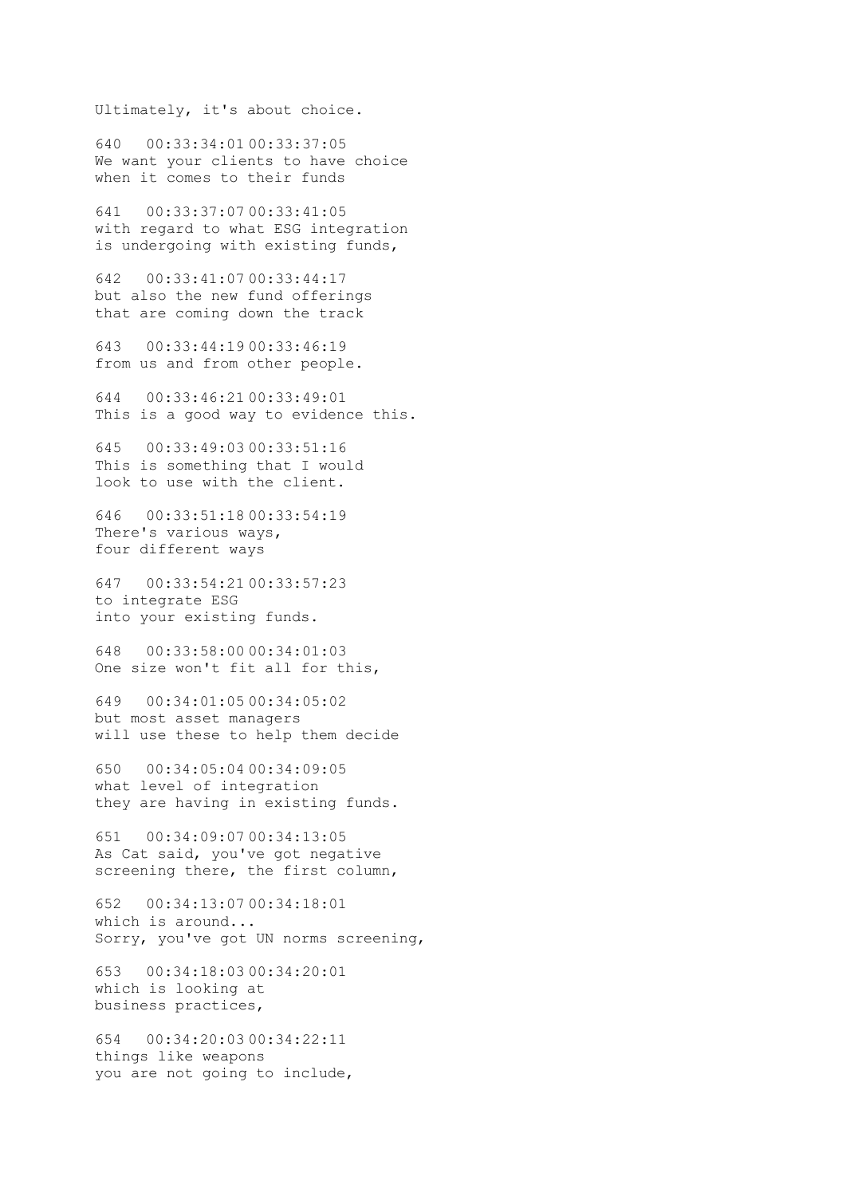Ultimately, it's about choice.

640 00:33:34:01 00:33:37:05
We want your clients to have choice
when it comes to their funds

641 00:33:37:07 00:33:41:05
with regard to what ESG integration
is undergoing with existing funds,

642 00:33:41:07 00:33:44:17
but also the new fund offerings
that are coming down the track

643 00:33:44:19 00:33:46:19
from us and from other people.

644 00:33:46:21 00:33:49:01
This is a good way to evidence this.

645 00:33:49:03 00:33:51:16
This is something that I would
look to use with the client.

646 00:33:51:18 00:33:54:19
There's various ways,
four different ways

647 00:33:54:21 00:33:57:23
to integrate ESG
into your existing funds.

648 00:33:58:00 00:34:01:03
One size won't fit all for this,

649 00:34:01:05 00:34:05:02
but most asset managers
will use these to help them decide

650 00:34:05:04 00:34:09:05
what level of integration
they are having in existing funds.

651 00:34:09:07 00:34:13:05
As Cat said, you've got negative
screening there, the first column,

652 00:34:13:07 00:34:18:01
which is around...
Sorry, you've got UN norms screening,

653 00:34:18:03 00:34:20:01
which is looking at
business practices,

654 00:34:20:03 00:34:22:11
things like weapons
you are not going to include,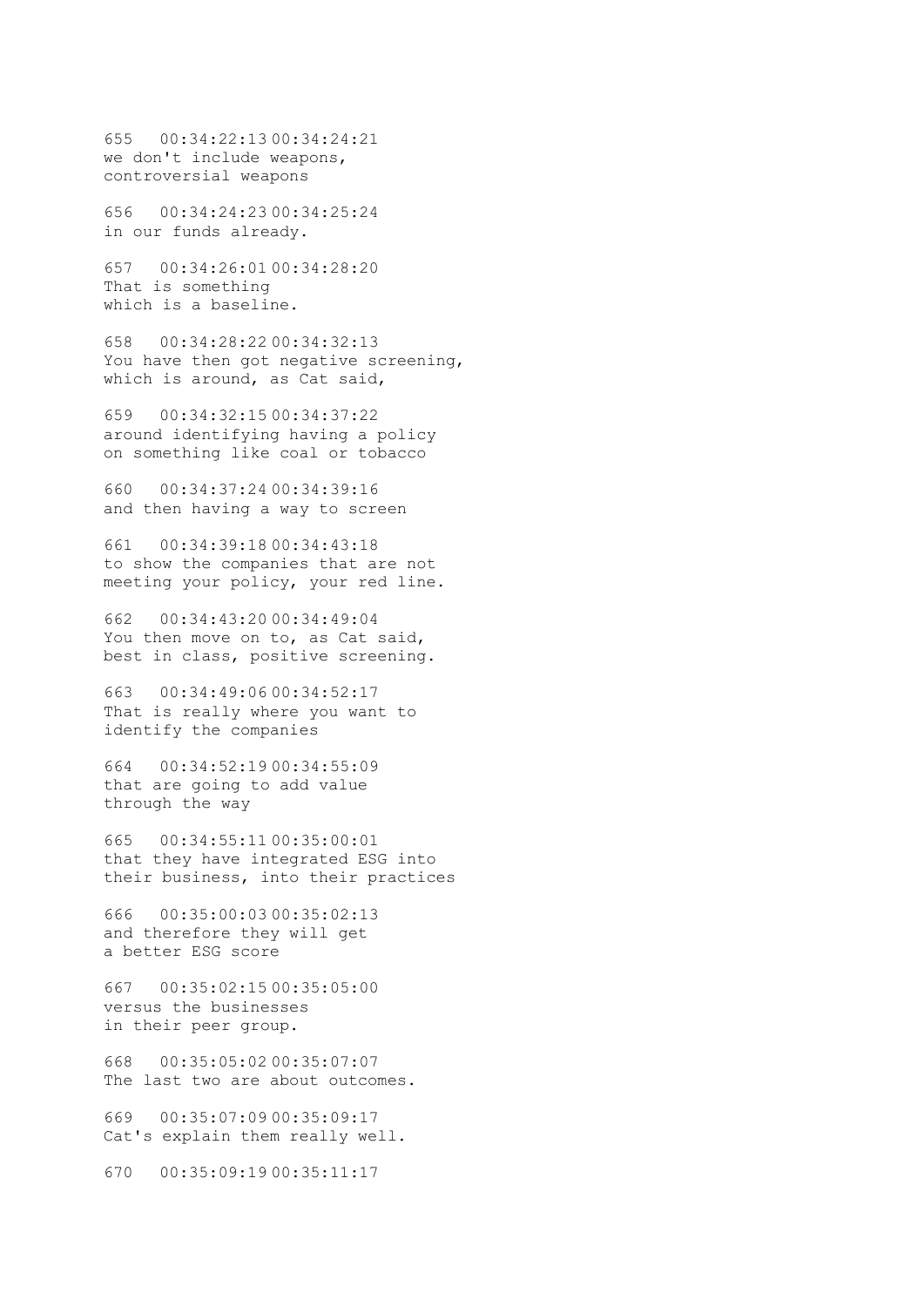655   00:34:22:13 00:34:24:21
we don't include weapons,
controversial weapons

656   00:34:24:23 00:34:25:24
in our funds already.

657   00:34:26:01 00:34:28:20
That is something
which is a baseline.

658   00:34:28:22 00:34:32:13
You have then got negative screening,
which is around, as Cat said,

659   00:34:32:15 00:34:37:22
around identifying having a policy
on something like coal or tobacco

660   00:34:37:24 00:34:39:16
and then having a way to screen

661   00:34:39:18 00:34:43:18
to show the companies that are not
meeting your policy, your red line.

662   00:34:43:20 00:34:49:04
You then move on to, as Cat said,
best in class, positive screening.

663   00:34:49:06 00:34:52:17
That is really where you want to
identify the companies

664   00:34:52:19 00:34:55:09
that are going to add value
through the way

665   00:34:55:11 00:35:00:01
that they have integrated ESG into
their business, into their practices

666   00:35:00:03 00:35:02:13
and therefore they will get
a better ESG score

667   00:35:02:15 00:35:05:00
versus the businesses
in their peer group.

668   00:35:05:02 00:35:07:07
The last two are about outcomes.

669   00:35:07:09 00:35:09:17
Cat's explain them really well.

670   00:35:09:19 00:35:11:17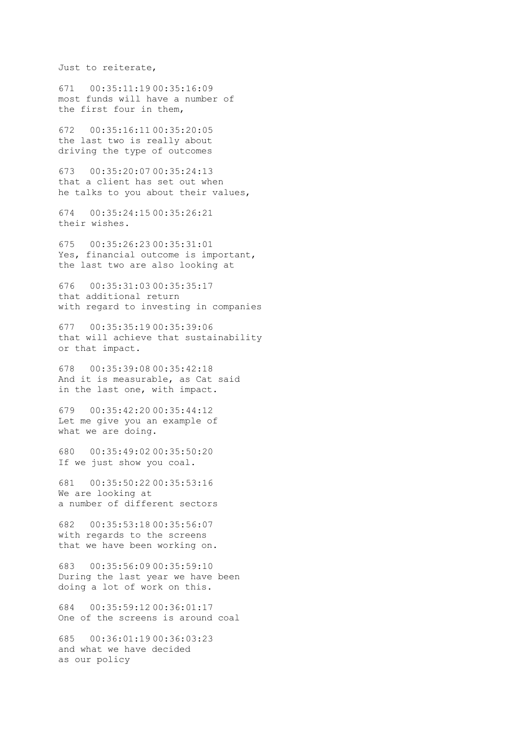Just to reiterate,

671 00:35:11:19 00:35:16:09
most funds will have a number of
the first four in them,

672 00:35:16:11 00:35:20:05
the last two is really about
driving the type of outcomes

673 00:35:20:07 00:35:24:13
that a client has set out when
he talks to you about their values,

674 00:35:24:15 00:35:26:21
their wishes.

675 00:35:26:23 00:35:31:01
Yes, financial outcome is important,
the last two are also looking at

676 00:35:31:03 00:35:35:17
that additional return
with regard to investing in companies

677 00:35:35:19 00:35:39:06
that will achieve that sustainability
or that impact.

678 00:35:39:08 00:35:42:18
And it is measurable, as Cat said
in the last one, with impact.

679 00:35:42:20 00:35:44:12
Let me give you an example of
what we are doing.

680 00:35:49:02 00:35:50:20
If we just show you coal.

681 00:35:50:22 00:35:53:16
We are looking at
a number of different sectors

682 00:35:53:18 00:35:56:07
with regards to the screens
that we have been working on.

683 00:35:56:09 00:35:59:10
During the last year we have been
doing a lot of work on this.

684 00:35:59:12 00:36:01:17
One of the screens is around coal

685 00:36:01:19 00:36:03:23
and what we have decided
as our policy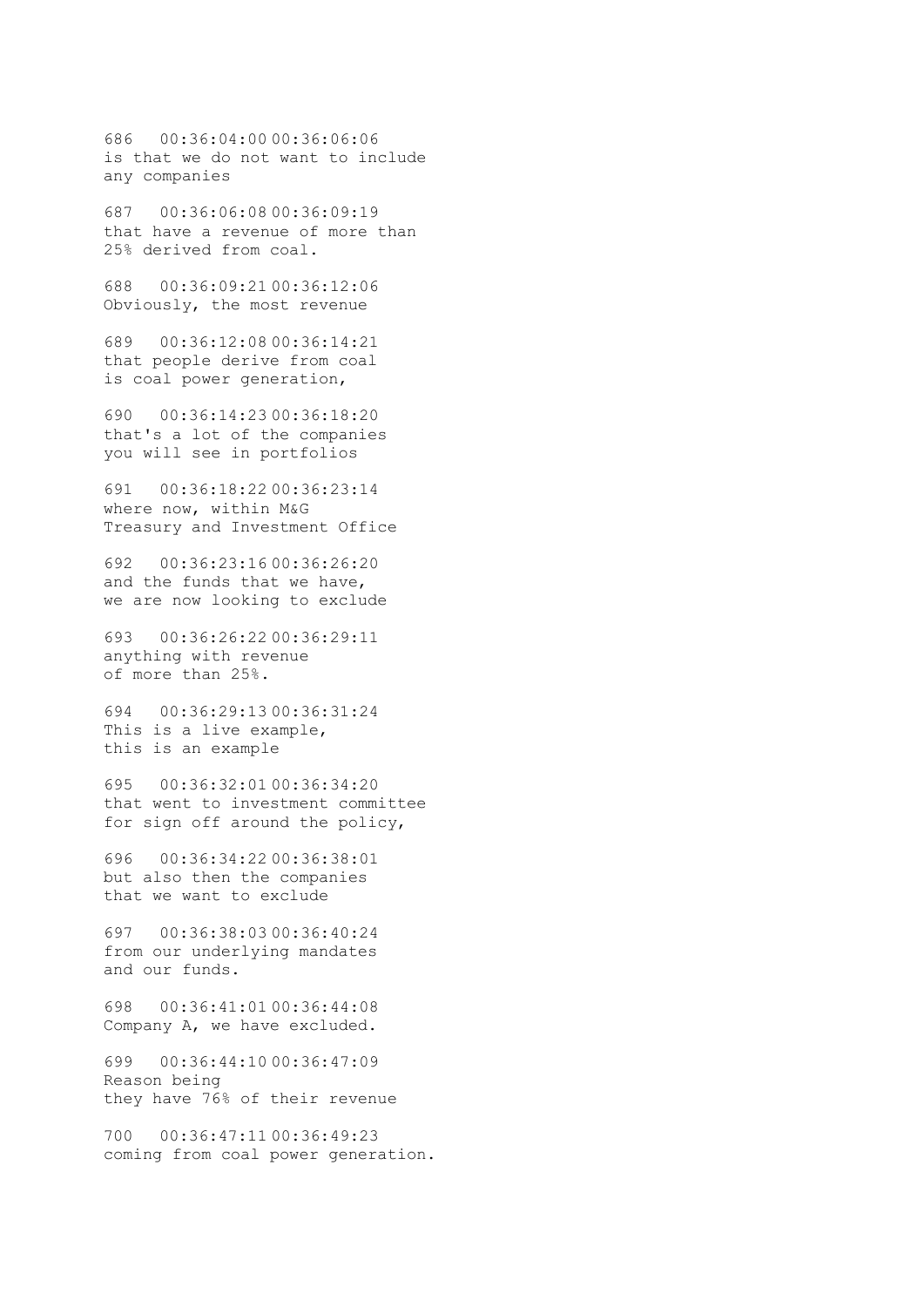686   00:36:04:00 00:36:06:06
is that we do not want to include
any companies

687   00:36:06:08 00:36:09:19
that have a revenue of more than
25% derived from coal.

688   00:36:09:21 00:36:12:06
Obviously, the most revenue

689   00:36:12:08 00:36:14:21
that people derive from coal
is coal power generation,

690   00:36:14:23 00:36:18:20
that's a lot of the companies
you will see in portfolios

691   00:36:18:22 00:36:23:14
where now, within M&G
Treasury and Investment Office

692   00:36:23:16 00:36:26:20
and the funds that we have,
we are now looking to exclude

693   00:36:26:22 00:36:29:11
anything with revenue
of more than 25%.

694   00:36:29:13 00:36:31:24
This is a live example,
this is an example

695   00:36:32:01 00:36:34:20
that went to investment committee
for sign off around the policy,

696   00:36:34:22 00:36:38:01
but also then the companies
that we want to exclude

697   00:36:38:03 00:36:40:24
from our underlying mandates
and our funds.

698   00:36:41:01 00:36:44:08
Company A, we have excluded.

699   00:36:44:10 00:36:47:09
Reason being
they have 76% of their revenue

700   00:36:47:11 00:36:49:23
coming from coal power generation.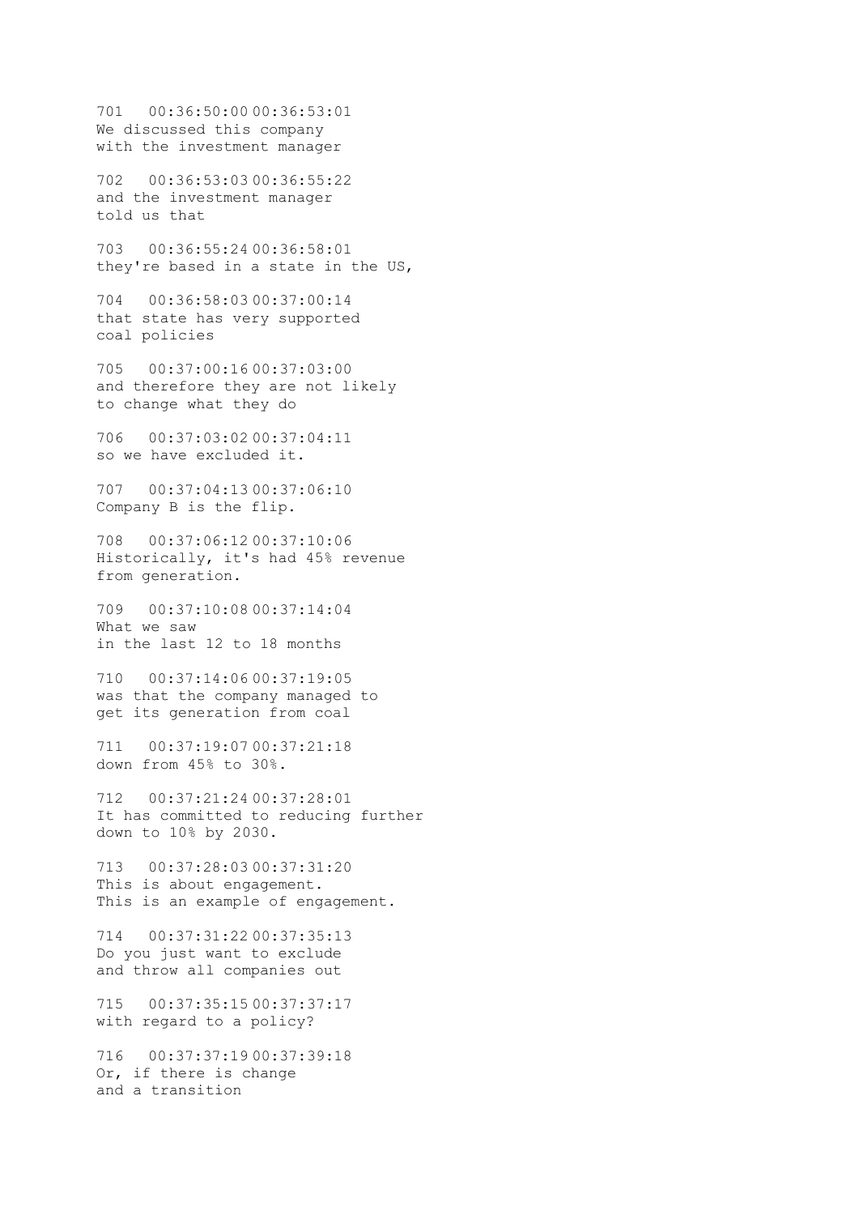701   00:36:50:00 00:36:53:01
We discussed this company
with the investment manager

702   00:36:53:03 00:36:55:22
and the investment manager
told us that

703   00:36:55:24 00:36:58:01
they're based in a state in the US,

704   00:36:58:03 00:37:00:14
that state has very supported
coal policies

705   00:37:00:16 00:37:03:00
and therefore they are not likely
to change what they do

706   00:37:03:02 00:37:04:11
so we have excluded it.

707   00:37:04:13 00:37:06:10
Company B is the flip.

708   00:37:06:12 00:37:10:06
Historically, it's had 45% revenue
from generation.

709   00:37:10:08 00:37:14:04
What we saw
in the last 12 to 18 months

710   00:37:14:06 00:37:19:05
was that the company managed to
get its generation from coal

711   00:37:19:07 00:37:21:18
down from 45% to 30%.

712   00:37:21:24 00:37:28:01
It has committed to reducing further
down to 10% by 2030.

713   00:37:28:03 00:37:31:20
This is about engagement.
This is an example of engagement.

714   00:37:31:22 00:37:35:13
Do you just want to exclude
and throw all companies out

715   00:37:35:15 00:37:37:17
with regard to a policy?

716   00:37:37:19 00:37:39:18
Or, if there is change
and a transition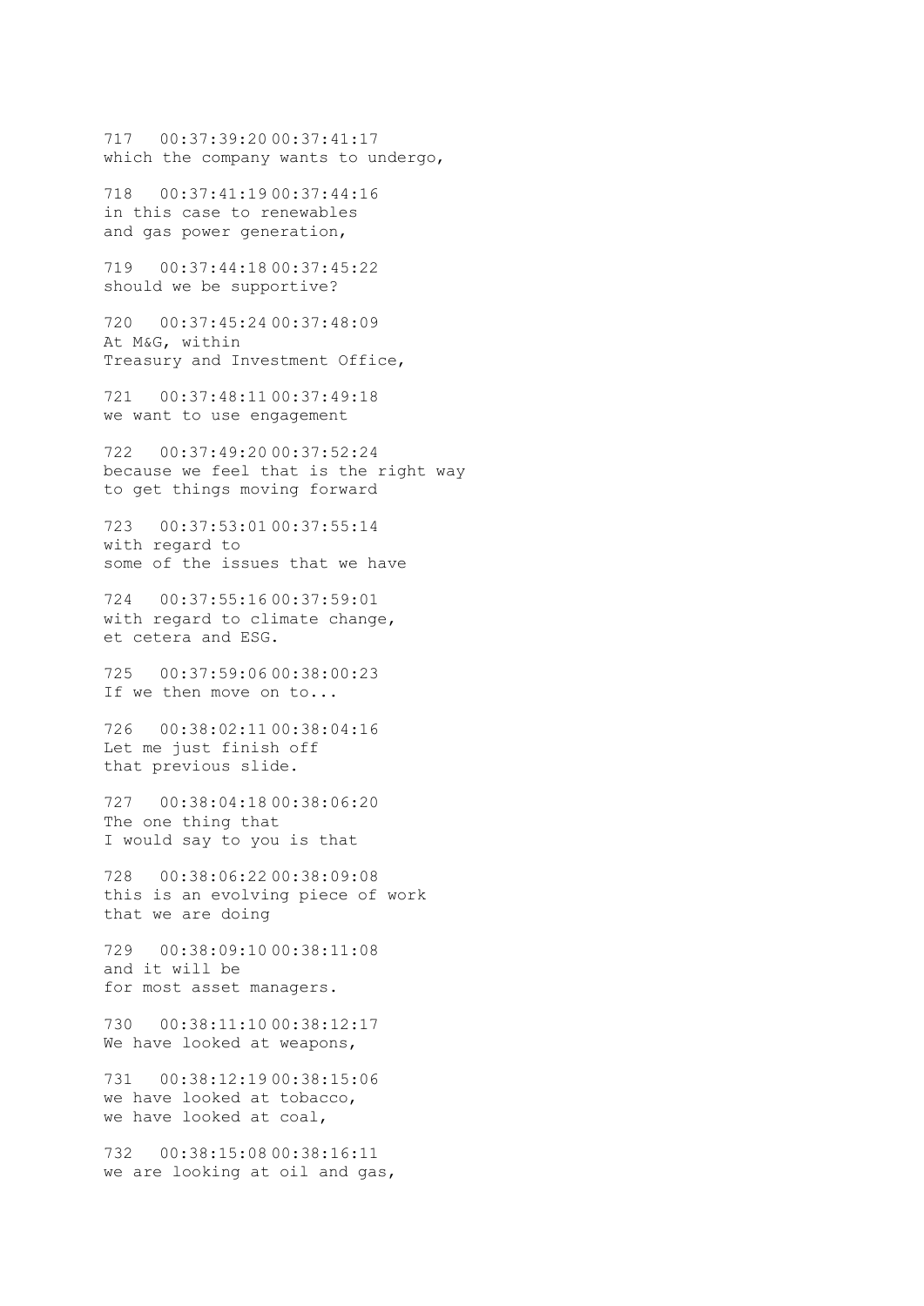717   00:37:39:20 00:37:41:17
which the company wants to undergo,

718   00:37:41:19 00:37:44:16
in this case to renewables
and gas power generation,

719   00:37:44:18 00:37:45:22
should we be supportive?

720   00:37:45:24 00:37:48:09
At M&G, within
Treasury and Investment Office,

721   00:37:48:11 00:37:49:18
we want to use engagement

722   00:37:49:20 00:37:52:24
because we feel that is the right way
to get things moving forward

723   00:37:53:01 00:37:55:14
with regard to
some of the issues that we have

724   00:37:55:16 00:37:59:01
with regard to climate change,
et cetera and ESG.

725   00:37:59:06 00:38:00:23
If we then move on to...

726   00:38:02:11 00:38:04:16
Let me just finish off
that previous slide.

727   00:38:04:18 00:38:06:20
The one thing that
I would say to you is that

728   00:38:06:22 00:38:09:08
this is an evolving piece of work
that we are doing

729   00:38:09:10 00:38:11:08
and it will be
for most asset managers.

730   00:38:11:10 00:38:12:17
We have looked at weapons,

731   00:38:12:19 00:38:15:06
we have looked at tobacco,
we have looked at coal,

732   00:38:15:08 00:38:16:11
we are looking at oil and gas,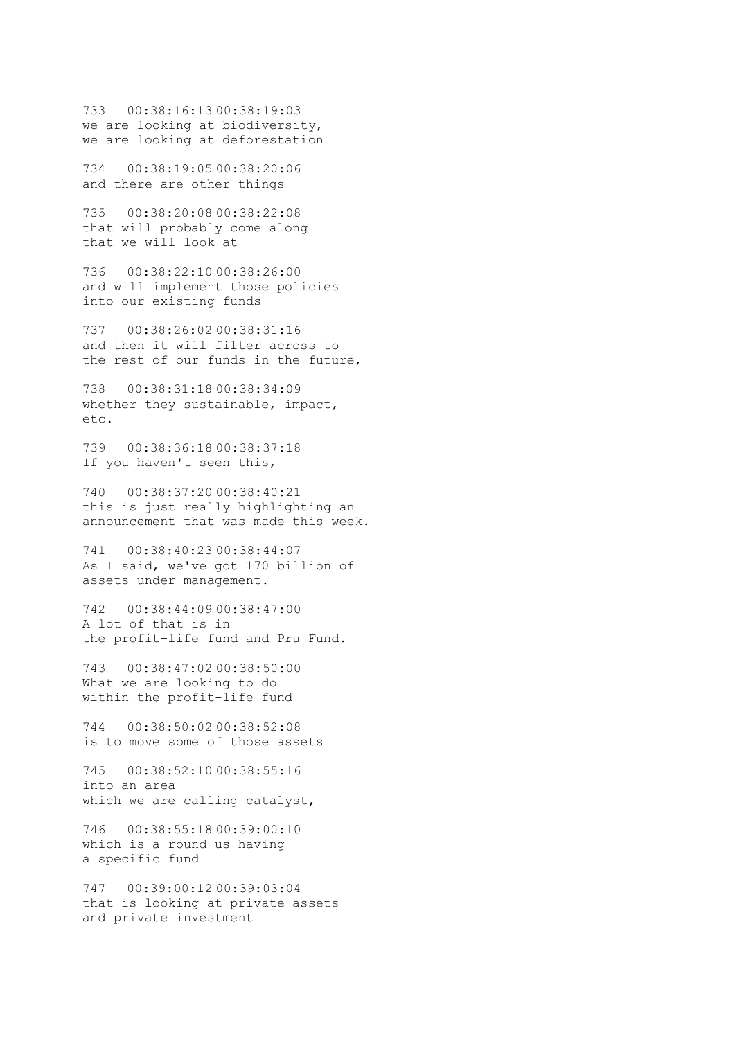733 00:38:16:13 00:38:19:03
we are looking at biodiversity,
we are looking at deforestation

734 00:38:19:05 00:38:20:06
and there are other things

735 00:38:20:08 00:38:22:08
that will probably come along
that we will look at

736 00:38:22:10 00:38:26:00
and will implement those policies
into our existing funds

737 00:38:26:02 00:38:31:16
and then it will filter across to
the rest of our funds in the future,

738 00:38:31:18 00:38:34:09
whether they sustainable, impact,
etc.

739 00:38:36:18 00:38:37:18
If you haven't seen this,

740 00:38:37:20 00:38:40:21
this is just really highlighting an
announcement that was made this week.

741 00:38:40:23 00:38:44:07
As I said, we've got 170 billion of
assets under management.

742 00:38:44:09 00:38:47:00
A lot of that is in
the profit-life fund and Pru Fund.

743 00:38:47:02 00:38:50:00
What we are looking to do
within the profit-life fund

744 00:38:50:02 00:38:52:08
is to move some of those assets

745 00:38:52:10 00:38:55:16
into an area
which we are calling catalyst,

746 00:38:55:18 00:39:00:10
which is a round us having
a specific fund

747 00:39:00:12 00:39:03:04
that is looking at private assets
and private investment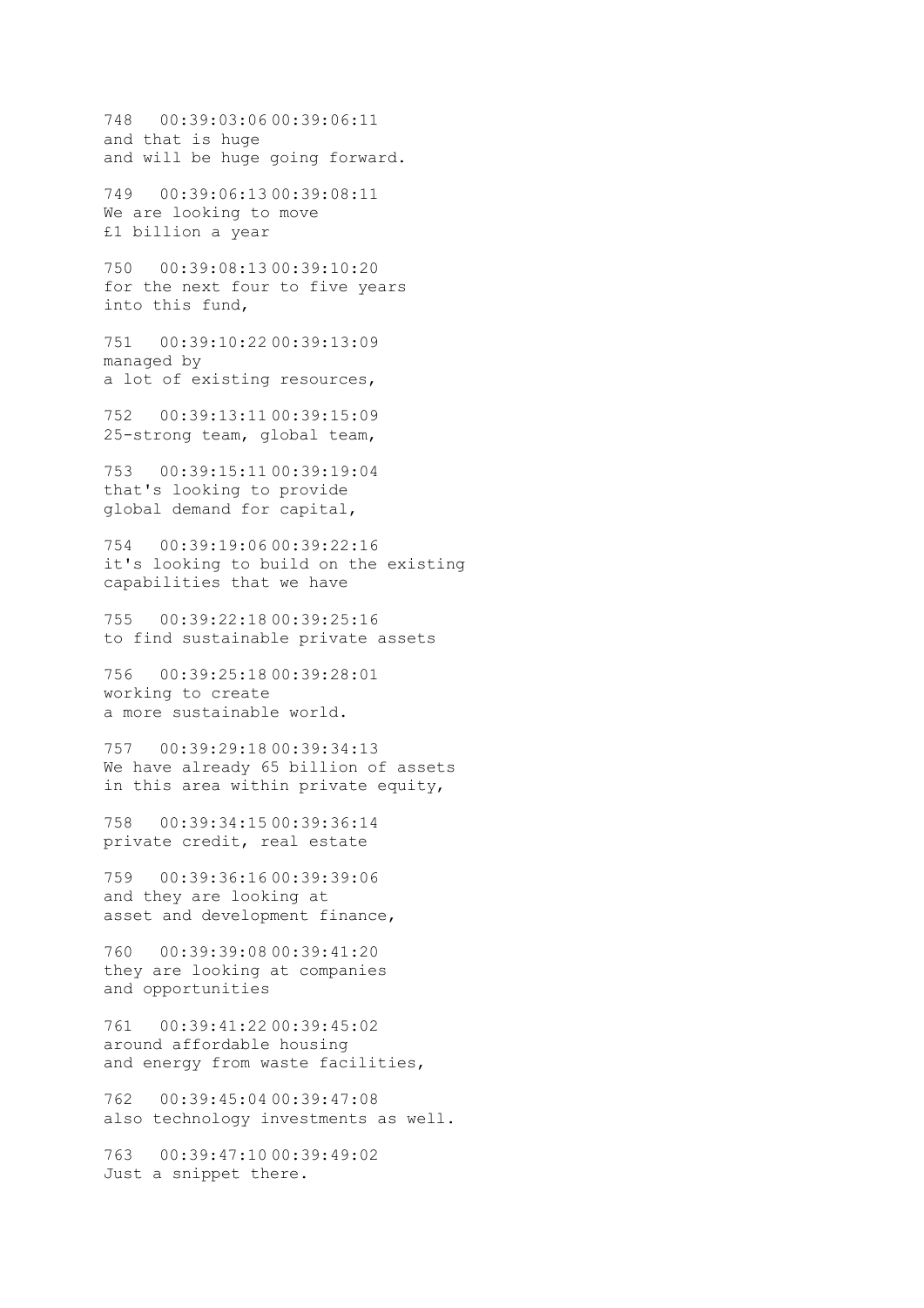748   00:39:03:06 00:39:06:11
and that is huge
and will be huge going forward.

749   00:39:06:13 00:39:08:11
We are looking to move
£1 billion a year

750   00:39:08:13 00:39:10:20
for the next four to five years
into this fund,

751   00:39:10:22 00:39:13:09
managed by
a lot of existing resources,

752   00:39:13:11 00:39:15:09
25-strong team, global team,

753   00:39:15:11 00:39:19:04
that's looking to provide
global demand for capital,

754   00:39:19:06 00:39:22:16
it's looking to build on the existing
capabilities that we have

755   00:39:22:18 00:39:25:16
to find sustainable private assets

756   00:39:25:18 00:39:28:01
working to create
a more sustainable world.

757   00:39:29:18 00:39:34:13
We have already 65 billion of assets
in this area within private equity,

758   00:39:34:15 00:39:36:14
private credit, real estate

759   00:39:36:16 00:39:39:06
and they are looking at
asset and development finance,

760   00:39:39:08 00:39:41:20
they are looking at companies
and opportunities

761   00:39:41:22 00:39:45:02
around affordable housing
and energy from waste facilities,

762   00:39:45:04 00:39:47:08
also technology investments as well.

763   00:39:47:10 00:39:49:02
Just a snippet there.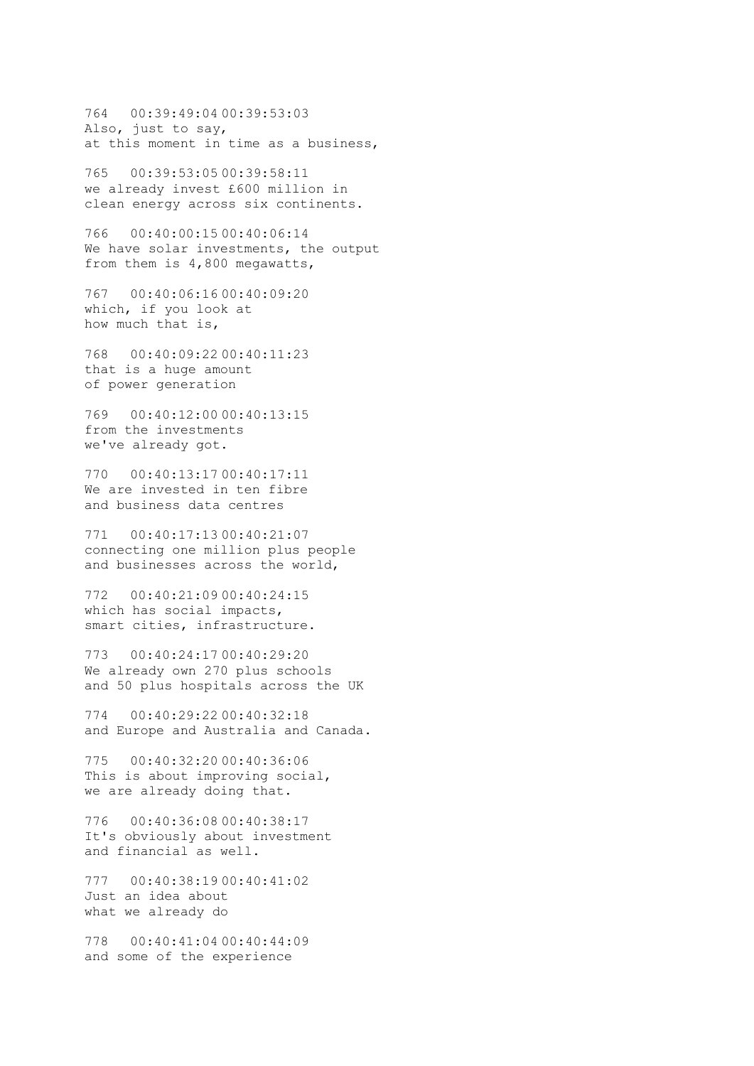764   00:39:49:04 00:39:53:03
Also, just to say,
at this moment in time as a business,

765   00:39:53:05 00:39:58:11
we already invest £600 million in
clean energy across six continents.

766   00:40:00:15 00:40:06:14
We have solar investments, the output
from them is 4,800 megawatts,

767   00:40:06:16 00:40:09:20
which, if you look at
how much that is,

768   00:40:09:22 00:40:11:23
that is a huge amount
of power generation

769   00:40:12:00 00:40:13:15
from the investments
we've already got.

770   00:40:13:17 00:40:17:11
We are invested in ten fibre
and business data centres

771   00:40:17:13 00:40:21:07
connecting one million plus people
and businesses across the world,

772   00:40:21:09 00:40:24:15
which has social impacts,
smart cities, infrastructure.

773   00:40:24:17 00:40:29:20
We already own 270 plus schools
and 50 plus hospitals across the UK

774   00:40:29:22 00:40:32:18
and Europe and Australia and Canada.

775   00:40:32:20 00:40:36:06
This is about improving social,
we are already doing that.

776   00:40:36:08 00:40:38:17
It's obviously about investment
and financial as well.

777   00:40:38:19 00:40:41:02
Just an idea about
what we already do

778   00:40:41:04 00:40:44:09
and some of the experience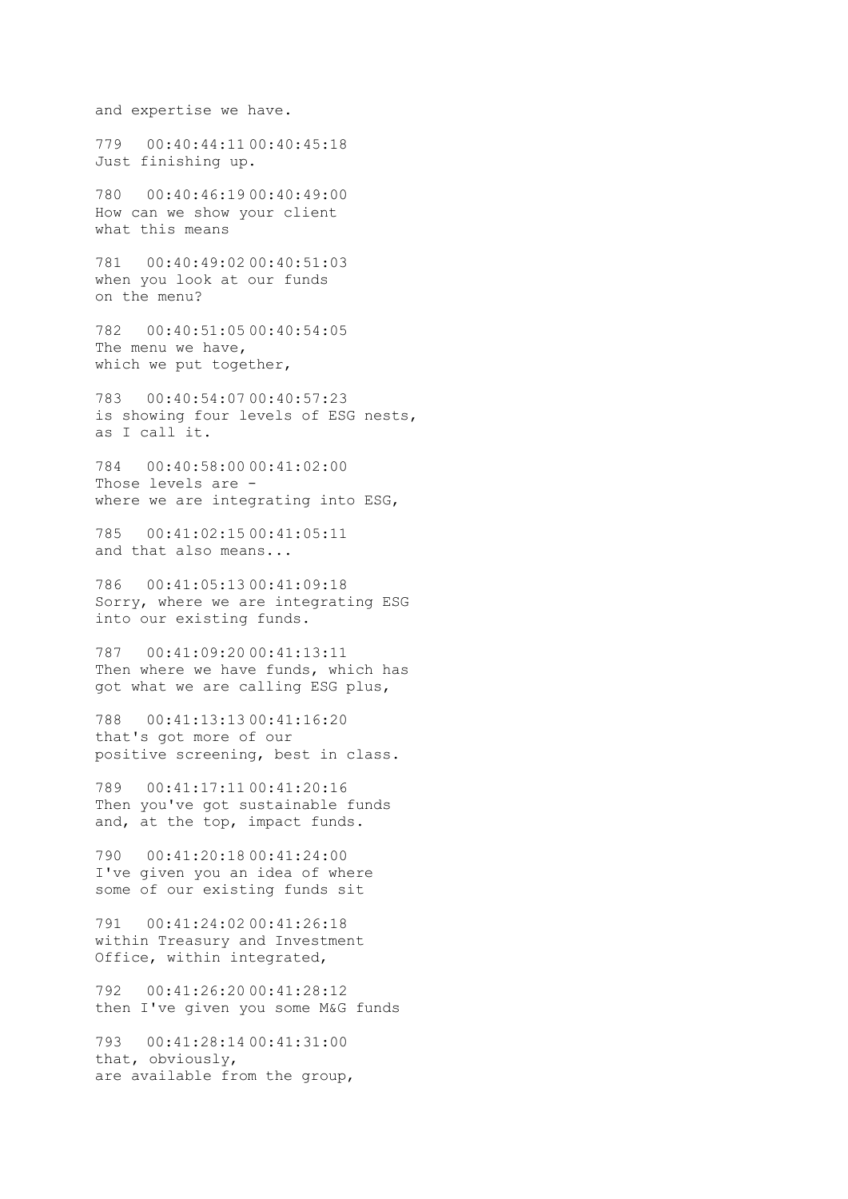and expertise we have.

779 00:40:44:11 00:40:45:18
Just finishing up.

780 00:40:46:19 00:40:49:00
How can we show your client
what this means

781 00:40:49:02 00:40:51:03
when you look at our funds
on the menu?

782 00:40:51:05 00:40:54:05
The menu we have,
which we put together,

783 00:40:54:07 00:40:57:23
is showing four levels of ESG nests,
as I call it.

784 00:40:58:00 00:41:02:00
Those levels are -
where we are integrating into ESG,

785 00:41:02:15 00:41:05:11
and that also means...

786 00:41:05:13 00:41:09:18
Sorry, where we are integrating ESG
into our existing funds.

787 00:41:09:20 00:41:13:11
Then where we have funds, which has
got what we are calling ESG plus,

788 00:41:13:13 00:41:16:20
that's got more of our
positive screening, best in class.

789 00:41:17:11 00:41:20:16
Then you've got sustainable funds
and, at the top, impact funds.

790 00:41:20:18 00:41:24:00
I've given you an idea of where
some of our existing funds sit

791 00:41:24:02 00:41:26:18
within Treasury and Investment
Office, within integrated,

792 00:41:26:20 00:41:28:12
then I've given you some M&G funds

793 00:41:28:14 00:41:31:00
that, obviously,
are available from the group,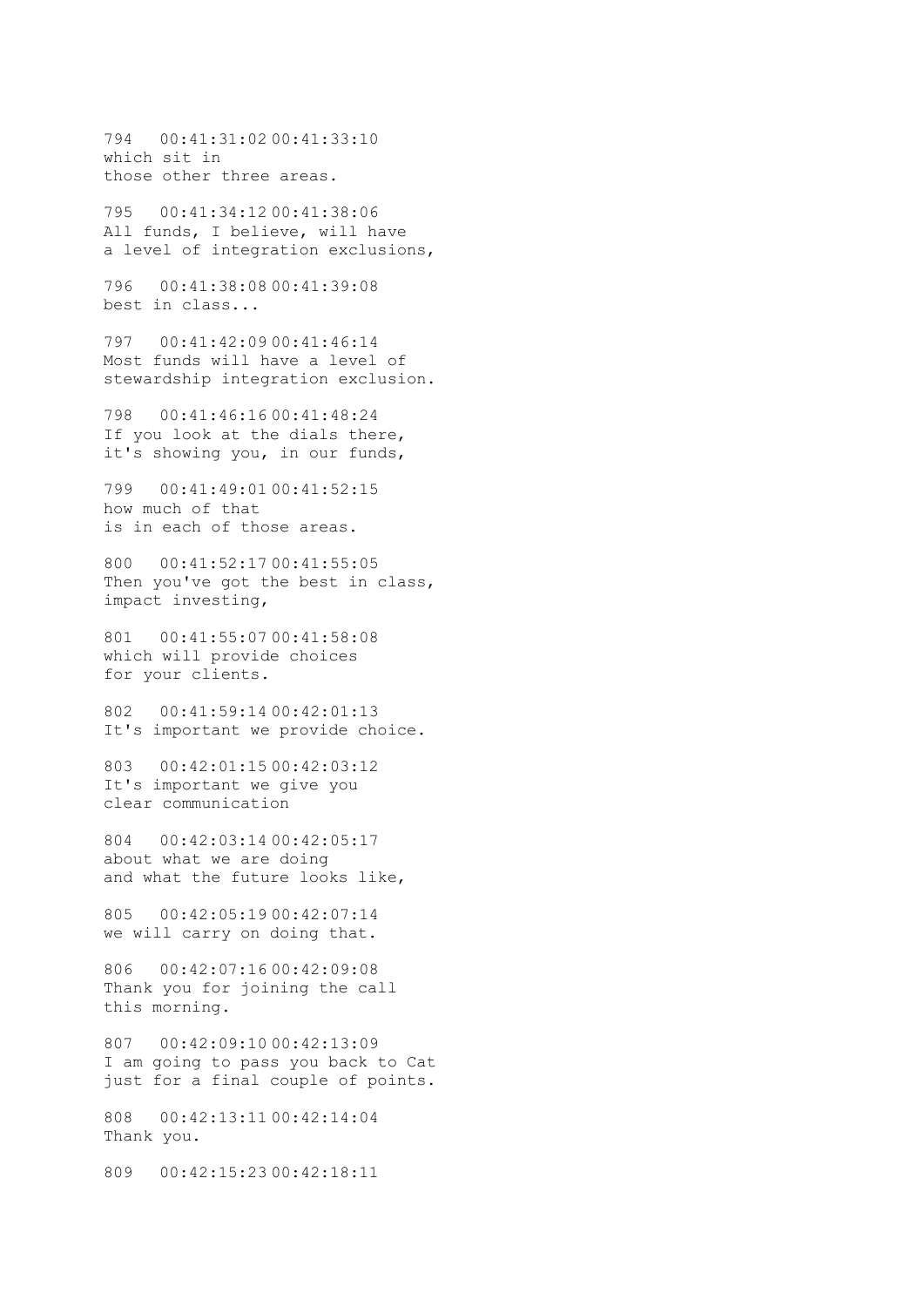794   00:41:31:02 00:41:33:10
which sit in
those other three areas.

795   00:41:34:12 00:41:38:06
All funds, I believe, will have
a level of integration exclusions,

796   00:41:38:08 00:41:39:08
best in class...

797   00:41:42:09 00:41:46:14
Most funds will have a level of
stewardship integration exclusion.

798   00:41:46:16 00:41:48:24
If you look at the dials there,
it's showing you, in our funds,

799   00:41:49:01 00:41:52:15
how much of that
is in each of those areas.

800   00:41:52:17 00:41:55:05
Then you've got the best in class,
impact investing,

801   00:41:55:07 00:41:58:08
which will provide choices
for your clients.

802   00:41:59:14 00:42:01:13
It's important we provide choice.

803   00:42:01:15 00:42:03:12
It's important we give you
clear communication

804   00:42:03:14 00:42:05:17
about what we are doing
and what the future looks like,

805   00:42:05:19 00:42:07:14
we will carry on doing that.

806   00:42:07:16 00:42:09:08
Thank you for joining the call
this morning.

807   00:42:09:10 00:42:13:09
I am going to pass you back to Cat
just for a final couple of points.

808   00:42:13:11 00:42:14:04
Thank you.

809   00:42:15:23 00:42:18:11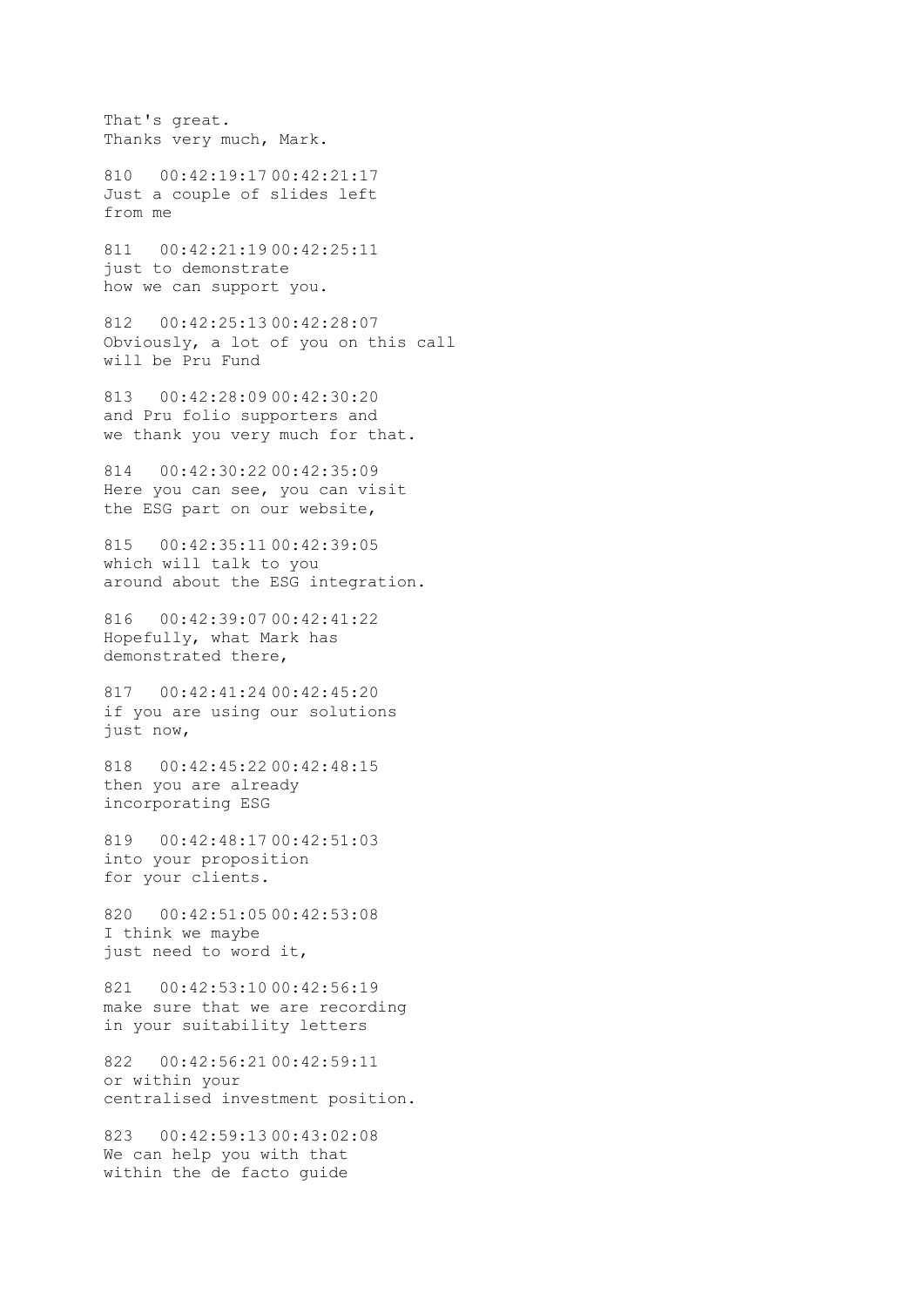That's great.
Thanks very much, Mark.

810   00:42:19:17 00:42:21:17
Just a couple of slides left
from me

811   00:42:21:19 00:42:25:11
just to demonstrate
how we can support you.

812   00:42:25:13 00:42:28:07
Obviously, a lot of you on this call
will be Pru Fund

813   00:42:28:09 00:42:30:20
and Pru folio supporters and
we thank you very much for that.

814   00:42:30:22 00:42:35:09
Here you can see, you can visit
the ESG part on our website,

815   00:42:35:11 00:42:39:05
which will talk to you
around about the ESG integration.

816   00:42:39:07 00:42:41:22
Hopefully, what Mark has
demonstrated there,

817   00:42:41:24 00:42:45:20
if you are using our solutions
just now,

818   00:42:45:22 00:42:48:15
then you are already
incorporating ESG

819   00:42:48:17 00:42:51:03
into your proposition
for your clients.

820   00:42:51:05 00:42:53:08
I think we maybe
just need to word it,

821   00:42:53:10 00:42:56:19
make sure that we are recording
in your suitability letters

822   00:42:56:21 00:42:59:11
or within your
centralised investment position.

823   00:42:59:13 00:43:02:08
We can help you with that
within the de facto guide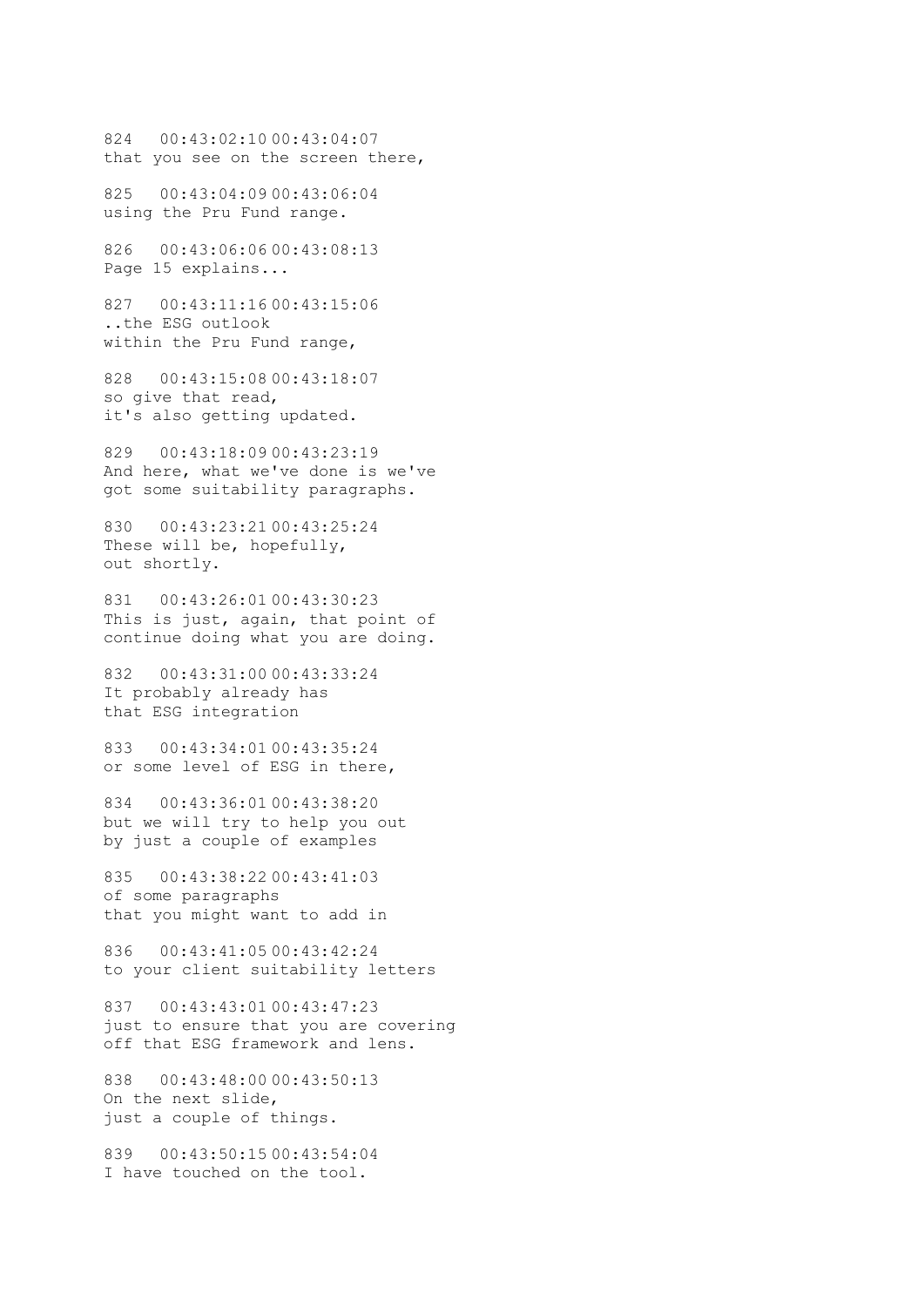824 00:43:02:10 00:43:04:07
that you see on the screen there,

825 00:43:04:09 00:43:06:04
using the Pru Fund range.

826 00:43:06:06 00:43:08:13
Page 15 explains...

827 00:43:11:16 00:43:15:06
..the ESG outlook
within the Pru Fund range,

828 00:43:15:08 00:43:18:07
so give that read,
it's also getting updated.

829 00:43:18:09 00:43:23:19
And here, what we've done is we've
got some suitability paragraphs.

830 00:43:23:21 00:43:25:24
These will be, hopefully,
out shortly.

831 00:43:26:01 00:43:30:23
This is just, again, that point of
continue doing what you are doing.

832 00:43:31:00 00:43:33:24
It probably already has
that ESG integration

833 00:43:34:01 00:43:35:24
or some level of ESG in there,

834 00:43:36:01 00:43:38:20
but we will try to help you out
by just a couple of examples

835 00:43:38:22 00:43:41:03
of some paragraphs
that you might want to add in

836 00:43:41:05 00:43:42:24
to your client suitability letters

837 00:43:43:01 00:43:47:23
just to ensure that you are covering
off that ESG framework and lens.

838 00:43:48:00 00:43:50:13
On the next slide,
just a couple of things.

839 00:43:50:15 00:43:54:04
I have touched on the tool.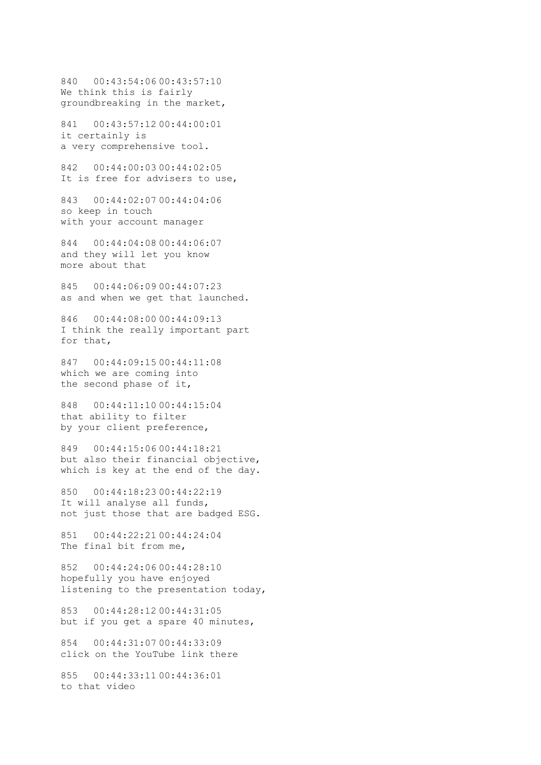840   00:43:54:06 00:43:57:10
We think this is fairly
groundbreaking in the market,

841   00:43:57:12 00:44:00:01
it certainly is
a very comprehensive tool.

842   00:44:00:03 00:44:02:05
It is free for advisers to use,

843   00:44:02:07 00:44:04:06
so keep in touch
with your account manager

844   00:44:04:08 00:44:06:07
and they will let you know
more about that

845   00:44:06:09 00:44:07:23
as and when we get that launched.

846   00:44:08:00 00:44:09:13
I think the really important part
for that,

847   00:44:09:15 00:44:11:08
which we are coming into
the second phase of it,

848   00:44:11:10 00:44:15:04
that ability to filter
by your client preference,

849   00:44:15:06 00:44:18:21
but also their financial objective,
which is key at the end of the day.

850   00:44:18:23 00:44:22:19
It will analyse all funds,
not just those that are badged ESG.

851   00:44:22:21 00:44:24:04
The final bit from me,

852   00:44:24:06 00:44:28:10
hopefully you have enjoyed
listening to the presentation today,

853   00:44:28:12 00:44:31:05
but if you get a spare 40 minutes,

854   00:44:31:07 00:44:33:09
click on the YouTube link there

855   00:44:33:11 00:44:36:01
to that video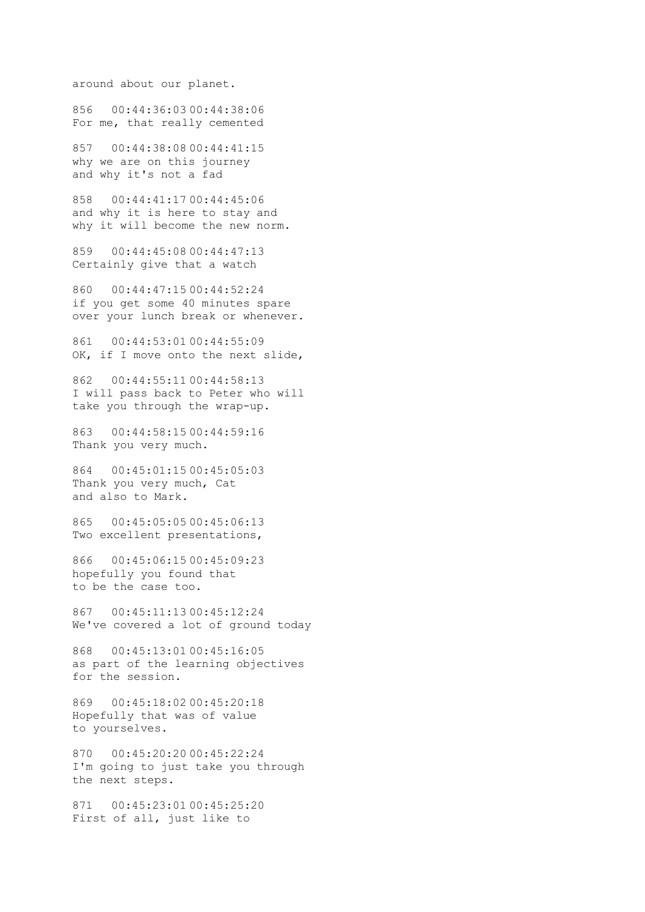around about our planet.

856   00:44:36:03 00:44:38:06
For me, that really cemented

857   00:44:38:08 00:44:41:15
why we are on this journey
and why it's not a fad

858   00:44:41:17 00:44:45:06
and why it is here to stay and
why it will become the new norm.

859   00:44:45:08 00:44:47:13
Certainly give that a watch

860   00:44:47:15 00:44:52:24
if you get some 40 minutes spare
over your lunch break or whenever.

861   00:44:53:01 00:44:55:09
OK, if I move onto the next slide,

862   00:44:55:11 00:44:58:13
I will pass back to Peter who will
take you through the wrap-up.

863   00:44:58:15 00:44:59:16
Thank you very much.

864   00:45:01:15 00:45:05:03
Thank you very much, Cat
and also to Mark.

865   00:45:05:05 00:45:06:13
Two excellent presentations,

866   00:45:06:15 00:45:09:23
hopefully you found that
to be the case too.

867   00:45:11:13 00:45:12:24
We've covered a lot of ground today

868   00:45:13:01 00:45:16:05
as part of the learning objectives
for the session.

869   00:45:18:02 00:45:20:18
Hopefully that was of value
to yourselves.

870   00:45:20:20 00:45:22:24
I'm going to just take you through
the next steps.

871   00:45:23:01 00:45:25:20
First of all, just like to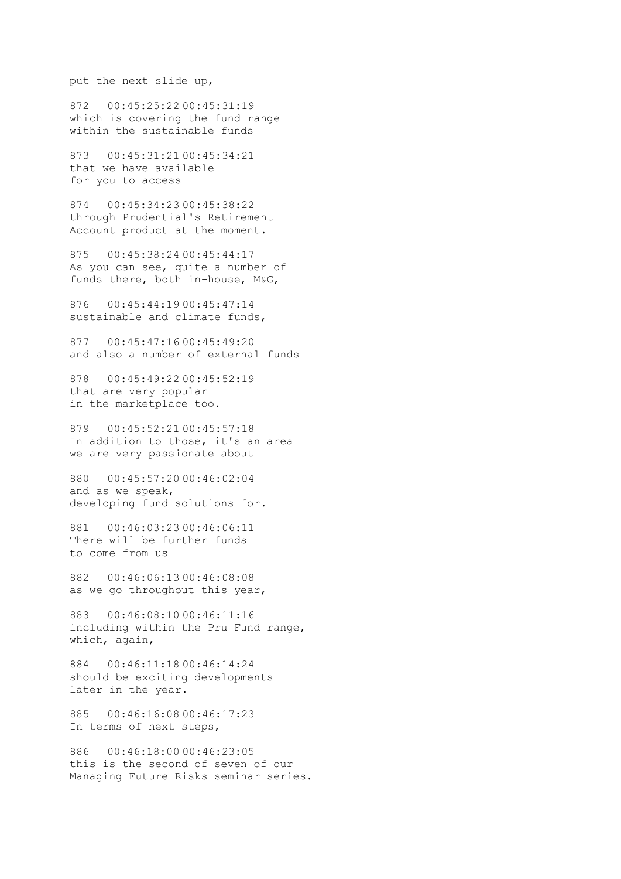put the next slide up,

872   00:45:25:22 00:45:31:19
which is covering the fund range
within the sustainable funds

873   00:45:31:21 00:45:34:21
that we have available
for you to access

874   00:45:34:23 00:45:38:22
through Prudential's Retirement
Account product at the moment.

875   00:45:38:24 00:45:44:17
As you can see, quite a number of
funds there, both in-house, M&G,

876   00:45:44:19 00:45:47:14
sustainable and climate funds,

877   00:45:47:16 00:45:49:20
and also a number of external funds

878   00:45:49:22 00:45:52:19
that are very popular
in the marketplace too.

879   00:45:52:21 00:45:57:18
In addition to those, it's an area
we are very passionate about

880   00:45:57:20 00:46:02:04
and as we speak,
developing fund solutions for.

881   00:46:03:23 00:46:06:11
There will be further funds
to come from us

882   00:46:06:13 00:46:08:08
as we go throughout this year,

883   00:46:08:10 00:46:11:16
including within the Pru Fund range,
which, again,

884   00:46:11:18 00:46:14:24
should be exciting developments
later in the year.

885   00:46:16:08 00:46:17:23
In terms of next steps,

886   00:46:18:00 00:46:23:05
this is the second of seven of our
Managing Future Risks seminar series.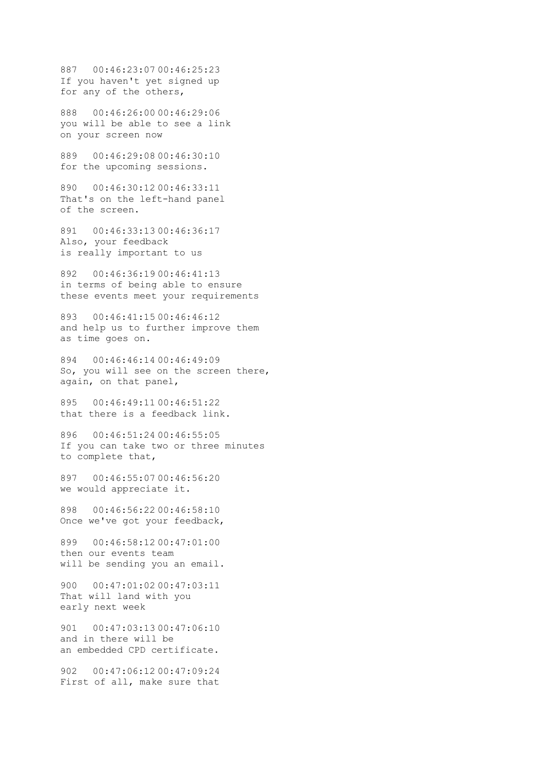887   00:46:23:07 00:46:25:23
If you haven't yet signed up
for any of the others,

888   00:46:26:00 00:46:29:06
you will be able to see a link
on your screen now

889   00:46:29:08 00:46:30:10
for the upcoming sessions.

890   00:46:30:12 00:46:33:11
That's on the left-hand panel
of the screen.

891   00:46:33:13 00:46:36:17
Also, your feedback
is really important to us

892   00:46:36:19 00:46:41:13
in terms of being able to ensure
these events meet your requirements

893   00:46:41:15 00:46:46:12
and help us to further improve them
as time goes on.

894   00:46:46:14 00:46:49:09
So, you will see on the screen there,
again, on that panel,

895   00:46:49:11 00:46:51:22
that there is a feedback link.

896   00:46:51:24 00:46:55:05
If you can take two or three minutes
to complete that,

897   00:46:55:07 00:46:56:20
we would appreciate it.

898   00:46:56:22 00:46:58:10
Once we've got your feedback,

899   00:46:58:12 00:47:01:00
then our events team
will be sending you an email.

900   00:47:01:02 00:47:03:11
That will land with you
early next week

901   00:47:03:13 00:47:06:10
and in there will be
an embedded CPD certificate.

902   00:47:06:12 00:47:09:24
First of all, make sure that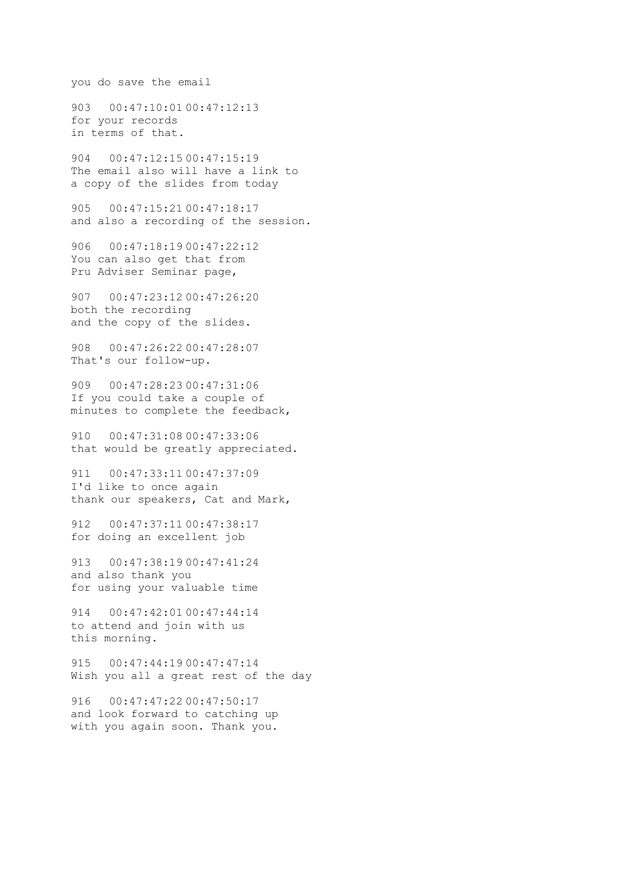you do save the email

903 00:47:10:01 00:47:12:13
for your records
in terms of that.

904 00:47:12:15 00:47:15:19
The email also will have a link to
a copy of the slides from today

905 00:47:15:21 00:47:18:17
and also a recording of the session.

906 00:47:18:19 00:47:22:12
You can also get that from
Pru Adviser Seminar page,

907 00:47:23:12 00:47:26:20
both the recording
and the copy of the slides.

908 00:47:26:22 00:47:28:07
That's our follow-up.

909 00:47:28:23 00:47:31:06
If you could take a couple of
minutes to complete the feedback,

910 00:47:31:08 00:47:33:06
that would be greatly appreciated.

911 00:47:33:11 00:47:37:09
I'd like to once again
thank our speakers, Cat and Mark,

912 00:47:37:11 00:47:38:17
for doing an excellent job

913 00:47:38:19 00:47:41:24
and also thank you
for using your valuable time

914 00:47:42:01 00:47:44:14
to attend and join with us
this morning.

915 00:47:44:19 00:47:47:14
Wish you all a great rest of the day

916 00:47:47:22 00:47:50:17
and look forward to catching up
with you again soon. Thank you.